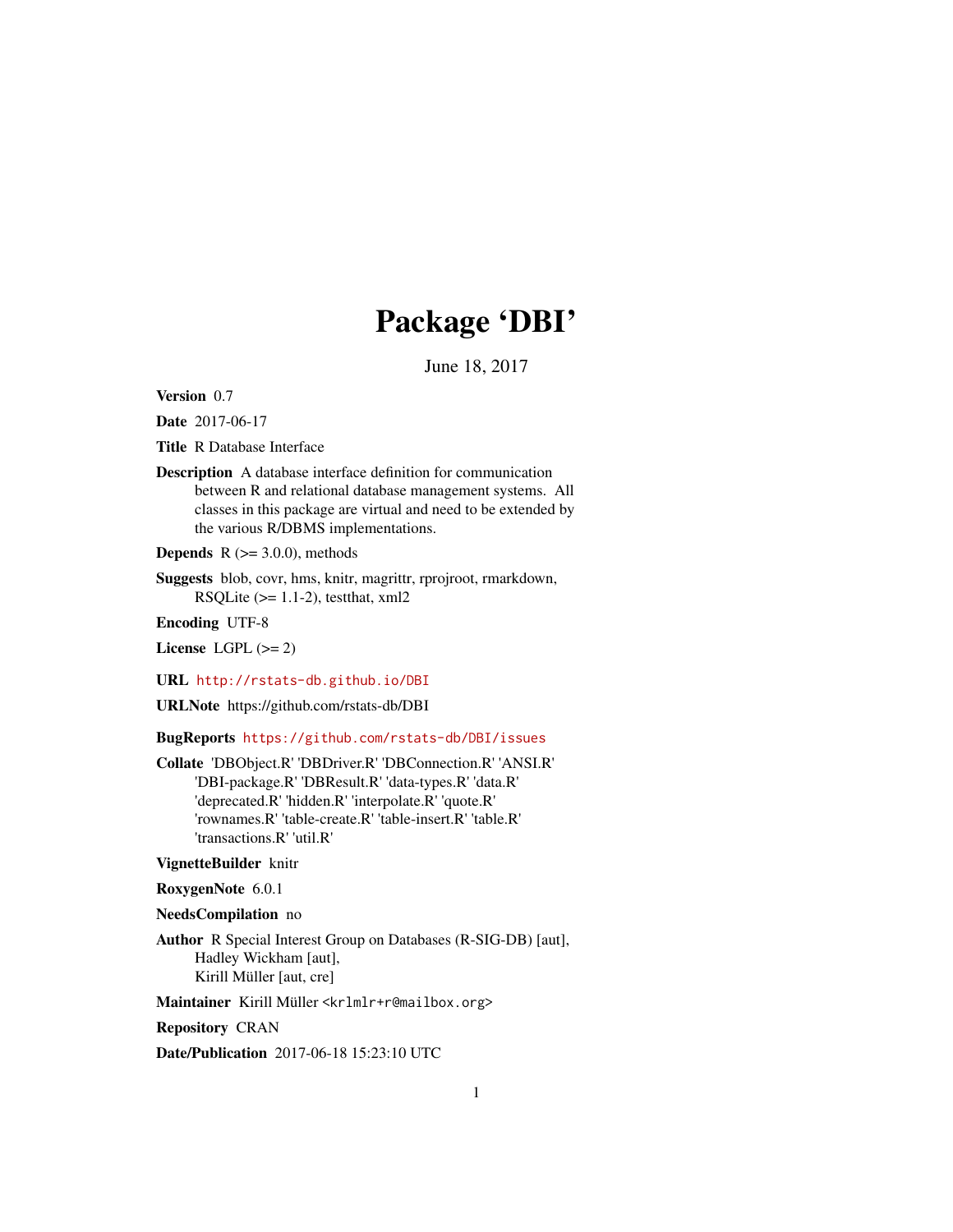# Package 'DBI'

June 18, 2017

**Version** 0.7

**Date** 2017-06-17

**Title** R Database Interface

**Description** A database interface definition for communication between R and relational database management systems. All classes in this package are virtual and need to be extended by the various R/DBMS implementations.

**Depends** R (>= 3.0.0), methods

**Suggests** blob, covr, hms, knitr, magrittr, rprojroot, rmarkdown, RSQLite (>= 1.1-2), testthat, xml2

**Encoding** UTF-8

**License** LGPL (>= 2)

**URL** http://rstats-db.github.io/DBI

**URLNote** https://github.com/rstats-db/DBI

**BugReports** https://github.com/rstats-db/DBI/issues

**Collate** 'DBObject.R' 'DBDriver.R' 'DBConnection.R' 'ANSI.R' 'DBI-package.R' 'DBResult.R' 'data-types.R' 'data.R' 'deprecated.R' 'hidden.R' 'interpolate.R' 'quote.R' 'rownames.R' 'table-create.R' 'table-insert.R' 'table.R' 'transactions.R' 'util.R'

**VignetteBuilder** knitr

**RoxygenNote** 6.0.1

**NeedsCompilation** no

**Author** R Special Interest Group on Databases (R-SIG-DB) [aut], Hadley Wickham [aut], Kirill Müller [aut, cre]

**Maintainer** Kirill Müller <krlmlr+r@mailbox.org>

**Repository** CRAN

**Date/Publication** 2017-06-18 15:23:10 UTC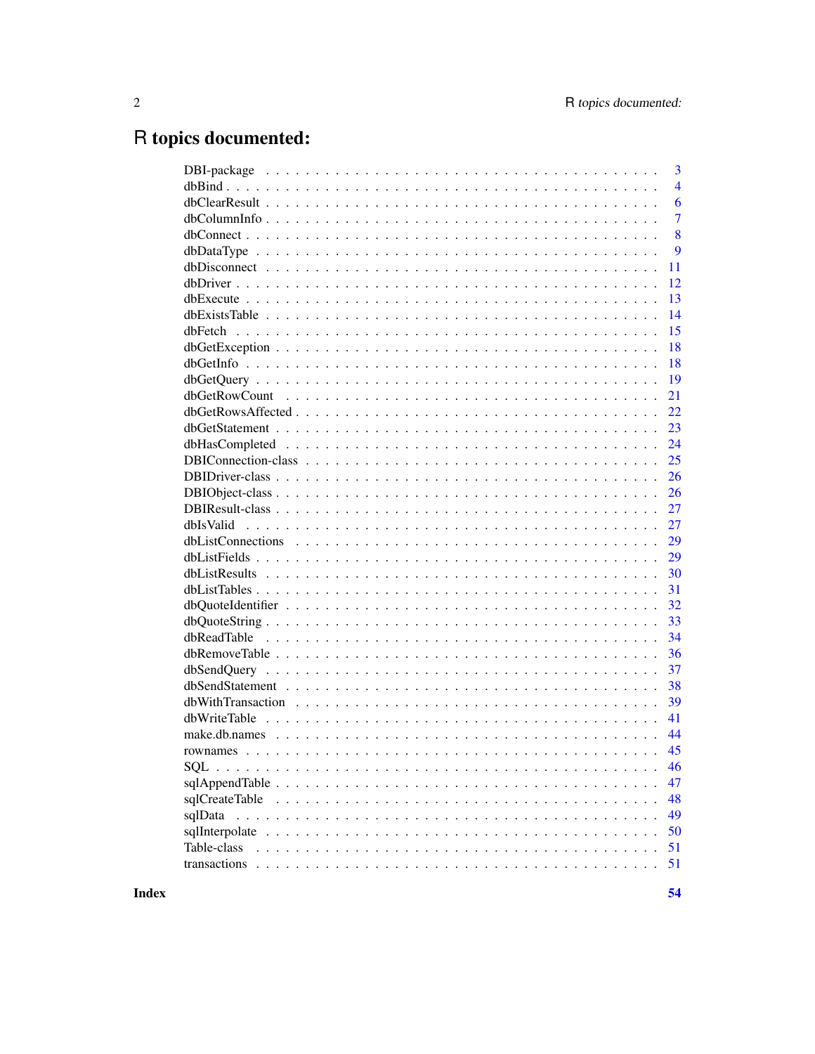# R topics documented:

| | |
|---|---|
| DBI-package | 3 |
| dbBind | 4 |
| dbClearResult | 6 |
| dbColumnInfo | 7 |
| dbConnect | 8 |
| dbDataType | 9 |
| dbDisconnect | 11 |
| dbDriver | 12 |
| dbExecute | 13 |
| dbExistsTable | 14 |
| dbFetch | 15 |
| dbGetException | 18 |
| dbGetInfo | 18 |
| dbGetQuery | 19 |
| dbGetRowCount | 21 |
| dbGetRowsAffected | 22 |
| dbGetStatement | 23 |
| dbHasCompleted | 24 |
| DBIConnection-class | 25 |
| DBIDriver-class | 26 |
| DBIObject-class | 26 |
| DBIResult-class | 27 |
| dbIsValid | 27 |
| dbListConnections | 29 |
| dbListFields | 29 |
| dbListResults | 30 |
| dbListTables | 31 |
| dbQuoteIdentifier | 32 |
| dbQuoteString | 33 |
| dbReadTable | 34 |
| dbRemoveTable | 36 |
| dbSendQuery | 37 |
| dbSendStatement | 38 |
| dbWithTransaction | 39 |
| dbWriteTable | 41 |
| make.db.names | 44 |
| rownames | 45 |
| SQL | 46 |
| sqlAppendTable | 47 |
| sqlCreateTable | 48 |
| sqlData | 49 |
| sqlInterpolate | 50 |
| Table-class | 51 |
| transactions | 51 |

**Index** **54**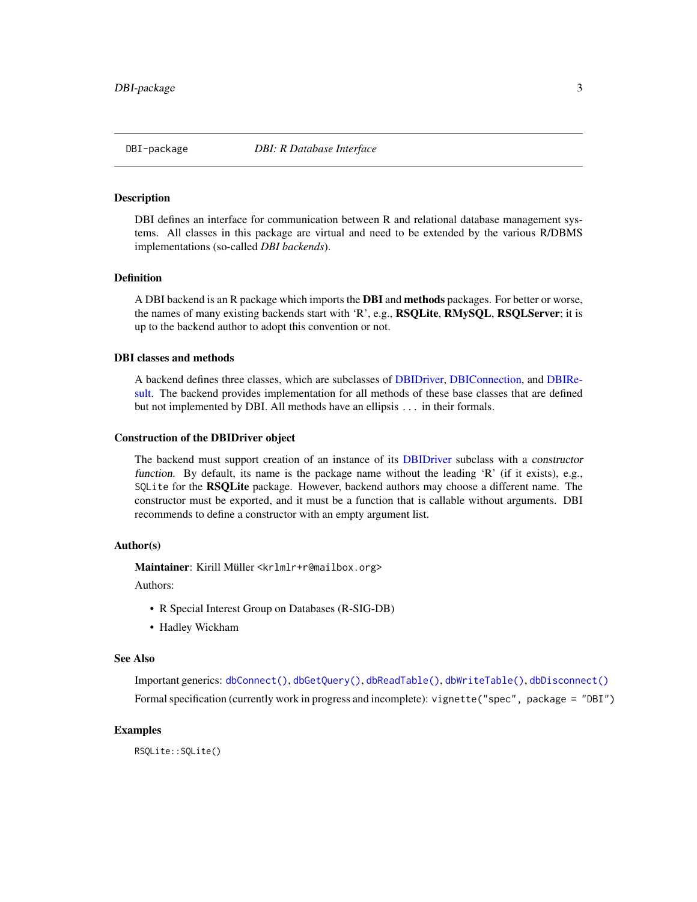## DBI-package — *DBI: R Database Interface*

### Description

DBI defines an interface for communication between R and relational database management systems. All classes in this package are virtual and need to be extended by the various R/DBMS implementations (so-called *DBI backends*).

### Definition

A DBI backend is an R package which imports the **DBI** and **methods** packages. For better or worse, the names of many existing backends start with 'R', e.g., **RSQLite**, **RMySQL**, **RSQLServer**; it is up to the backend author to adopt this convention or not.

### DBI classes and methods

A backend defines three classes, which are subclasses of DBIDriver, DBIConnection, and DBIResult. The backend provides implementation for all methods of these base classes that are defined but not implemented by DBI. All methods have an ellipsis `...` in their formals.

### Construction of the DBIDriver object

The backend must support creation of an instance of its DBIDriver subclass with a *constructor function*. By default, its name is the package name without the leading 'R' (if it exists), e.g., `SQLite` for the **RSQLite** package. However, backend authors may choose a different name. The constructor must be exported, and it must be a function that is callable without arguments. DBI recommends to define a constructor with an empty argument list.

### Author(s)

**Maintainer**: Kirill Müller <krlmlr+r@mailbox.org>

Authors:

- R Special Interest Group on Databases (R-SIG-DB)
- Hadley Wickham

### See Also

Important generics: `dbConnect()`, `dbGetQuery()`, `dbReadTable()`, `dbWriteTable()`, `dbDisconnect()`

Formal specification (currently work in progress and incomplete): `vignette("spec", package = "DBI")`

### Examples

```
RSQLite::SQLite()
```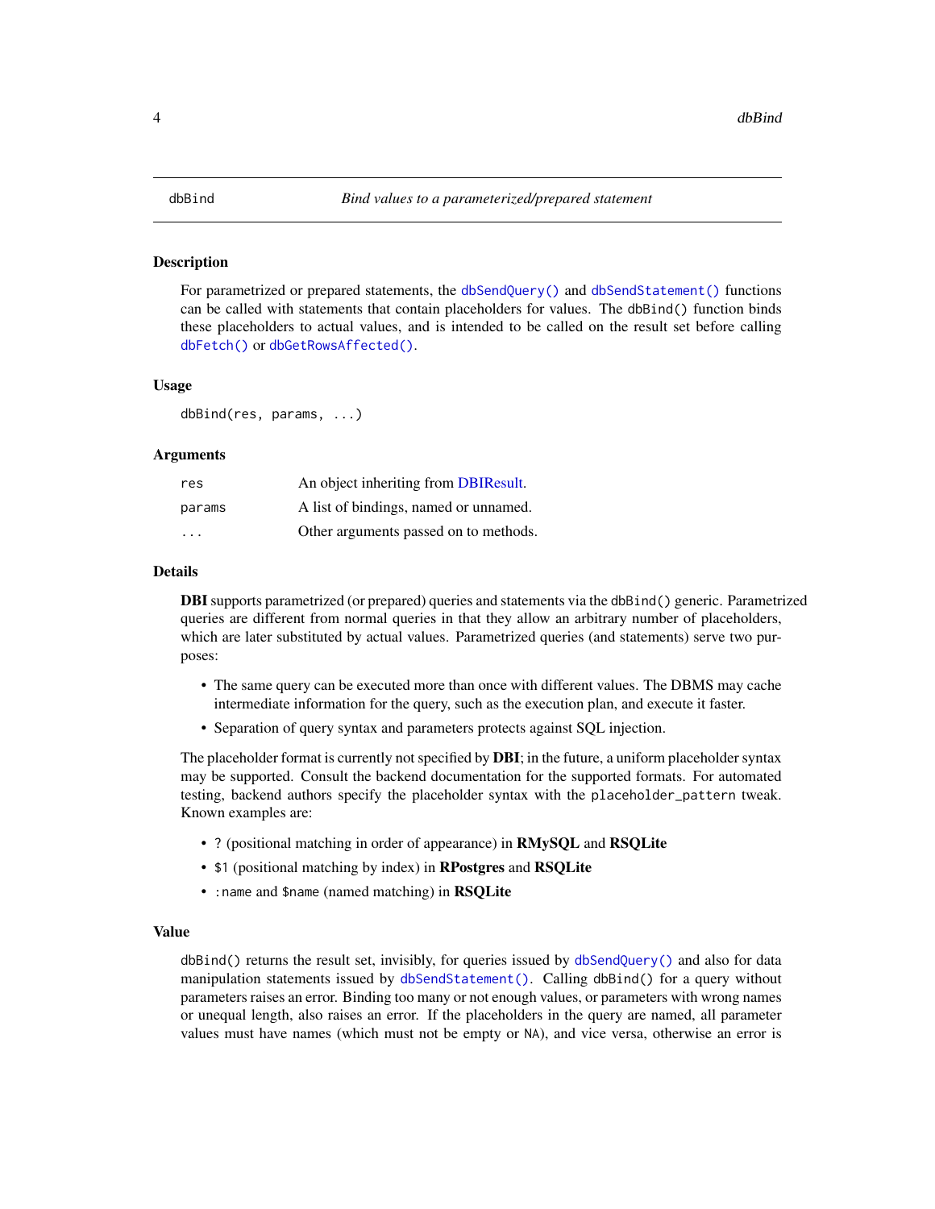dbBind *Bind values to a parameterized/prepared statement*

## Description

For parametrized or prepared statements, the `dbSendQuery()` and `dbSendStatement()` functions can be called with statements that contain placeholders for values. The `dbBind()` function binds these placeholders to actual values, and is intended to be called on the result set before calling `dbFetch()` or `dbGetRowsAffected()`.

## Usage

```
dbBind(res, params, ...)
```

## Arguments

| | |
|---|---|
| res | An object inheriting from DBIResult. |
| params | A list of bindings, named or unnamed. |
| ... | Other arguments passed on to methods. |

## Details

**DBI** supports parametrized (or prepared) queries and statements via the `dbBind()` generic. Parametrized queries are different from normal queries in that they allow an arbitrary number of placeholders, which are later substituted by actual values. Parametrized queries (and statements) serve two purposes:

- The same query can be executed more than once with different values. The DBMS may cache intermediate information for the query, such as the execution plan, and execute it faster.
- Separation of query syntax and parameters protects against SQL injection.

The placeholder format is currently not specified by **DBI**; in the future, a uniform placeholder syntax may be supported. Consult the backend documentation for the supported formats. For automated testing, backend authors specify the placeholder syntax with the `placeholder_pattern` tweak. Known examples are:

- `?` (positional matching in order of appearance) in **RMySQL** and **RSQLite**
- `$1` (positional matching by index) in **RPostgres** and **RSQLite**
- `:name` and `$name` (named matching) in **RSQLite**

## Value

`dbBind()` returns the result set, invisibly, for queries issued by `dbSendQuery()` and also for data manipulation statements issued by `dbSendStatement()`. Calling `dbBind()` for a query without parameters raises an error. Binding too many or not enough values, or parameters with wrong names or unequal length, also raises an error. If the placeholders in the query are named, all parameter values must have names (which must not be empty or `NA`), and vice versa, otherwise an error is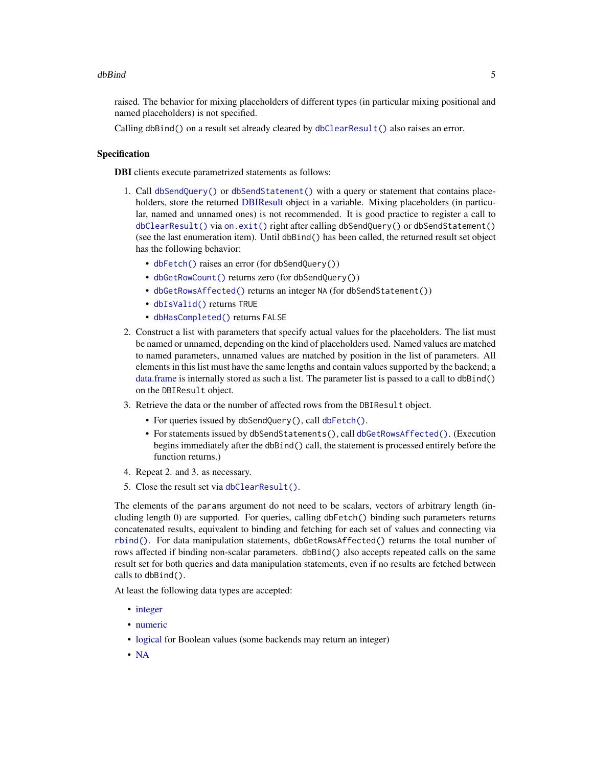raised. The behavior for mixing placeholders of different types (in particular mixing positional and named placeholders) is not specified.

Calling `dbBind()` on a result set already cleared by `dbClearResult()` also raises an error.

### Specification

**DBI** clients execute parametrized statements as follows:

1. Call `dbSendQuery()` or `dbSendStatement()` with a query or statement that contains placeholders, store the returned DBIResult object in a variable. Mixing placeholders (in particular, named and unnamed ones) is not recommended. It is good practice to register a call to `dbClearResult()` via `on.exit()` right after calling `dbSendQuery()` or `dbSendStatement()` (see the last enumeration item). Until `dbBind()` has been called, the returned result set object has the following behavior:
   - `dbFetch()` raises an error (for `dbSendQuery()`)
   - `dbGetRowCount()` returns zero (for `dbSendQuery()`)
   - `dbGetRowsAffected()` returns an integer `NA` (for `dbSendStatement()`)
   - `dbIsValid()` returns `TRUE`
   - `dbHasCompleted()` returns `FALSE`
2. Construct a list with parameters that specify actual values for the placeholders. The list must be named or unnamed, depending on the kind of placeholders used. Named values are matched to named parameters, unnamed values are matched by position in the list of parameters. All elements in this list must have the same lengths and contain values supported by the backend; a data.frame is internally stored as such a list. The parameter list is passed to a call to `dbBind()` on the `DBIResult` object.
3. Retrieve the data or the number of affected rows from the `DBIResult` object.
   - For queries issued by `dbSendQuery()`, call `dbFetch()`.
   - For statements issued by `dbSendStatements()`, call `dbGetRowsAffected()`. (Execution begins immediately after the `dbBind()` call, the statement is processed entirely before the function returns.)
4. Repeat 2. and 3. as necessary.
5. Close the result set via `dbClearResult()`.

The elements of the `params` argument do not need to be scalars, vectors of arbitrary length (including length 0) are supported. For queries, calling `dbFetch()` binding such parameters returns concatenated results, equivalent to binding and fetching for each set of values and connecting via `rbind()`. For data manipulation statements, `dbGetRowsAffected()` returns the total number of rows affected if binding non-scalar parameters. `dbBind()` also accepts repeated calls on the same result set for both queries and data manipulation statements, even if no results are fetched between calls to `dbBind()`.

At least the following data types are accepted:

- integer
- numeric
- logical for Boolean values (some backends may return an integer)
- NA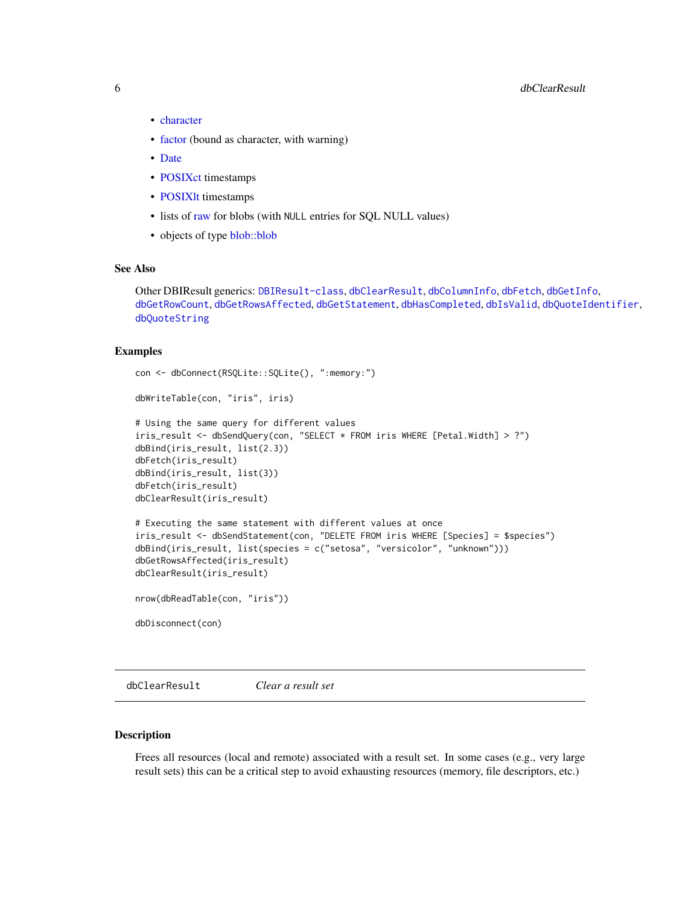- character
- factor (bound as character, with warning)
- Date
- POSIXct timestamps
- POSIXlt timestamps
- lists of raw for blobs (with NULL entries for SQL NULL values)
- objects of type blob::blob

### See Also

Other DBIResult generics: DBIResult-class, dbClearResult, dbColumnInfo, dbFetch, dbGetInfo, dbGetRowCount, dbGetRowsAffected, dbGetStatement, dbHasCompleted, dbIsValid, dbQuoteIdentifier, dbQuoteString

### Examples

```
con <- dbConnect(RSQLite::SQLite(), ":memory:")

dbWriteTable(con, "iris", iris)

# Using the same query for different values
iris_result <- dbSendQuery(con, "SELECT * FROM iris WHERE [Petal.Width] > ?")
dbBind(iris_result, list(2.3))
dbFetch(iris_result)
dbBind(iris_result, list(3))
dbFetch(iris_result)
dbClearResult(iris_result)

# Executing the same statement with different values at once
iris_result <- dbSendStatement(con, "DELETE FROM iris WHERE [Species] = $species")
dbBind(iris_result, list(species = c("setosa", "versicolor", "unknown")))
dbGetRowsAffected(iris_result)
dbClearResult(iris_result)

nrow(dbReadTable(con, "iris"))

dbDisconnect(con)
```

---

## dbClearResult — *Clear a result set*

---

### Description

Frees all resources (local and remote) associated with a result set. In some cases (e.g., very large result sets) this can be a critical step to avoid exhausting resources (memory, file descriptors, etc.)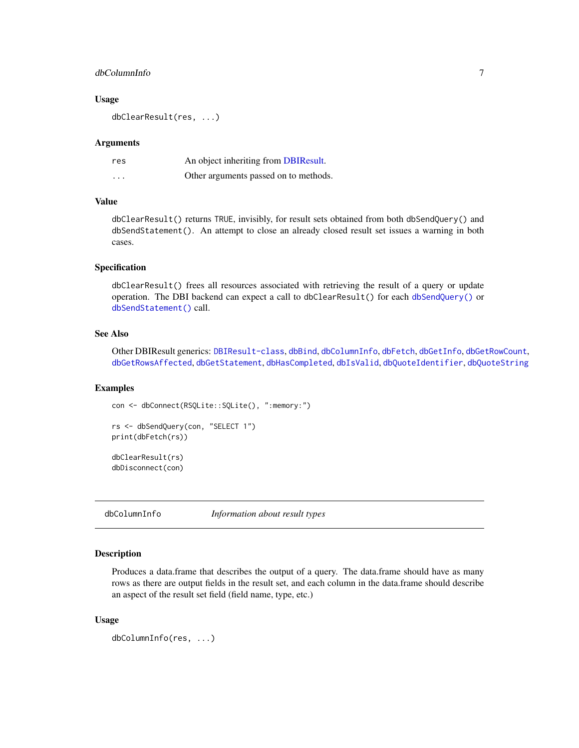### Usage

```
dbClearResult(res, ...)
```

### Arguments

| | |
|---|---|
| res | An object inheriting from DBIResult. |
| ... | Other arguments passed on to methods. |

### Value

`dbClearResult()` returns `TRUE`, invisibly, for result sets obtained from both `dbSendQuery()` and `dbSendStatement()`. An attempt to close an already closed result set issues a warning in both cases.

### Specification

`dbClearResult()` frees all resources associated with retrieving the result of a query or update operation. The DBI backend can expect a call to `dbClearResult()` for each `dbSendQuery()` or `dbSendStatement()` call.

### See Also

Other DBIResult generics: `DBIResult-class`, `dbBind`, `dbColumnInfo`, `dbFetch`, `dbGetInfo`, `dbGetRowCount`, `dbGetRowsAffected`, `dbGetStatement`, `dbHasCompleted`, `dbIsValid`, `dbQuoteIdentifier`, `dbQuoteString`

### Examples

```
con <- dbConnect(RSQLite::SQLite(), ":memory:")

rs <- dbSendQuery(con, "SELECT 1")
print(dbFetch(rs))

dbClearResult(rs)
dbDisconnect(con)
```

---

## dbColumnInfo — *Information about result types*

---

### Description

Produces a data.frame that describes the output of a query. The data.frame should have as many rows as there are output fields in the result set, and each column in the data.frame should describe an aspect of the result set field (field name, type, etc.)

### Usage

```
dbColumnInfo(res, ...)
```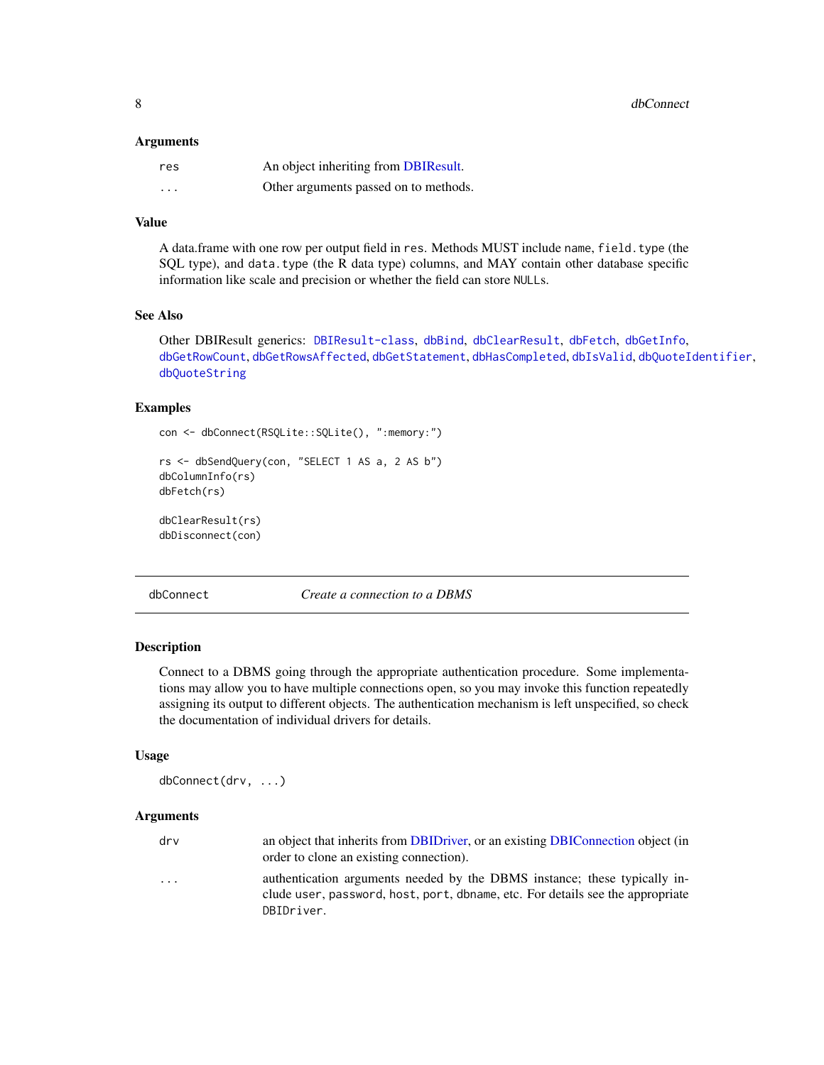### Arguments

| | |
|---|---|
| `res` | An object inheriting from DBIResult. |
| `...` | Other arguments passed on to methods. |

### Value

A data.frame with one row per output field in `res`. Methods MUST include `name`, `field.type` (the SQL type), and `data.type` (the R data type) columns, and MAY contain other database specific information like scale and precision or whether the field can store `NULL`s.

### See Also

Other DBIResult generics: `DBIResult-class`, `dbBind`, `dbClearResult`, `dbFetch`, `dbGetInfo`, `dbGetRowCount`, `dbGetRowsAffected`, `dbGetStatement`, `dbHasCompleted`, `dbIsValid`, `dbQuoteIdentifier`, `dbQuoteString`

### Examples

```
con <- dbConnect(RSQLite::SQLite(), ":memory:")

rs <- dbSendQuery(con, "SELECT 1 AS a, 2 AS b")
dbColumnInfo(rs)
dbFetch(rs)

dbClearResult(rs)
dbDisconnect(con)
```

---

## dbConnect — *Create a connection to a DBMS*

### Description

Connect to a DBMS going through the appropriate authentication procedure. Some implementations may allow you to have multiple connections open, so you may invoke this function repeatedly assigning its output to different objects. The authentication mechanism is left unspecified, so check the documentation of individual drivers for details.

### Usage

```
dbConnect(drv, ...)
```

### Arguments

| | |
|---|---|
| `drv` | an object that inherits from DBIDriver, or an existing DBIConnection object (in order to clone an existing connection). |
| `...` | authentication arguments needed by the DBMS instance; these typically include `user`, `password`, `host`, `port`, `dbname`, etc. For details see the appropriate `DBIDriver`. |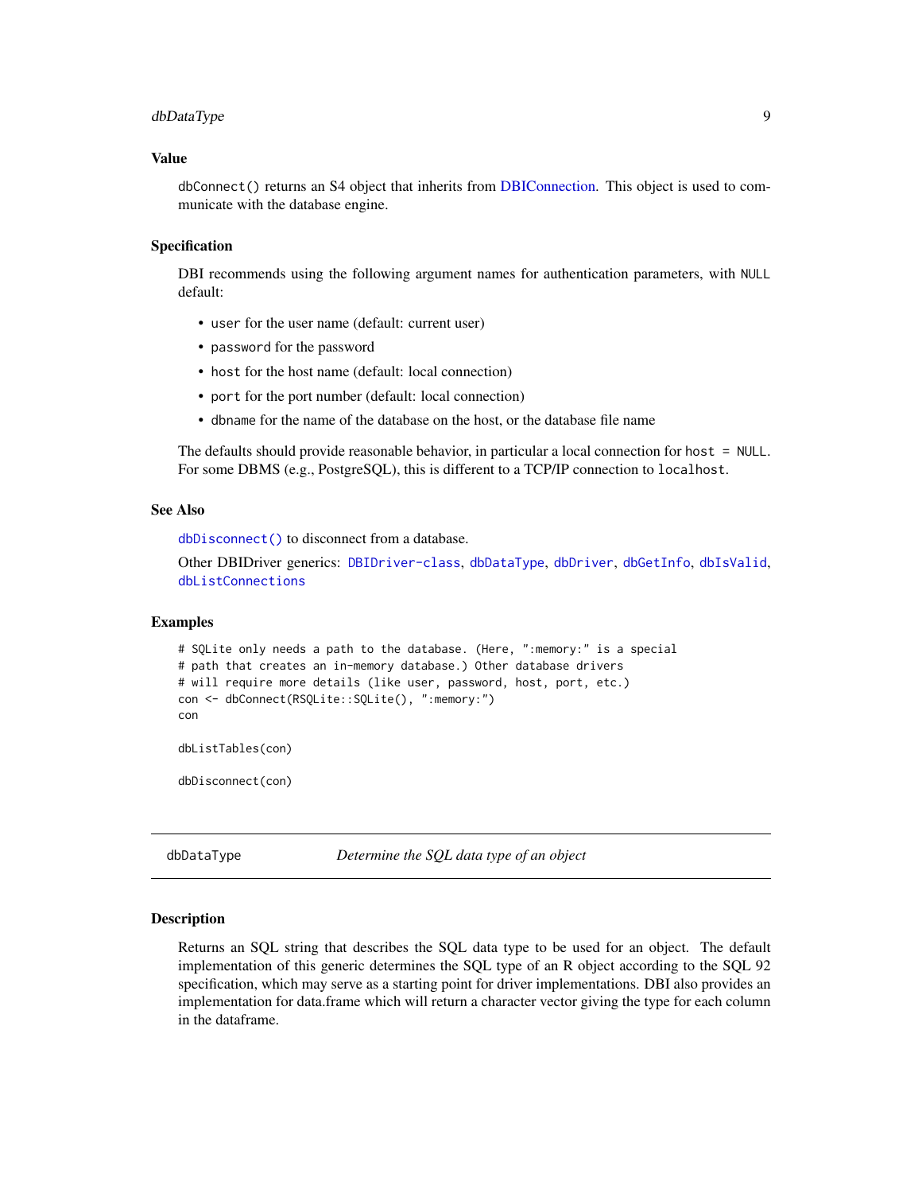### Value

`dbConnect()` returns an S4 object that inherits from DBIConnection. This object is used to communicate with the database engine.

### Specification

DBI recommends using the following argument names for authentication parameters, with `NULL` default:

- `user` for the user name (default: current user)
- `password` for the password
- `host` for the host name (default: local connection)
- `port` for the port number (default: local connection)
- `dbname` for the name of the database on the host, or the database file name

The defaults should provide reasonable behavior, in particular a local connection for `host = NULL`. For some DBMS (e.g., PostgreSQL), this is different to a TCP/IP connection to `localhost`.

### See Also

`dbDisconnect()` to disconnect from a database.

Other DBIDriver generics: `DBIDriver-class`, `dbDataType`, `dbDriver`, `dbGetInfo`, `dbIsValid`, `dbListConnections`

### Examples

```
# SQLite only needs a path to the database. (Here, ":memory:" is a special
# path that creates an in-memory database.) Other database drivers
# will require more details (like user, password, host, port, etc.)
con <- dbConnect(RSQLite::SQLite(), ":memory:")
con

dbListTables(con)

dbDisconnect(con)
```

---

## dbDataType — *Determine the SQL data type of an object*

### Description

Returns an SQL string that describes the SQL data type to be used for an object. The default implementation of this generic determines the SQL type of an R object according to the SQL 92 specification, which may serve as a starting point for driver implementations. DBI also provides an implementation for data.frame which will return a character vector giving the type for each column in the dataframe.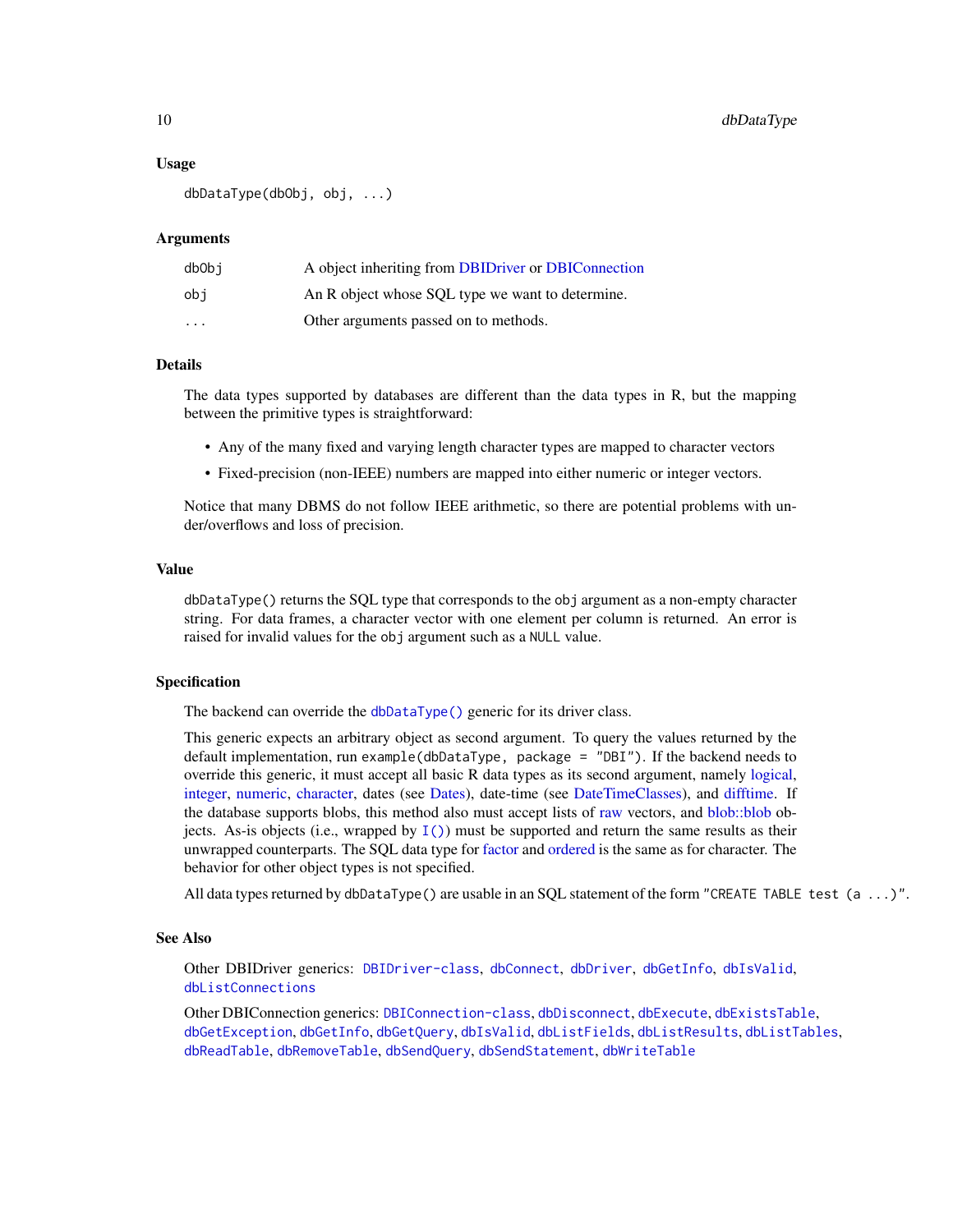### Usage

```
dbDataType(dbObj, obj, ...)
```

### Arguments

| | |
|---|---|
| `dbObj` | A object inheriting from DBIDriver or DBIConnection |
| `obj` | An R object whose SQL type we want to determine. |
| `...` | Other arguments passed on to methods. |

### Details

The data types supported by databases are different than the data types in R, but the mapping between the primitive types is straightforward:

- Any of the many fixed and varying length character types are mapped to character vectors
- Fixed-precision (non-IEEE) numbers are mapped into either numeric or integer vectors.

Notice that many DBMS do not follow IEEE arithmetic, so there are potential problems with under/overflows and loss of precision.

### Value

`dbDataType()` returns the SQL type that corresponds to the `obj` argument as a non-empty character string. For data frames, a character vector with one element per column is returned. An error is raised for invalid values for the `obj` argument such as a `NULL` value.

### Specification

The backend can override the `dbDataType()` generic for its driver class.

This generic expects an arbitrary object as second argument. To query the values returned by the default implementation, run `example(dbDataType, package = "DBI")`. If the backend needs to override this generic, it must accept all basic R data types as its second argument, namely logical, integer, numeric, character, dates (see Dates), date-time (see DateTimeClasses), and difftime. If the database supports blobs, this method also must accept lists of raw vectors, and blob::blob objects. As-is objects (i.e., wrapped by `I()`) must be supported and return the same results as their unwrapped counterparts. The SQL data type for factor and ordered is the same as for character. The behavior for other object types is not specified.

All data types returned by `dbDataType()` are usable in an SQL statement of the form `"CREATE TABLE test (a ...)"`.

### See Also

Other DBIDriver generics: `DBIDriver-class`, `dbConnect`, `dbDriver`, `dbGetInfo`, `dbIsValid`, `dbListConnections`

Other DBIConnection generics: `DBIConnection-class`, `dbDisconnect`, `dbExecute`, `dbExistsTable`, `dbGetException`, `dbGetInfo`, `dbGetQuery`, `dbIsValid`, `dbListFields`, `dbListResults`, `dbListTables`, `dbReadTable`, `dbRemoveTable`, `dbSendQuery`, `dbSendStatement`, `dbWriteTable`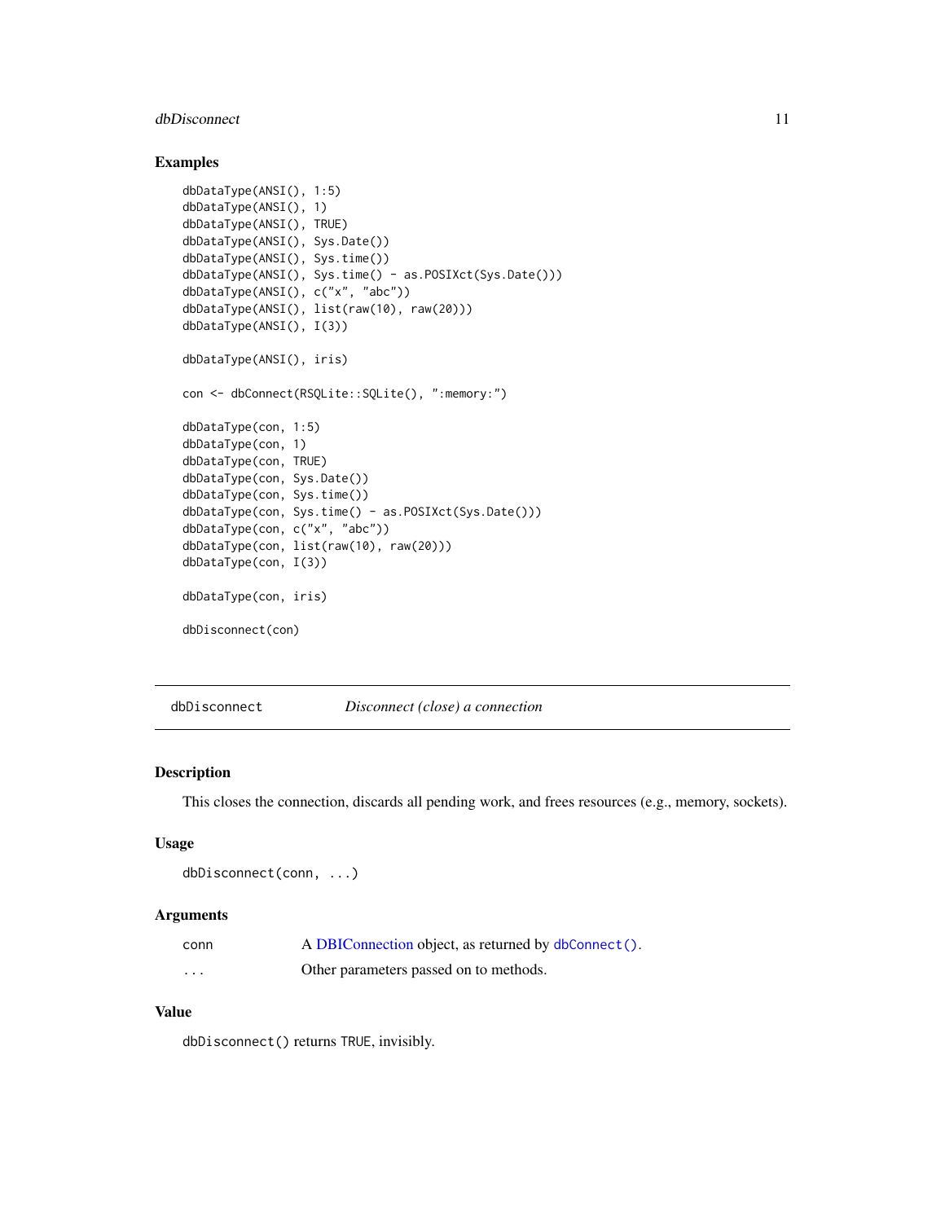## Examples

```
dbDataType(ANSI(), 1:5)
dbDataType(ANSI(), 1)
dbDataType(ANSI(), TRUE)
dbDataType(ANSI(), Sys.Date())
dbDataType(ANSI(), Sys.time())
dbDataType(ANSI(), Sys.time() - as.POSIXct(Sys.Date()))
dbDataType(ANSI(), c("x", "abc"))
dbDataType(ANSI(), list(raw(10), raw(20)))
dbDataType(ANSI(), I(3))

dbDataType(ANSI(), iris)

con <- dbConnect(RSQLite::SQLite(), ":memory:")

dbDataType(con, 1:5)
dbDataType(con, 1)
dbDataType(con, TRUE)
dbDataType(con, Sys.Date())
dbDataType(con, Sys.time())
dbDataType(con, Sys.time() - as.POSIXct(Sys.Date()))
dbDataType(con, c("x", "abc"))
dbDataType(con, list(raw(10), raw(20)))
dbDataType(con, I(3))

dbDataType(con, iris)

dbDisconnect(con)
```

---

# dbDisconnect *Disconnect (close) a connection*

---

## Description

This closes the connection, discards all pending work, and frees resources (e.g., memory, sockets).

## Usage

```
dbDisconnect(conn, ...)
```

## Arguments

| | |
|---|---|
| conn | A DBIConnection object, as returned by `dbConnect()`. |
| ... | Other parameters passed on to methods. |

## Value

`dbDisconnect()` returns `TRUE`, invisibly.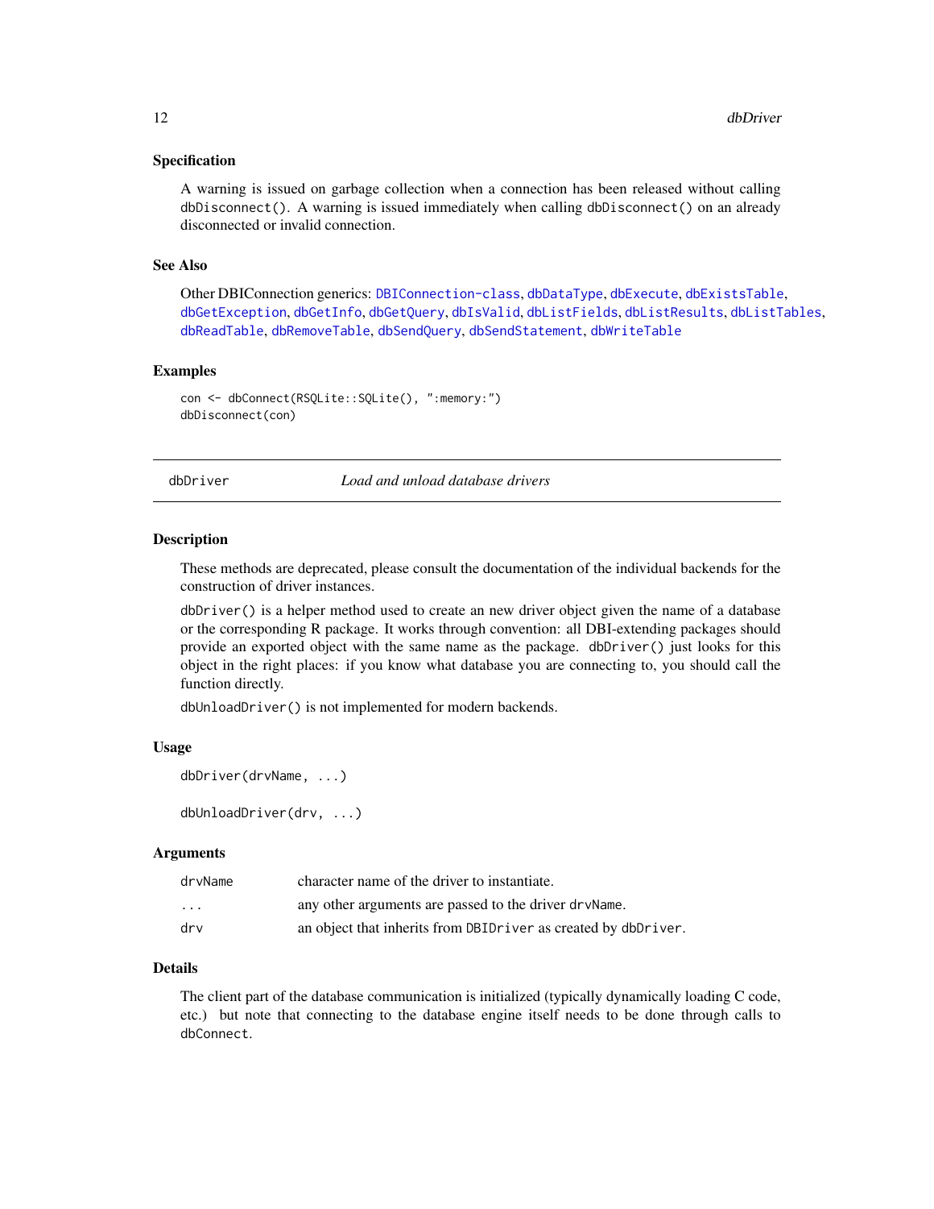### Specification

A warning is issued on garbage collection when a connection has been released without calling `dbDisconnect()`. A warning is issued immediately when calling `dbDisconnect()` on an already disconnected or invalid connection.

### See Also

Other DBIConnection generics: `DBIConnection-class`, `dbDataType`, `dbExecute`, `dbExistsTable`, `dbGetException`, `dbGetInfo`, `dbGetQuery`, `dbIsValid`, `dbListFields`, `dbListResults`, `dbListTables`, `dbReadTable`, `dbRemoveTable`, `dbSendQuery`, `dbSendStatement`, `dbWriteTable`

### Examples

```
con <- dbConnect(RSQLite::SQLite(), ":memory:")
dbDisconnect(con)
```

---

## dbDriver — *Load and unload database drivers*

---

### Description

These methods are deprecated, please consult the documentation of the individual backends for the construction of driver instances.

`dbDriver()` is a helper method used to create an new driver object given the name of a database or the corresponding R package. It works through convention: all DBI-extending packages should provide an exported object with the same name as the package. `dbDriver()` just looks for this object in the right places: if you know what database you are connecting to, you should call the function directly.

`dbUnloadDriver()` is not implemented for modern backends.

### Usage

```
dbDriver(drvName, ...)

dbUnloadDriver(drv, ...)
```

### Arguments

| | |
|---|---|
| `drvName` | character name of the driver to instantiate. |
| `...` | any other arguments are passed to the driver `drvName`. |
| `drv` | an object that inherits from `DBIDriver` as created by `dbDriver`. |

### Details

The client part of the database communication is initialized (typically dynamically loading C code, etc.) but note that connecting to the database engine itself needs to be done through calls to `dbConnect`.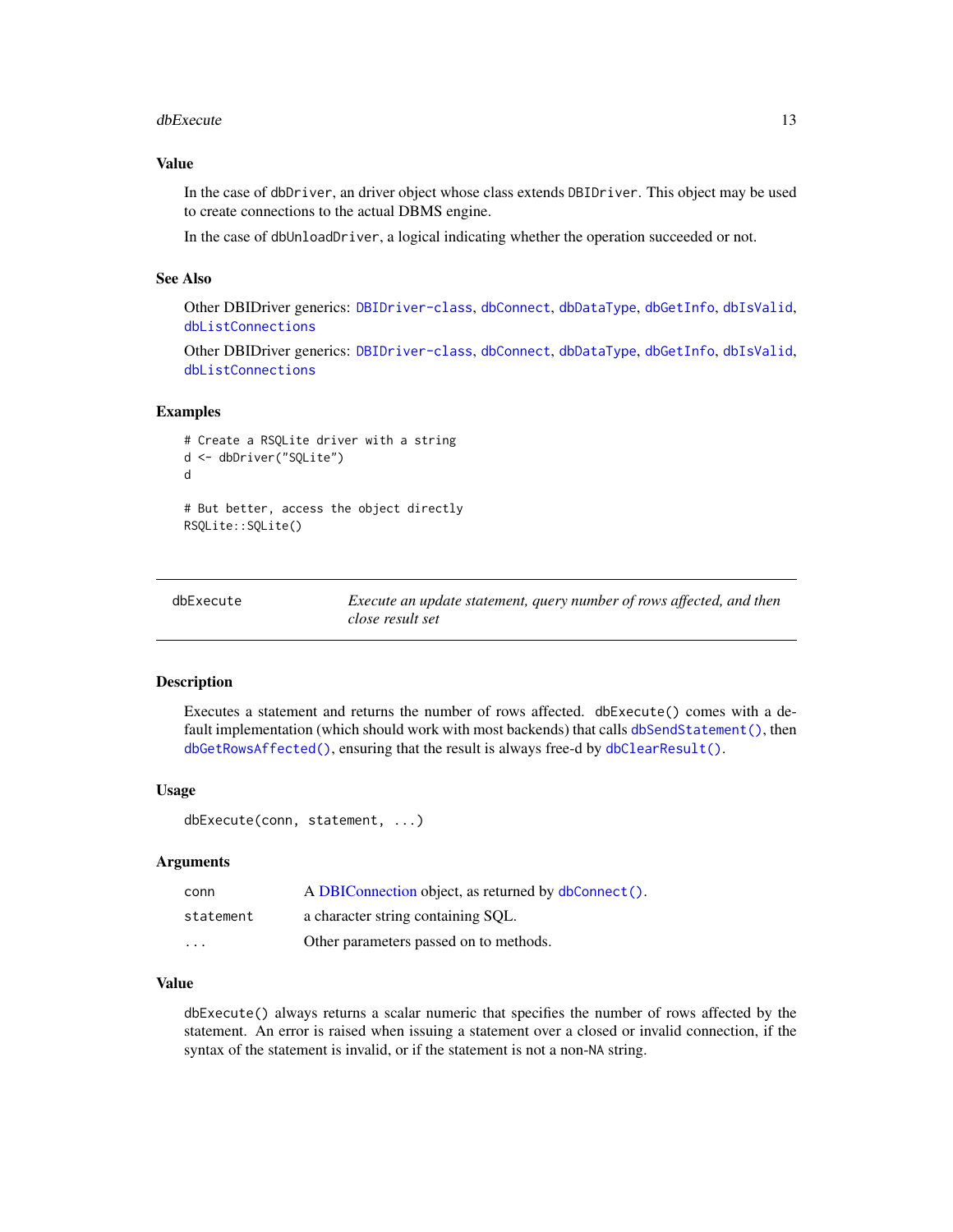### Value

In the case of `dbDriver`, an driver object whose class extends `DBIDriver`. This object may be used to create connections to the actual DBMS engine.

In the case of `dbUnloadDriver`, a logical indicating whether the operation succeeded or not.

### See Also

Other DBIDriver generics: `DBIDriver-class`, `dbConnect`, `dbDataType`, `dbGetInfo`, `dbIsValid`, `dbListConnections`

Other DBIDriver generics: `DBIDriver-class`, `dbConnect`, `dbDataType`, `dbGetInfo`, `dbIsValid`, `dbListConnections`

### Examples

```
# Create a RSQLite driver with a string
d <- dbDriver("SQLite")
d

# But better, access the object directly
RSQLite::SQLite()
```

---

## dbExecute — *Execute an update statement, query number of rows affected, and then close result set*

### Description

Executes a statement and returns the number of rows affected. `dbExecute()` comes with a default implementation (which should work with most backends) that calls `dbSendStatement()`, then `dbGetRowsAffected()`, ensuring that the result is always free-d by `dbClearResult()`.

### Usage

```
dbExecute(conn, statement, ...)
```

### Arguments

| | |
|---|---|
| `conn` | A DBIConnection object, as returned by `dbConnect()`. |
| `statement` | a character string containing SQL. |
| `...` | Other parameters passed on to methods. |

### Value

`dbExecute()` always returns a scalar numeric that specifies the number of rows affected by the statement. An error is raised when issuing a statement over a closed or invalid connection, if the syntax of the statement is invalid, or if the statement is not a non-`NA` string.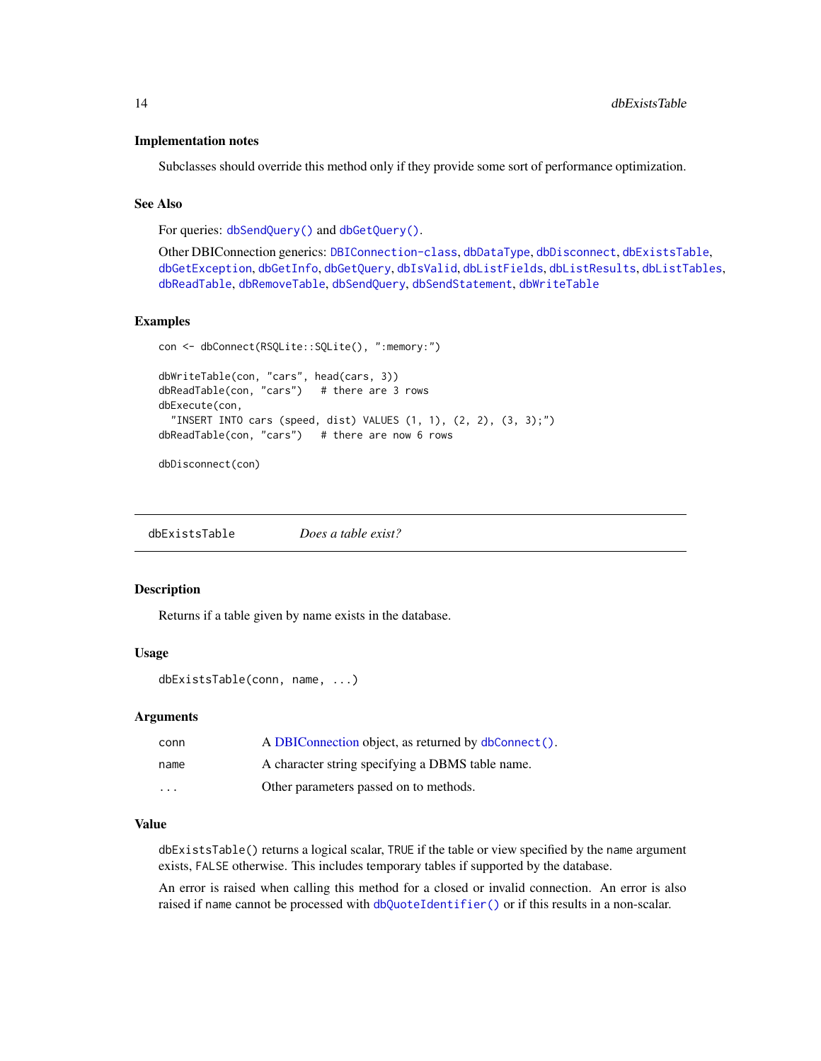### Implementation notes

Subclasses should override this method only if they provide some sort of performance optimization.

### See Also

For queries: `dbSendQuery()` and `dbGetQuery()`.

Other DBIConnection generics: `DBIConnection-class`, `dbDataType`, `dbDisconnect`, `dbExistsTable`, `dbGetException`, `dbGetInfo`, `dbGetQuery`, `dbIsValid`, `dbListFields`, `dbListResults`, `dbListTables`, `dbReadTable`, `dbRemoveTable`, `dbSendQuery`, `dbSendStatement`, `dbWriteTable`

### Examples

```
con <- dbConnect(RSQLite::SQLite(), ":memory:")

dbWriteTable(con, "cars", head(cars, 3))
dbReadTable(con, "cars")   # there are 3 rows
dbExecute(con,
  "INSERT INTO cars (speed, dist) VALUES (1, 1), (2, 2), (3, 3);")
dbReadTable(con, "cars")   # there are now 6 rows

dbDisconnect(con)
```

---

## dbExistsTable — *Does a table exist?*

### Description

Returns if a table given by name exists in the database.

### Usage

```
dbExistsTable(conn, name, ...)
```

### Arguments

| | |
|---|---|
| conn | A DBIConnection object, as returned by `dbConnect()`. |
| name | A character string specifying a DBMS table name. |
| ... | Other parameters passed on to methods. |

### Value

`dbExistsTable()` returns a logical scalar, `TRUE` if the table or view specified by the `name` argument exists, `FALSE` otherwise. This includes temporary tables if supported by the database.

An error is raised when calling this method for a closed or invalid connection. An error is also raised if `name` cannot be processed with `dbQuoteIdentifier()` or if this results in a non-scalar.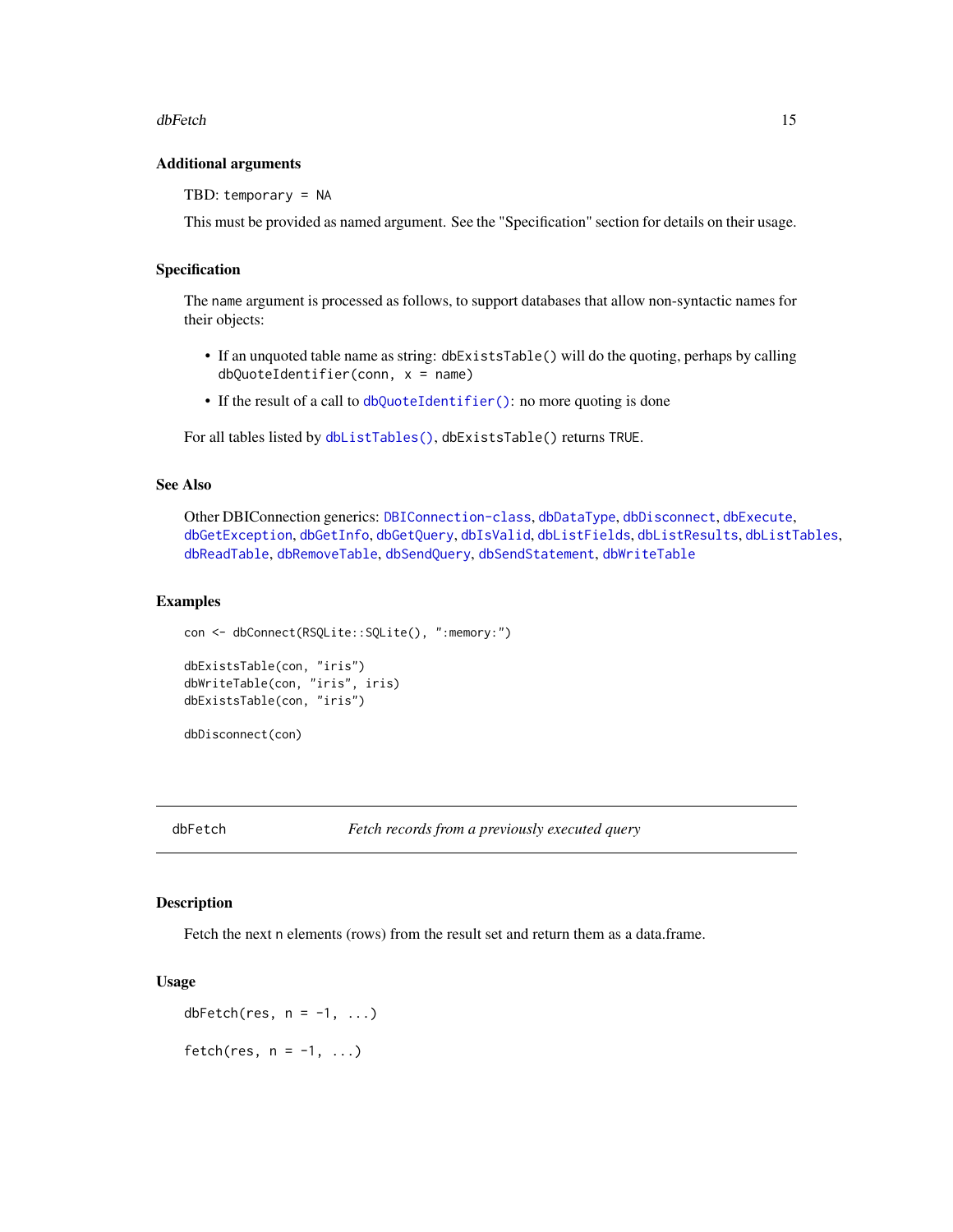### Additional arguments

TBD: `temporary = NA`

This must be provided as named argument. See the "Specification" section for details on their usage.

### Specification

The `name` argument is processed as follows, to support databases that allow non-syntactic names for their objects:

- If an unquoted table name as string: `dbExistsTable()` will do the quoting, perhaps by calling `dbQuoteIdentifier(conn, x = name)`
- If the result of a call to `dbQuoteIdentifier()`: no more quoting is done

For all tables listed by `dbListTables()`, `dbExistsTable()` returns `TRUE`.

### See Also

Other DBIConnection generics: `DBIConnection-class`, `dbDataType`, `dbDisconnect`, `dbExecute`, `dbGetException`, `dbGetInfo`, `dbGetQuery`, `dbIsValid`, `dbListFields`, `dbListResults`, `dbListTables`, `dbReadTable`, `dbRemoveTable`, `dbSendQuery`, `dbSendStatement`, `dbWriteTable`

### Examples

```
con <- dbConnect(RSQLite::SQLite(), ":memory:")

dbExistsTable(con, "iris")
dbWriteTable(con, "iris", iris)
dbExistsTable(con, "iris")

dbDisconnect(con)
```

---

## dbFetch — *Fetch records from a previously executed query*

---

### Description

Fetch the next `n` elements (rows) from the result set and return them as a data.frame.

### Usage

```
dbFetch(res, n = -1, ...)

fetch(res, n = -1, ...)
```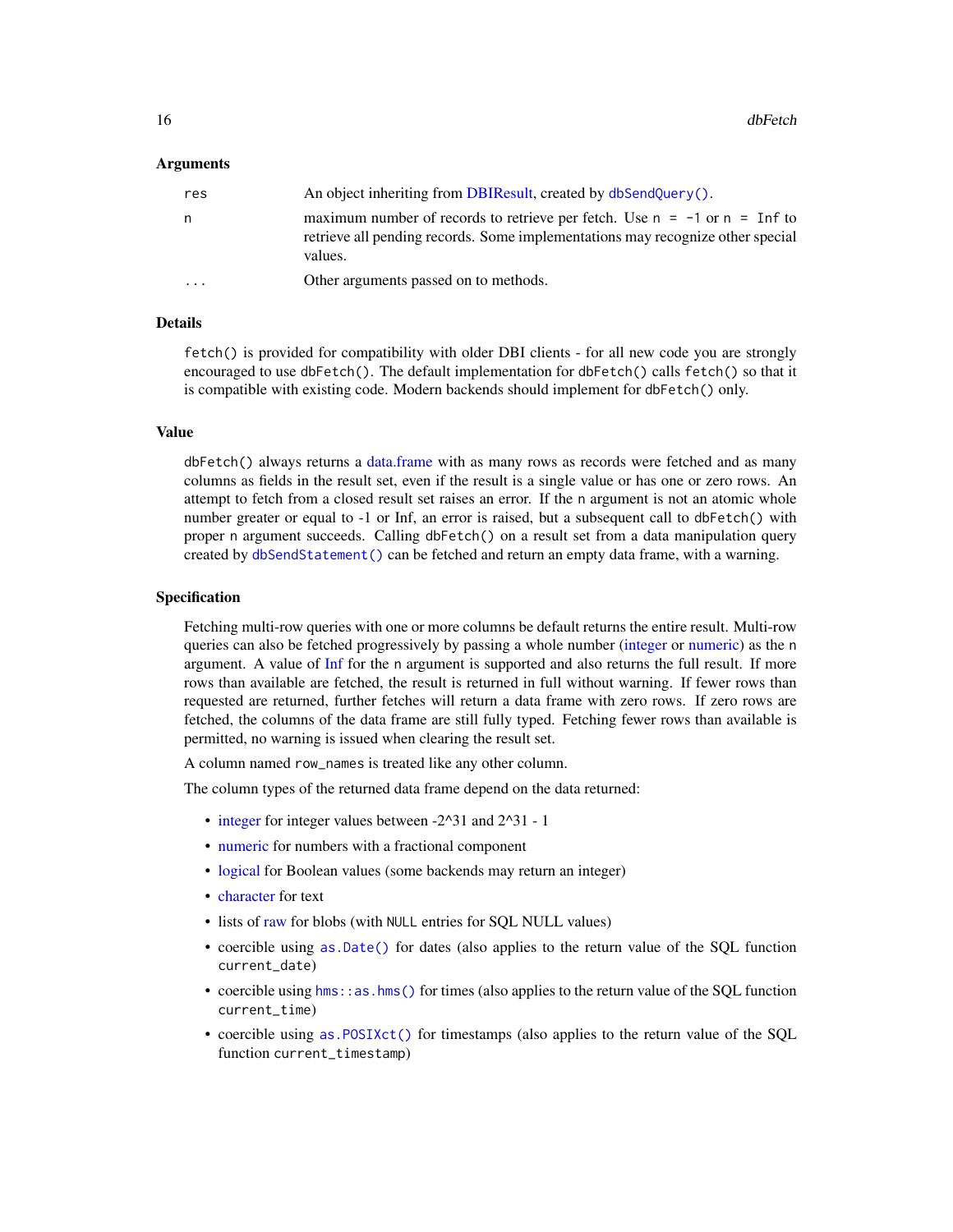### Arguments

| | |
|---|---|
| `res` | An object inheriting from DBIResult, created by `dbSendQuery()`. |
| `n` | maximum number of records to retrieve per fetch. Use `n = -1` or `n = Inf` to retrieve all pending records. Some implementations may recognize other special values. |
| `...` | Other arguments passed on to methods. |

### Details

`fetch()` is provided for compatibility with older DBI clients - for all new code you are strongly encouraged to use `dbFetch()`. The default implementation for `dbFetch()` calls `fetch()` so that it is compatible with existing code. Modern backends should implement for `dbFetch()` only.

### Value

`dbFetch()` always returns a data.frame with as many rows as records were fetched and as many columns as fields in the result set, even if the result is a single value or has one or zero rows. An attempt to fetch from a closed result set raises an error. If the `n` argument is not an atomic whole number greater or equal to -1 or Inf, an error is raised, but a subsequent call to `dbFetch()` with proper `n` argument succeeds. Calling `dbFetch()` on a result set from a data manipulation query created by `dbSendStatement()` can be fetched and return an empty data frame, with a warning.

### Specification

Fetching multi-row queries with one or more columns be default returns the entire result. Multi-row queries can also be fetched progressively by passing a whole number (integer or numeric) as the `n` argument. A value of Inf for the `n` argument is supported and also returns the full result. If more rows than available are fetched, the result is returned in full without warning. If fewer rows than requested are returned, further fetches will return a data frame with zero rows. If zero rows are fetched, the columns of the data frame are still fully typed. Fetching fewer rows than available is permitted, no warning is issued when clearing the result set.

A column named `row_names` is treated like any other column.

The column types of the returned data frame depend on the data returned:

- integer for integer values between -2^31 and 2^31 - 1
- numeric for numbers with a fractional component
- logical for Boolean values (some backends may return an integer)
- character for text
- lists of raw for blobs (with `NULL` entries for SQL NULL values)
- coercible using `as.Date()` for dates (also applies to the return value of the SQL function `current_date`)
- coercible using `hms::as.hms()` for times (also applies to the return value of the SQL function `current_time`)
- coercible using `as.POSIXct()` for timestamps (also applies to the return value of the SQL function `current_timestamp`)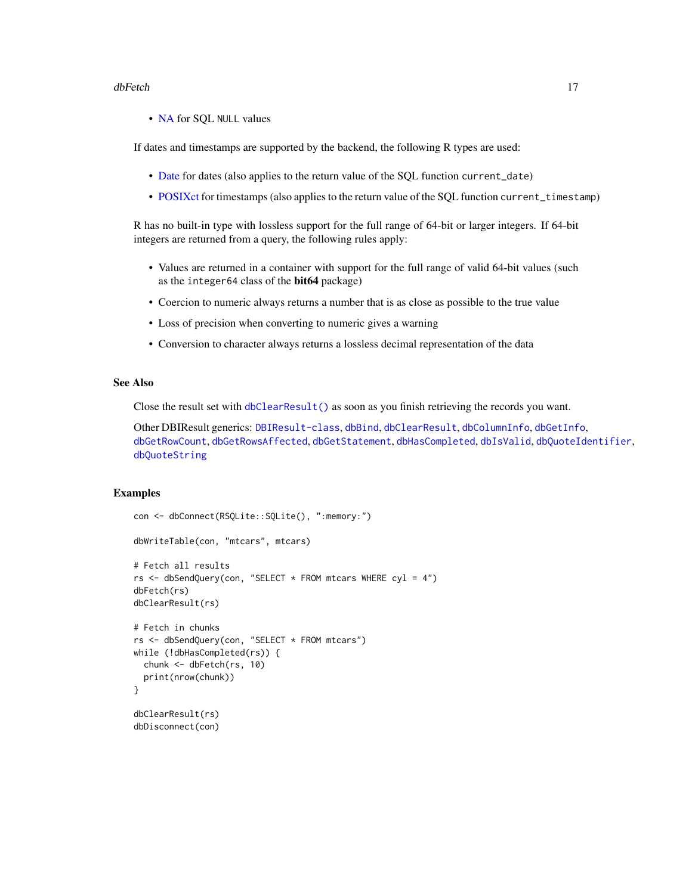- NA for SQL `NULL` values

If dates and timestamps are supported by the backend, the following R types are used:

- Date for dates (also applies to the return value of the SQL function `current_date`)
- POSIXct for timestamps (also applies to the return value of the SQL function `current_timestamp`)

R has no built-in type with lossless support for the full range of 64-bit or larger integers. If 64-bit integers are returned from a query, the following rules apply:

- Values are returned in a container with support for the full range of valid 64-bit values (such as the `integer64` class of the **bit64** package)
- Coercion to numeric always returns a number that is as close as possible to the true value
- Loss of precision when converting to numeric gives a warning
- Conversion to character always returns a lossless decimal representation of the data

## See Also

Close the result set with `dbClearResult()` as soon as you finish retrieving the records you want.

Other DBIResult generics: `DBIResult-class`, `dbBind`, `dbClearResult`, `dbColumnInfo`, `dbGetInfo`, `dbGetRowCount`, `dbGetRowsAffected`, `dbGetStatement`, `dbHasCompleted`, `dbIsValid`, `dbQuoteIdentifier`, `dbQuoteString`

## Examples

```
con <- dbConnect(RSQLite::SQLite(), ":memory:")

dbWriteTable(con, "mtcars", mtcars)

# Fetch all results
rs <- dbSendQuery(con, "SELECT * FROM mtcars WHERE cyl = 4")
dbFetch(rs)
dbClearResult(rs)

# Fetch in chunks
rs <- dbSendQuery(con, "SELECT * FROM mtcars")
while (!dbHasCompleted(rs)) {
  chunk <- dbFetch(rs, 10)
  print(nrow(chunk))
}

dbClearResult(rs)
dbDisconnect(con)
```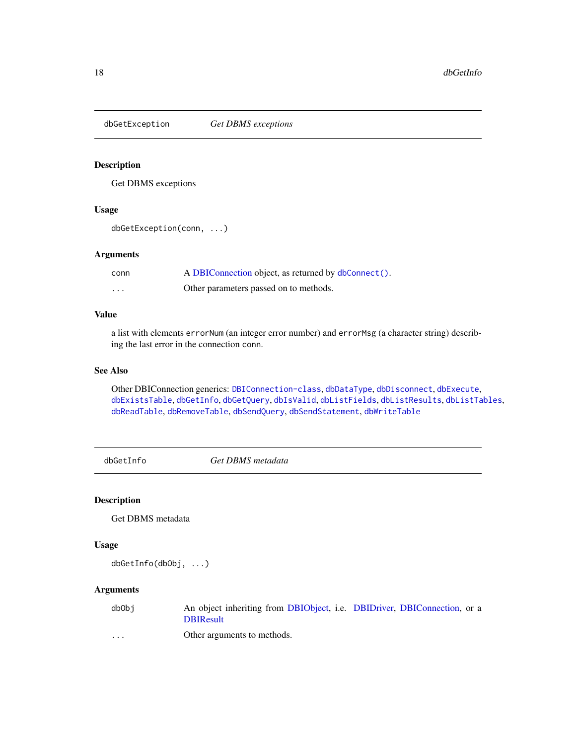## dbGetException    *Get DBMS exceptions*

### Description

Get DBMS exceptions

### Usage

```
dbGetException(conn, ...)
```

### Arguments

| | |
|---|---|
| conn | A DBIConnection object, as returned by `dbConnect()`. |
| ... | Other parameters passed on to methods. |

### Value

a list with elements `errorNum` (an integer error number) and `errorMsg` (a character string) describing the last error in the connection `conn`.

### See Also

Other DBIConnection generics: `DBIConnection-class`, `dbDataType`, `dbDisconnect`, `dbExecute`, `dbExistsTable`, `dbGetInfo`, `dbGetQuery`, `dbIsValid`, `dbListFields`, `dbListResults`, `dbListTables`, `dbReadTable`, `dbRemoveTable`, `dbSendQuery`, `dbSendStatement`, `dbWriteTable`

## dbGetInfo    *Get DBMS metadata*

### Description

Get DBMS metadata

### Usage

```
dbGetInfo(dbObj, ...)
```

### Arguments

| | |
|---|---|
| dbObj | An object inheriting from DBIObject, i.e. DBIDriver, DBIConnection, or a DBIResult |
| ... | Other arguments to methods. |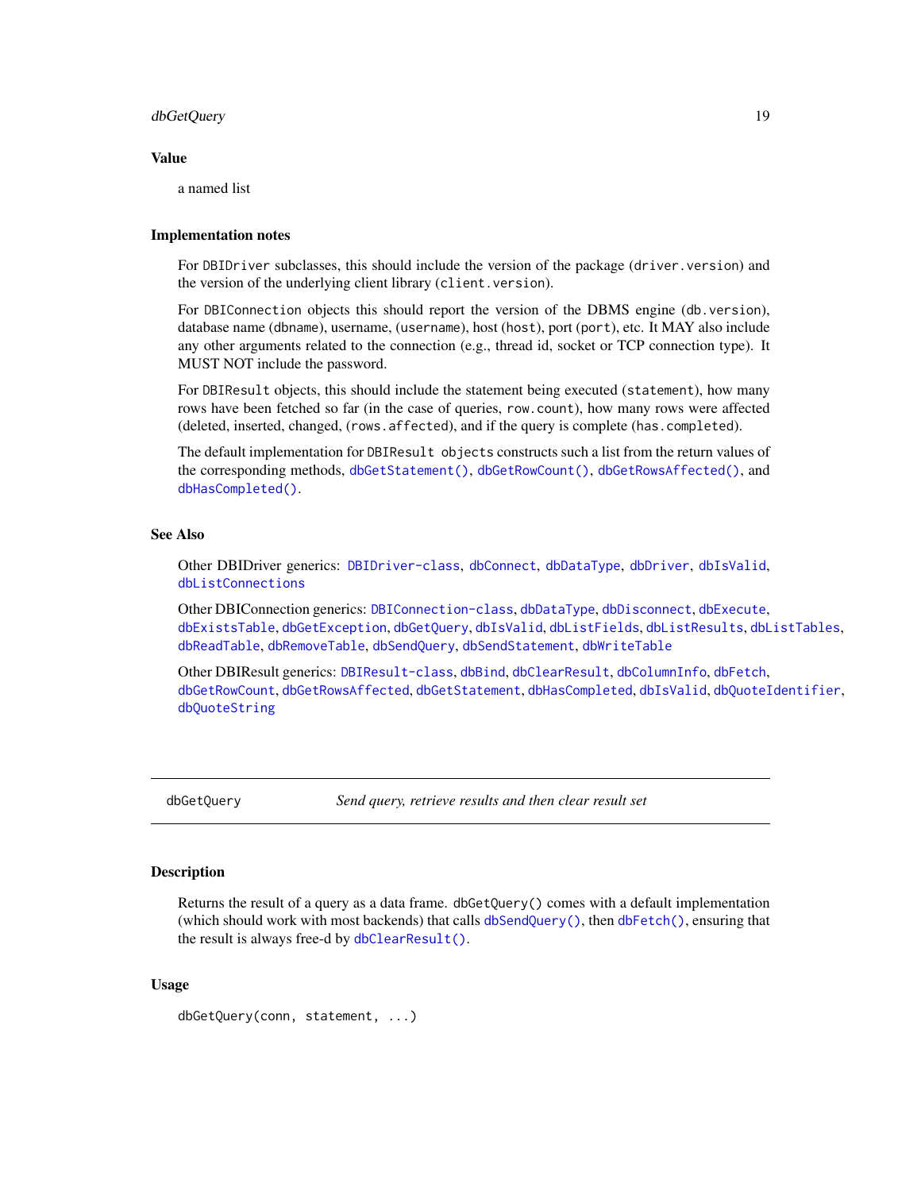### Value

a named list

### Implementation notes

For `DBIDriver` subclasses, this should include the version of the package (`driver.version`) and the version of the underlying client library (`client.version`).

For `DBIConnection` objects this should report the version of the DBMS engine (`db.version`), database name (`dbname`), username, (`username`), host (`host`), port (`port`), etc. It MAY also include any other arguments related to the connection (e.g., thread id, socket or TCP connection type). It MUST NOT include the password.

For `DBIResult` objects, this should include the statement being executed (`statement`), how many rows have been fetched so far (in the case of queries, `row.count`), how many rows were affected (deleted, inserted, changed, (`rows.affected`), and if the query is complete (`has.completed`).

The default implementation for `DBIResult objects` constructs such a list from the return values of the corresponding methods, `dbGetStatement()`, `dbGetRowCount()`, `dbGetRowsAffected()`, and `dbHasCompleted()`.

### See Also

Other DBIDriver generics: `DBIDriver-class`, `dbConnect`, `dbDataType`, `dbDriver`, `dbIsValid`, `dbListConnections`

Other DBIConnection generics: `DBIConnection-class`, `dbDataType`, `dbDisconnect`, `dbExecute`, `dbExistsTable`, `dbGetException`, `dbGetQuery`, `dbIsValid`, `dbListFields`, `dbListResults`, `dbListTables`, `dbReadTable`, `dbRemoveTable`, `dbSendQuery`, `dbSendStatement`, `dbWriteTable`

Other DBIResult generics: `DBIResult-class`, `dbBind`, `dbClearResult`, `dbColumnInfo`, `dbFetch`, `dbGetRowCount`, `dbGetRowsAffected`, `dbGetStatement`, `dbHasCompleted`, `dbIsValid`, `dbQuoteIdentifier`, `dbQuoteString`

---

## dbGetQuery — *Send query, retrieve results and then clear result set*

### Description

Returns the result of a query as a data frame. `dbGetQuery()` comes with a default implementation (which should work with most backends) that calls `dbSendQuery()`, then `dbFetch()`, ensuring that the result is always free-d by `dbClearResult()`.

### Usage

```
dbGetQuery(conn, statement, ...)
```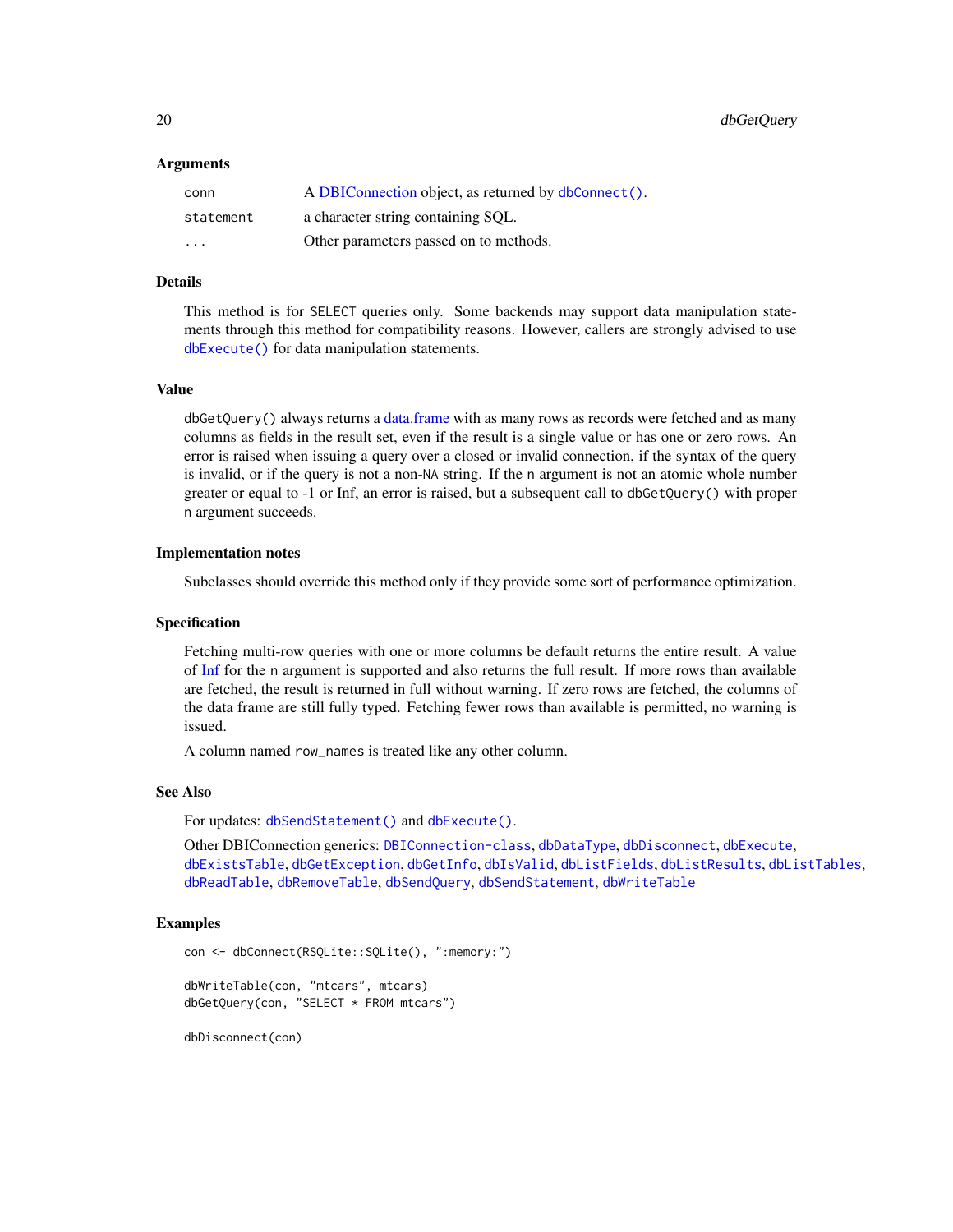### Arguments

| | |
|---|---|
| `conn` | A DBIConnection object, as returned by `dbConnect()`. |
| `statement` | a character string containing SQL. |
| `...` | Other parameters passed on to methods. |

### Details

This method is for SELECT queries only. Some backends may support data manipulation statements through this method for compatibility reasons. However, callers are strongly advised to use `dbExecute()` for data manipulation statements.

### Value

`dbGetQuery()` always returns a data.frame with as many rows as records were fetched and as many columns as fields in the result set, even if the result is a single value or has one or zero rows. An error is raised when issuing a query over a closed or invalid connection, if the syntax of the query is invalid, or if the query is not a non-NA string. If the n argument is not an atomic whole number greater or equal to -1 or Inf, an error is raised, but a subsequent call to `dbGetQuery()` with proper n argument succeeds.

### Implementation notes

Subclasses should override this method only if they provide some sort of performance optimization.

### Specification

Fetching multi-row queries with one or more columns be default returns the entire result. A value of Inf for the n argument is supported and also returns the full result. If more rows than available are fetched, the result is returned in full without warning. If zero rows are fetched, the columns of the data frame are still fully typed. Fetching fewer rows than available is permitted, no warning is issued.

A column named `row_names` is treated like any other column.

### See Also

For updates: `dbSendStatement()` and `dbExecute()`.

Other DBIConnection generics: `DBIConnection-class`, `dbDataType`, `dbDisconnect`, `dbExecute`, `dbExistsTable`, `dbGetException`, `dbGetInfo`, `dbIsValid`, `dbListFields`, `dbListResults`, `dbListTables`, `dbReadTable`, `dbRemoveTable`, `dbSendQuery`, `dbSendStatement`, `dbWriteTable`

### Examples

```
con <- dbConnect(RSQLite::SQLite(), ":memory:")

dbWriteTable(con, "mtcars", mtcars)
dbGetQuery(con, "SELECT * FROM mtcars")

dbDisconnect(con)
```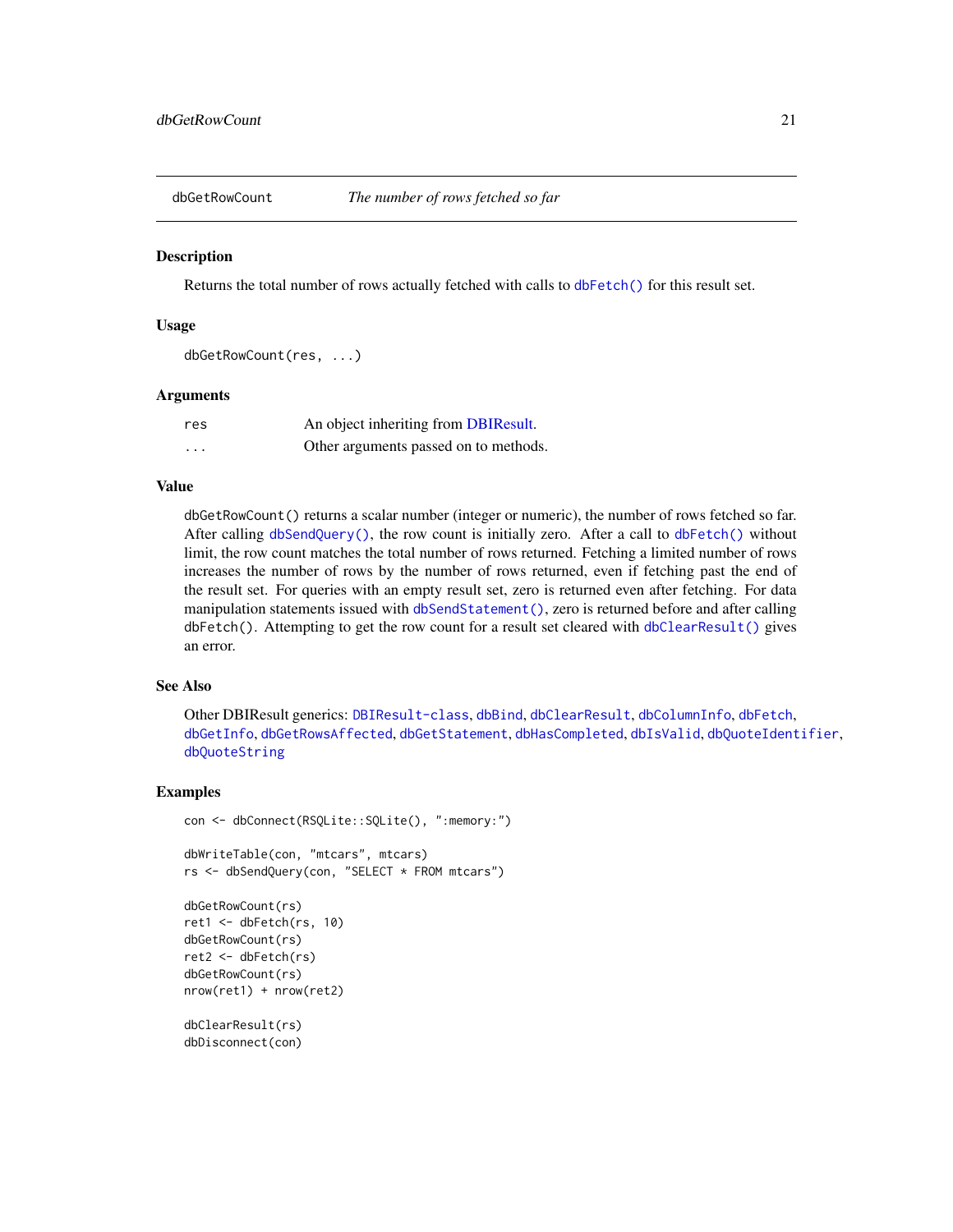## dbGetRowCount — *The number of rows fetched so far*

### Description

Returns the total number of rows actually fetched with calls to `dbFetch()` for this result set.

### Usage

```
dbGetRowCount(res, ...)
```

### Arguments

| | |
|---|---|
| `res` | An object inheriting from DBIResult. |
| `...` | Other arguments passed on to methods. |

### Value

`dbGetRowCount()` returns a scalar number (integer or numeric), the number of rows fetched so far. After calling `dbSendQuery()`, the row count is initially zero. After a call to `dbFetch()` without limit, the row count matches the total number of rows returned. Fetching a limited number of rows increases the number of rows by the number of rows returned, even if fetching past the end of the result set. For queries with an empty result set, zero is returned even after fetching. For data manipulation statements issued with `dbSendStatement()`, zero is returned before and after calling `dbFetch()`. Attempting to get the row count for a result set cleared with `dbClearResult()` gives an error.

### See Also

Other DBIResult generics: `DBIResult-class`, `dbBind`, `dbClearResult`, `dbColumnInfo`, `dbFetch`, `dbGetInfo`, `dbGetRowsAffected`, `dbGetStatement`, `dbHasCompleted`, `dbIsValid`, `dbQuoteIdentifier`, `dbQuoteString`

### Examples

```
con <- dbConnect(RSQLite::SQLite(), ":memory:")

dbWriteTable(con, "mtcars", mtcars)
rs <- dbSendQuery(con, "SELECT * FROM mtcars")

dbGetRowCount(rs)
ret1 <- dbFetch(rs, 10)
dbGetRowCount(rs)
ret2 <- dbFetch(rs)
dbGetRowCount(rs)
nrow(ret1) + nrow(ret2)

dbClearResult(rs)
dbDisconnect(con)
```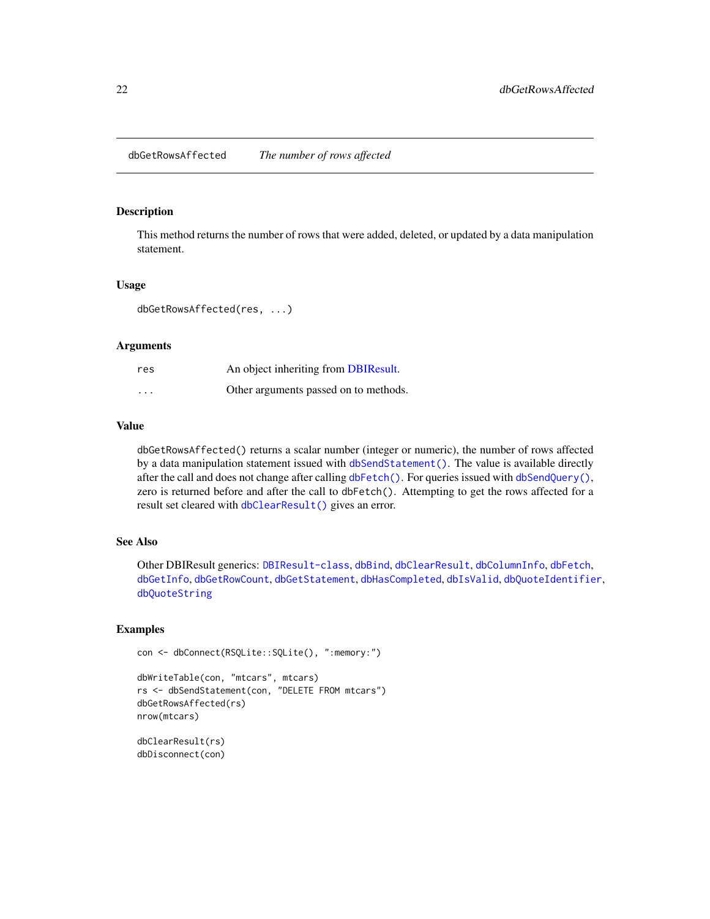## dbGetRowsAffected *The number of rows affected*

### Description

This method returns the number of rows that were added, deleted, or updated by a data manipulation statement.

### Usage

```
dbGetRowsAffected(res, ...)
```

### Arguments

| | |
|---|---|
| `res` | An object inheriting from DBIResult. |
| `...` | Other arguments passed on to methods. |

### Value

`dbGetRowsAffected()` returns a scalar number (integer or numeric), the number of rows affected by a data manipulation statement issued with `dbSendStatement()`. The value is available directly after the call and does not change after calling `dbFetch()`. For queries issued with `dbSendQuery()`, zero is returned before and after the call to `dbFetch()`. Attempting to get the rows affected for a result set cleared with `dbClearResult()` gives an error.

### See Also

Other DBIResult generics: `DBIResult-class`, `dbBind`, `dbClearResult`, `dbColumnInfo`, `dbFetch`, `dbGetInfo`, `dbGetRowCount`, `dbGetStatement`, `dbHasCompleted`, `dbIsValid`, `dbQuoteIdentifier`, `dbQuoteString`

### Examples

```
con <- dbConnect(RSQLite::SQLite(), ":memory:")

dbWriteTable(con, "mtcars", mtcars)
rs <- dbSendStatement(con, "DELETE FROM mtcars")
dbGetRowsAffected(rs)
nrow(mtcars)

dbClearResult(rs)
dbDisconnect(con)
```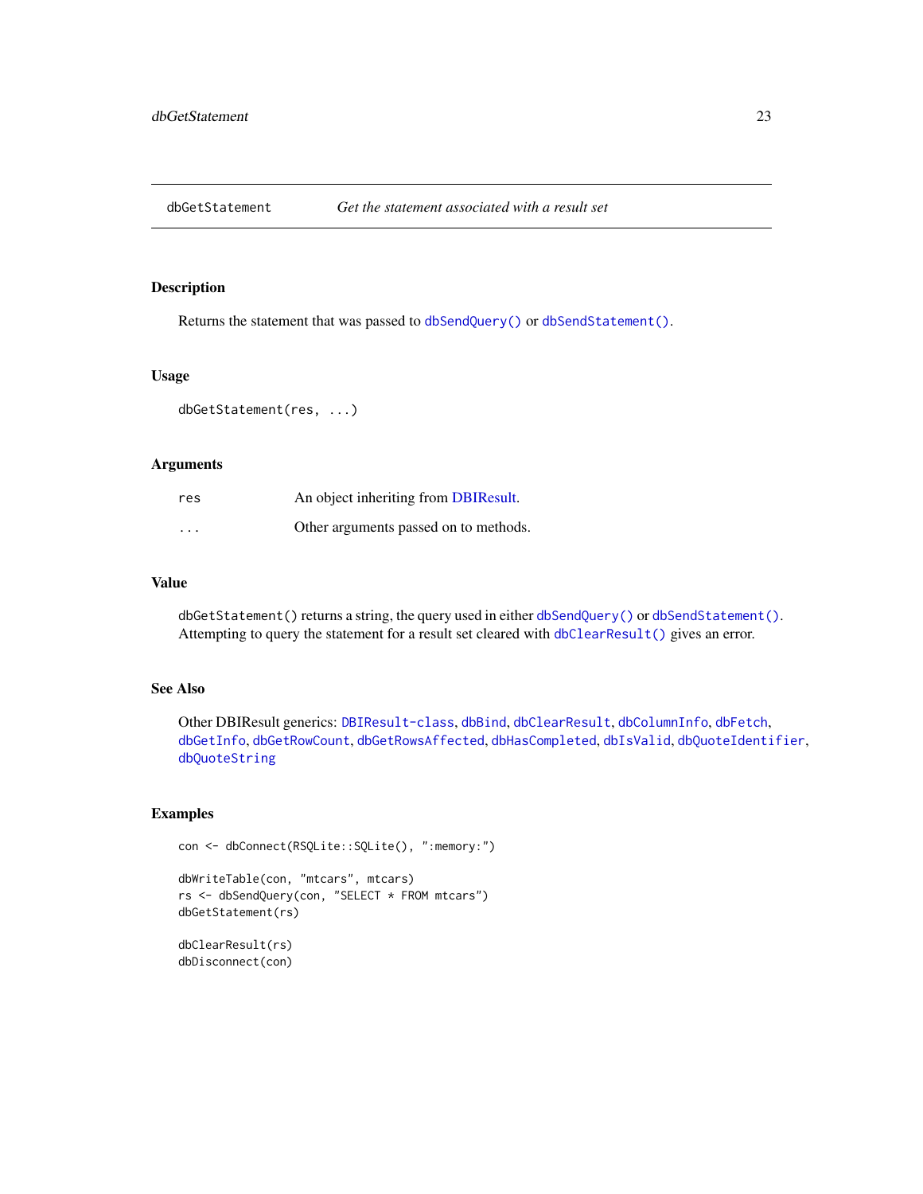## dbGetStatement *Get the statement associated with a result set*

### Description

Returns the statement that was passed to `dbSendQuery()` or `dbSendStatement()`.

### Usage

```
dbGetStatement(res, ...)
```

### Arguments

| | |
|---|---|
| `res` | An object inheriting from DBIResult. |
| `...` | Other arguments passed on to methods. |

### Value

`dbGetStatement()` returns a string, the query used in either `dbSendQuery()` or `dbSendStatement()`. Attempting to query the statement for a result set cleared with `dbClearResult()` gives an error.

### See Also

Other DBIResult generics: `DBIResult-class`, `dbBind`, `dbClearResult`, `dbColumnInfo`, `dbFetch`, `dbGetInfo`, `dbGetRowCount`, `dbGetRowsAffected`, `dbHasCompleted`, `dbIsValid`, `dbQuoteIdentifier`, `dbQuoteString`

### Examples

```
con <- dbConnect(RSQLite::SQLite(), ":memory:")

dbWriteTable(con, "mtcars", mtcars)
rs <- dbSendQuery(con, "SELECT * FROM mtcars")
dbGetStatement(rs)

dbClearResult(rs)
dbDisconnect(con)
```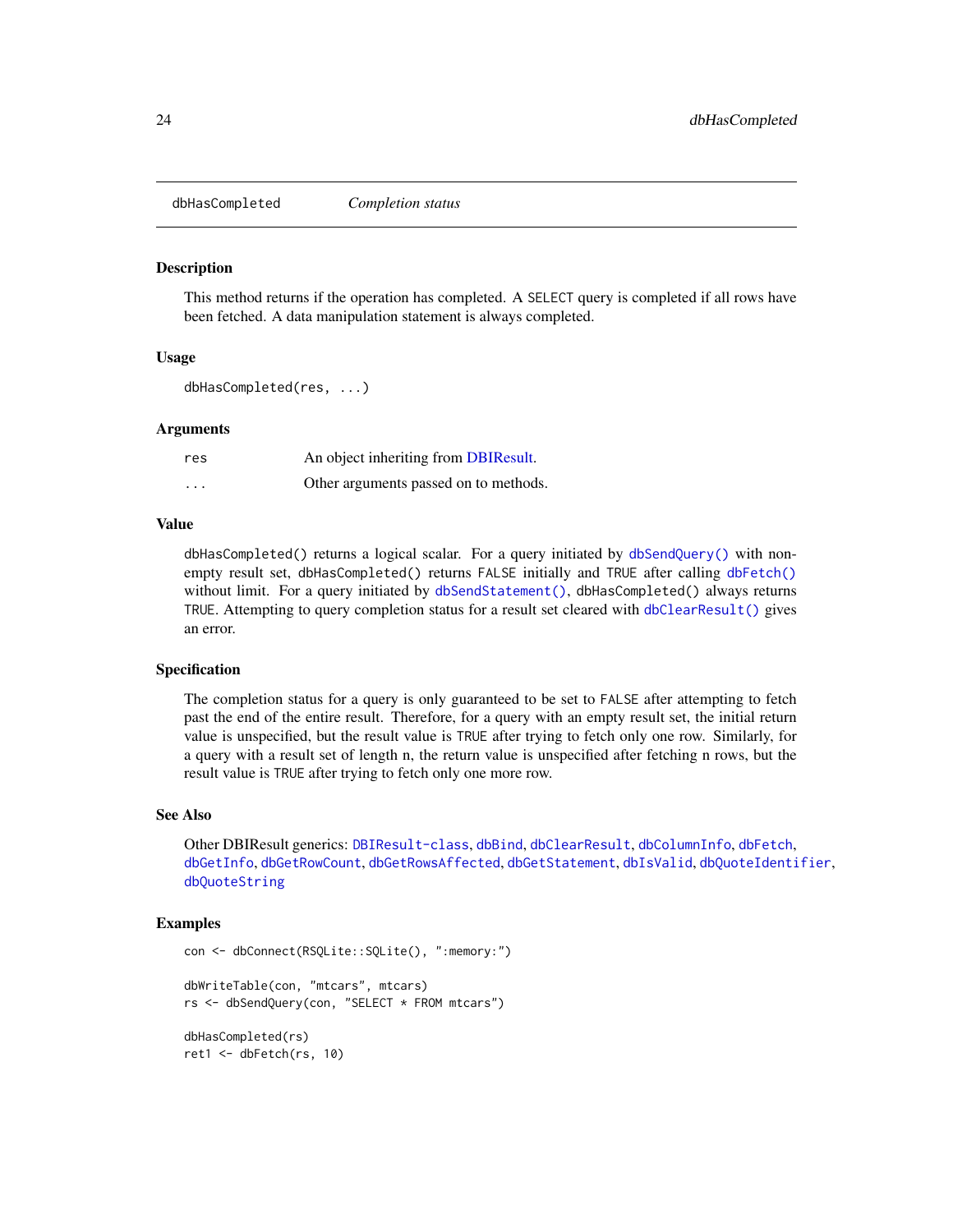## dbHasCompleted — *Completion status*

### Description

This method returns if the operation has completed. A SELECT query is completed if all rows have been fetched. A data manipulation statement is always completed.

### Usage

```
dbHasCompleted(res, ...)
```

### Arguments

| | |
|---|---|
| res | An object inheriting from DBIResult. |
| ... | Other arguments passed on to methods. |

### Value

dbHasCompleted() returns a logical scalar. For a query initiated by dbSendQuery() with non-empty result set, dbHasCompleted() returns FALSE initially and TRUE after calling dbFetch() without limit. For a query initiated by dbSendStatement(), dbHasCompleted() always returns TRUE. Attempting to query completion status for a result set cleared with dbClearResult() gives an error.

### Specification

The completion status for a query is only guaranteed to be set to FALSE after attempting to fetch past the end of the entire result. Therefore, for a query with an empty result set, the initial return value is unspecified, but the result value is TRUE after trying to fetch only one row. Similarly, for a query with a result set of length n, the return value is unspecified after fetching n rows, but the result value is TRUE after trying to fetch only one more row.

### See Also

Other DBIResult generics: DBIResult-class, dbBind, dbClearResult, dbColumnInfo, dbFetch, dbGetInfo, dbGetRowCount, dbGetRowsAffected, dbGetStatement, dbIsValid, dbQuoteIdentifier, dbQuoteString

### Examples

```
con <- dbConnect(RSQLite::SQLite(), ":memory:")

dbWriteTable(con, "mtcars", mtcars)
rs <- dbSendQuery(con, "SELECT * FROM mtcars")

dbHasCompleted(rs)
ret1 <- dbFetch(rs, 10)
```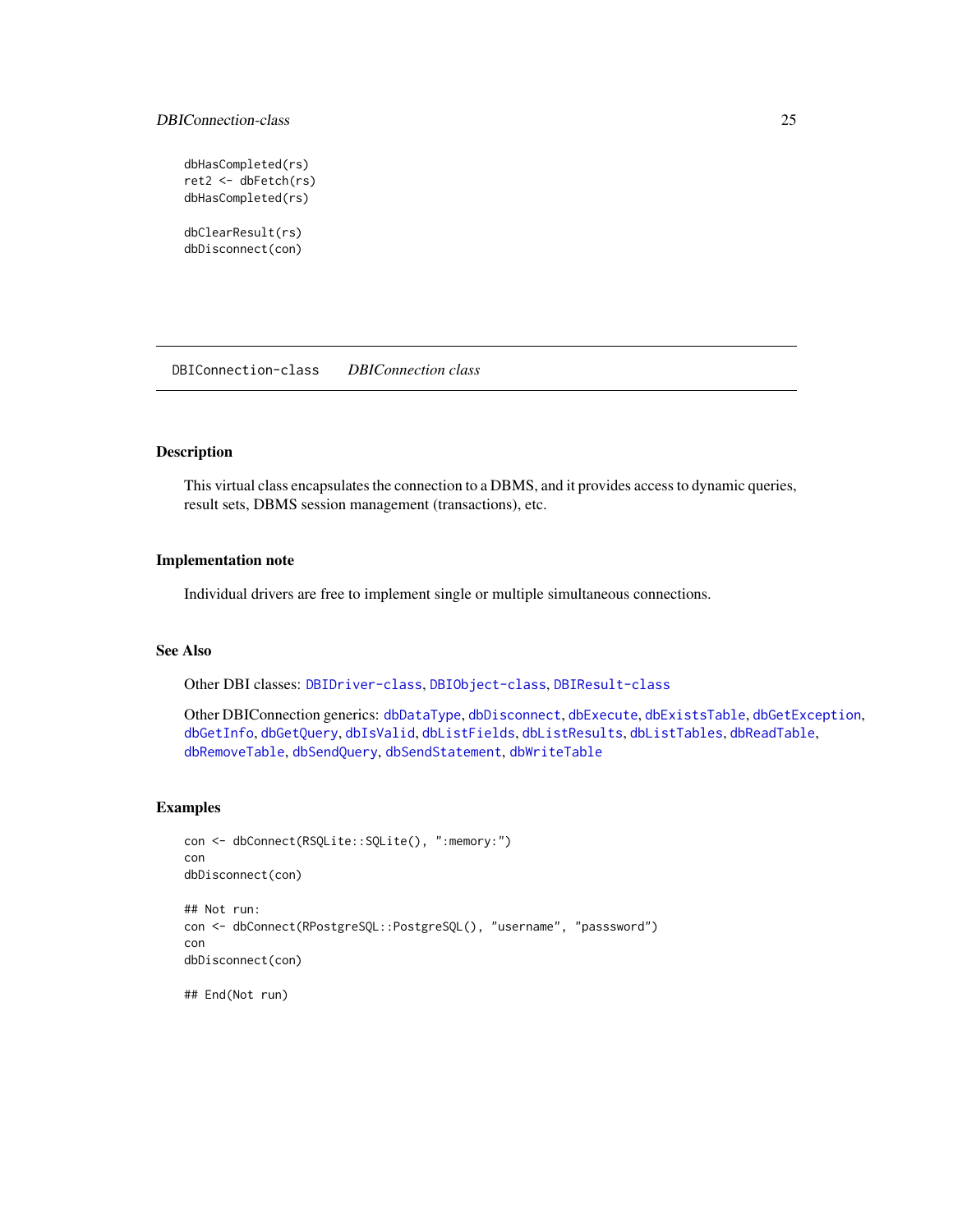```
dbHasCompleted(rs)
ret2 <- dbFetch(rs)
dbHasCompleted(rs)

dbClearResult(rs)
dbDisconnect(con)
```

---

DBIConnection-class &nbsp;&nbsp;&nbsp; *DBIConnection class*

---

## Description

This virtual class encapsulates the connection to a DBMS, and it provides access to dynamic queries, result sets, DBMS session management (transactions), etc.

## Implementation note

Individual drivers are free to implement single or multiple simultaneous connections.

## See Also

Other DBI classes: `DBIDriver-class`, `DBIObject-class`, `DBIResult-class`

Other DBIConnection generics: `dbDataType`, `dbDisconnect`, `dbExecute`, `dbExistsTable`, `dbGetException`, `dbGetInfo`, `dbGetQuery`, `dbIsValid`, `dbListFields`, `dbListResults`, `dbListTables`, `dbReadTable`, `dbRemoveTable`, `dbSendQuery`, `dbSendStatement`, `dbWriteTable`

## Examples

```
con <- dbConnect(RSQLite::SQLite(), ":memory:")
con
dbDisconnect(con)

## Not run:
con <- dbConnect(RPostgreSQL::PostgreSQL(), "username", "passsword")
con
dbDisconnect(con)

## End(Not run)
```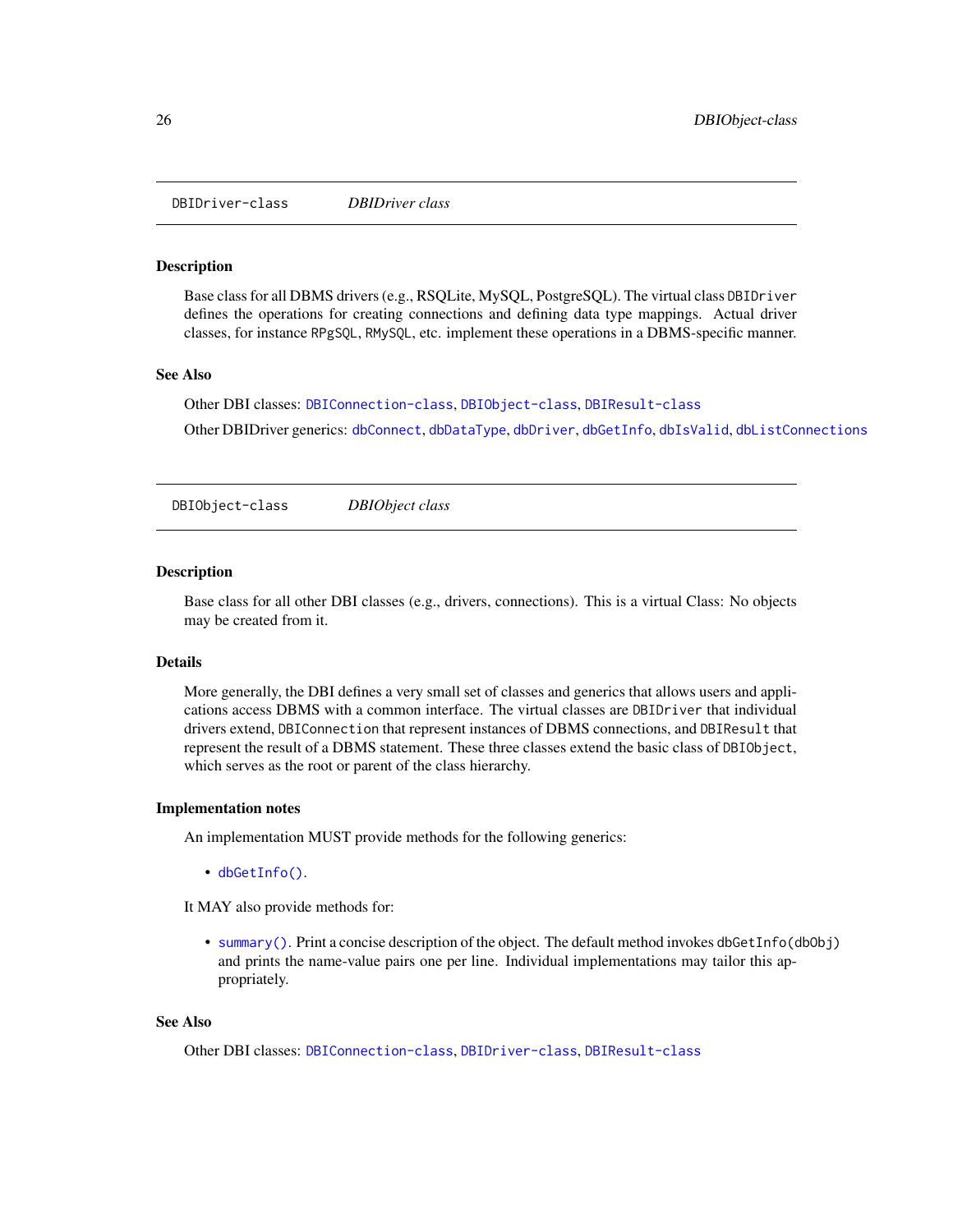## DBIDriver-class *DBIDriver class*

### Description

Base class for all DBMS drivers (e.g., RSQLite, MySQL, PostgreSQL). The virtual class `DBIDriver` defines the operations for creating connections and defining data type mappings. Actual driver classes, for instance `RPgSQL`, `RMySQL`, etc. implement these operations in a DBMS-specific manner.

### See Also

Other DBI classes: `DBIConnection-class`, `DBIObject-class`, `DBIResult-class`

Other DBIDriver generics: `dbConnect`, `dbDataType`, `dbDriver`, `dbGetInfo`, `dbIsValid`, `dbListConnections`

## DBIObject-class *DBIObject class*

### Description

Base class for all other DBI classes (e.g., drivers, connections). This is a virtual Class: No objects may be created from it.

### Details

More generally, the DBI defines a very small set of classes and generics that allows users and applications access DBMS with a common interface. The virtual classes are `DBIDriver` that individual drivers extend, `DBIConnection` that represent instances of DBMS connections, and `DBIResult` that represent the result of a DBMS statement. These three classes extend the basic class of `DBIObject`, which serves as the root or parent of the class hierarchy.

### Implementation notes

An implementation MUST provide methods for the following generics:

- `dbGetInfo()`.

It MAY also provide methods for:

- `summary()`. Print a concise description of the object. The default method invokes `dbGetInfo(dbObj)` and prints the name-value pairs one per line. Individual implementations may tailor this appropriately.

### See Also

Other DBI classes: `DBIConnection-class`, `DBIDriver-class`, `DBIResult-class`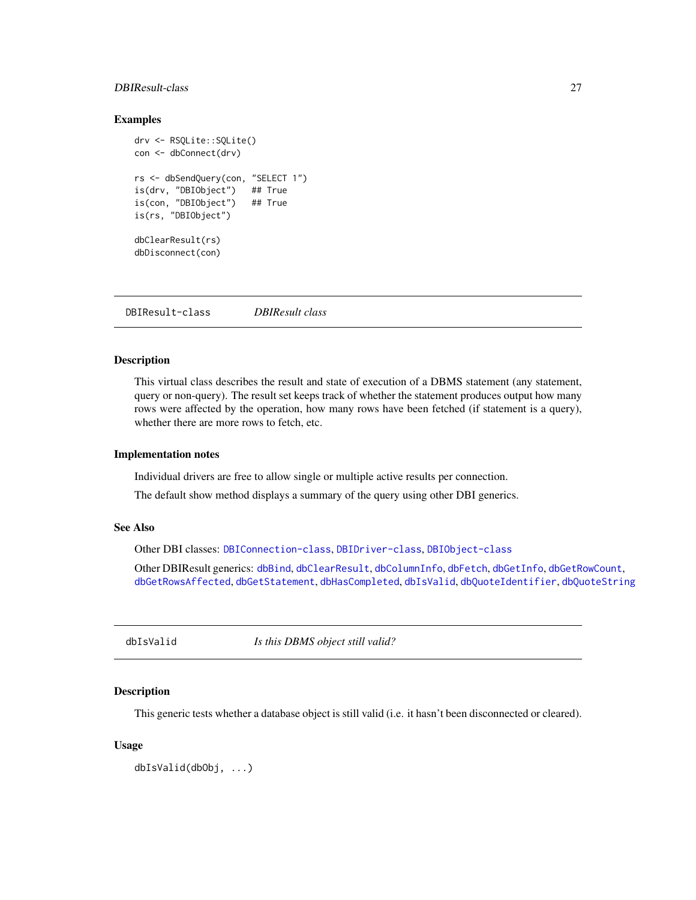### Examples

```
drv <- RSQLite::SQLite()
con <- dbConnect(drv)

rs <- dbSendQuery(con, "SELECT 1")
is(drv, "DBIObject")   ## True
is(con, "DBIObject")   ## True
is(rs, "DBIObject")

dbClearResult(rs)
dbDisconnect(con)
```

---

## DBIResult-class — *DBIResult class*

---

### Description

This virtual class describes the result and state of execution of a DBMS statement (any statement, query or non-query). The result set keeps track of whether the statement produces output how many rows were affected by the operation, how many rows have been fetched (if statement is a query), whether there are more rows to fetch, etc.

### Implementation notes

Individual drivers are free to allow single or multiple active results per connection.

The default show method displays a summary of the query using other DBI generics.

### See Also

Other DBI classes: `DBIConnection-class`, `DBIDriver-class`, `DBIObject-class`

Other DBIResult generics: `dbBind`, `dbClearResult`, `dbColumnInfo`, `dbFetch`, `dbGetInfo`, `dbGetRowCount`, `dbGetRowsAffected`, `dbGetStatement`, `dbHasCompleted`, `dbIsValid`, `dbQuoteIdentifier`, `dbQuoteString`

---

## dbIsValid — *Is this DBMS object still valid?*

---

### Description

This generic tests whether a database object is still valid (i.e. it hasn't been disconnected or cleared).

### Usage

```
dbIsValid(dbObj, ...)
```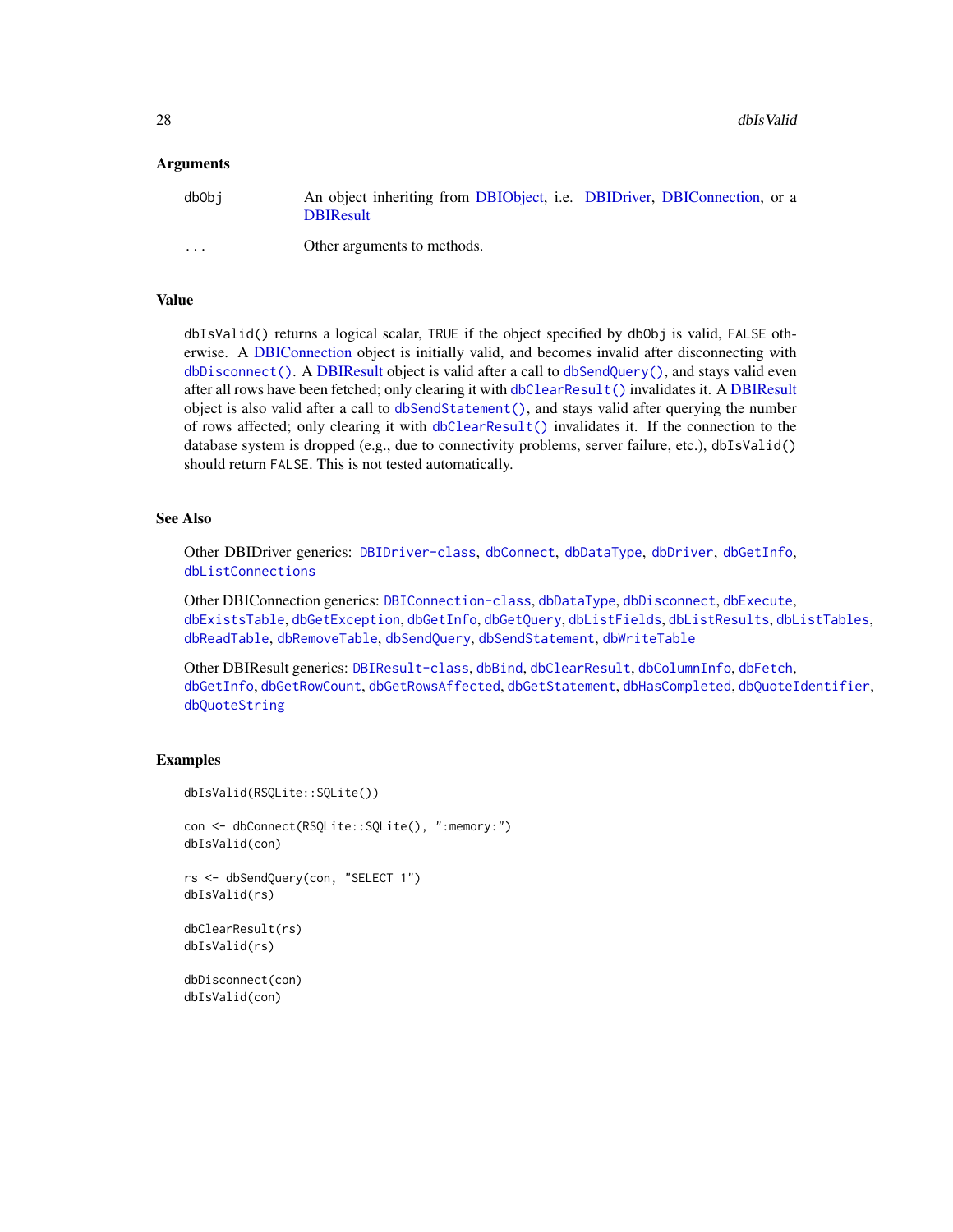### Arguments

| | |
|---|---|
| dbObj | An object inheriting from DBIObject, i.e. DBIDriver, DBIConnection, or a DBIResult |
| ... | Other arguments to methods. |

### Value

dbIsValid() returns a logical scalar, TRUE if the object specified by dbObj is valid, FALSE otherwise. A DBIConnection object is initially valid, and becomes invalid after disconnecting with dbDisconnect(). A DBIResult object is valid after a call to dbSendQuery(), and stays valid even after all rows have been fetched; only clearing it with dbClearResult() invalidates it. A DBIResult object is also valid after a call to dbSendStatement(), and stays valid after querying the number of rows affected; only clearing it with dbClearResult() invalidates it. If the connection to the database system is dropped (e.g., due to connectivity problems, server failure, etc.), dbIsValid() should return FALSE. This is not tested automatically.

### See Also

Other DBIDriver generics: DBIDriver-class, dbConnect, dbDataType, dbDriver, dbGetInfo, dbListConnections

Other DBIConnection generics: DBIConnection-class, dbDataType, dbDisconnect, dbExecute, dbExistsTable, dbGetException, dbGetInfo, dbGetQuery, dbListFields, dbListResults, dbListTables, dbReadTable, dbRemoveTable, dbSendQuery, dbSendStatement, dbWriteTable

Other DBIResult generics: DBIResult-class, dbBind, dbClearResult, dbColumnInfo, dbFetch, dbGetInfo, dbGetRowCount, dbGetRowsAffected, dbGetStatement, dbHasCompleted, dbQuoteIdentifier, dbQuoteString

### Examples

```
dbIsValid(RSQLite::SQLite())

con <- dbConnect(RSQLite::SQLite(), ":memory:")
dbIsValid(con)

rs <- dbSendQuery(con, "SELECT 1")
dbIsValid(rs)

dbClearResult(rs)
dbIsValid(rs)

dbDisconnect(con)
dbIsValid(con)
```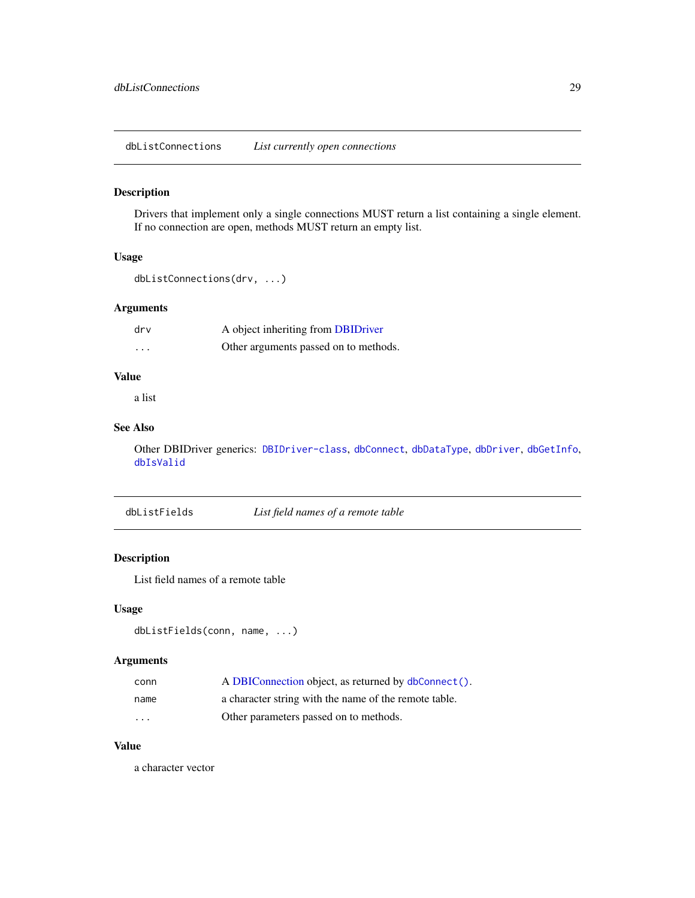## dbListConnections — *List currently open connections*

### Description

Drivers that implement only a single connections MUST return a list containing a single element. If no connection are open, methods MUST return an empty list.

### Usage

```
dbListConnections(drv, ...)
```

### Arguments

| | |
|---|---|
| `drv` | A object inheriting from DBIDriver |
| `...` | Other arguments passed on to methods. |

### Value

a list

### See Also

Other DBIDriver generics: `DBIDriver-class`, `dbConnect`, `dbDataType`, `dbDriver`, `dbGetInfo`, `dbIsValid`

## dbListFields — *List field names of a remote table*

### Description

List field names of a remote table

### Usage

```
dbListFields(conn, name, ...)
```

### Arguments

| | |
|---|---|
| `conn` | A DBIConnection object, as returned by `dbConnect()`. |
| `name` | a character string with the name of the remote table. |
| `...` | Other parameters passed on to methods. |

### Value

a character vector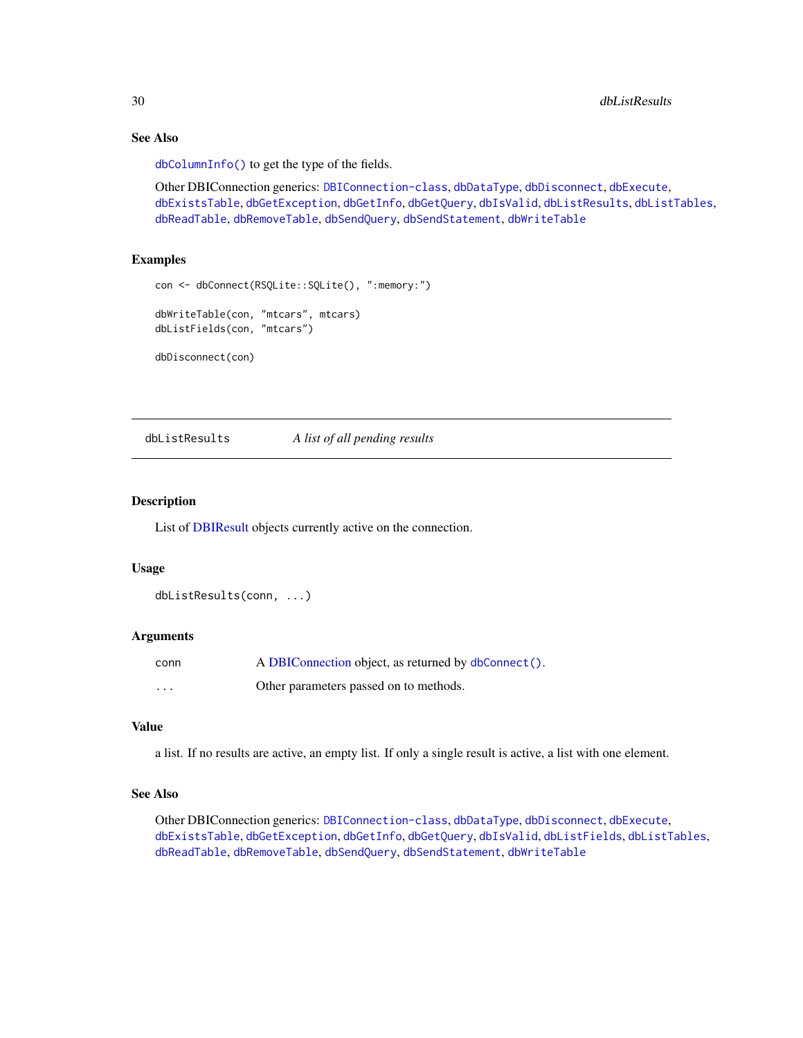### See Also

`dbColumnInfo()` to get the type of the fields.

Other DBIConnection generics: `DBIConnection-class`, `dbDataType`, `dbDisconnect`, `dbExecute`, `dbExistsTable`, `dbGetException`, `dbGetInfo`, `dbGetQuery`, `dbIsValid`, `dbListResults`, `dbListTables`, `dbReadTable`, `dbRemoveTable`, `dbSendQuery`, `dbSendStatement`, `dbWriteTable`

### Examples

```
con <- dbConnect(RSQLite::SQLite(), ":memory:")

dbWriteTable(con, "mtcars", mtcars)
dbListFields(con, "mtcars")

dbDisconnect(con)
```

---

## dbListResults — *A list of all pending results*

---

### Description

List of DBIResult objects currently active on the connection.

### Usage

```
dbListResults(conn, ...)
```

### Arguments

| | |
|---|---|
| conn | A DBIConnection object, as returned by `dbConnect()`. |
| ... | Other parameters passed on to methods. |

### Value

a list. If no results are active, an empty list. If only a single result is active, a list with one element.

### See Also

Other DBIConnection generics: `DBIConnection-class`, `dbDataType`, `dbDisconnect`, `dbExecute`, `dbExistsTable`, `dbGetException`, `dbGetInfo`, `dbGetQuery`, `dbIsValid`, `dbListFields`, `dbListTables`, `dbReadTable`, `dbRemoveTable`, `dbSendQuery`, `dbSendStatement`, `dbWriteTable`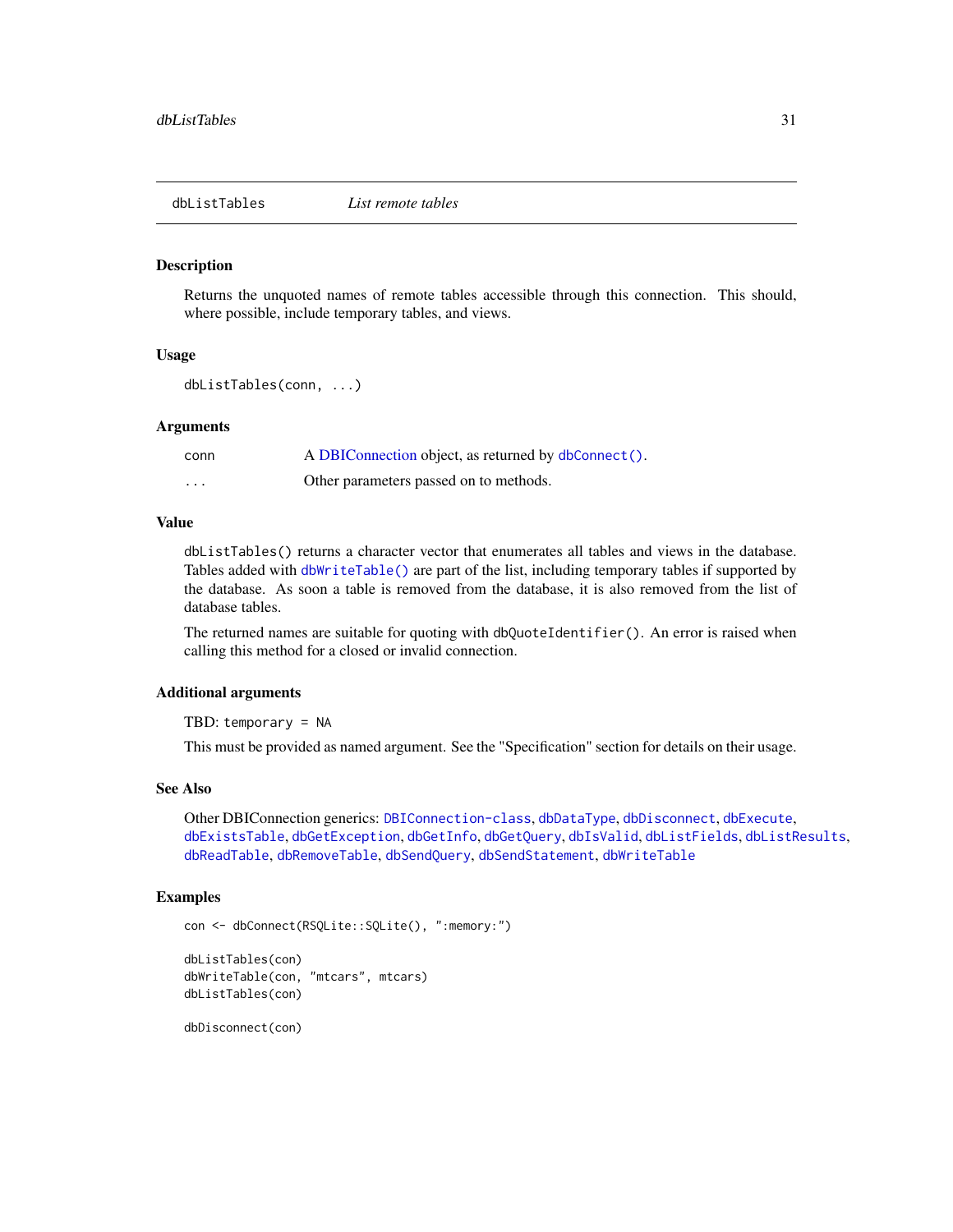# dbListTables — *List remote tables*

### Description

Returns the unquoted names of remote tables accessible through this connection. This should, where possible, include temporary tables, and views.

### Usage

```
dbListTables(conn, ...)
```

### Arguments

| | |
|---|---|
| `conn` | A DBIConnection object, as returned by `dbConnect()`. |
| `...` | Other parameters passed on to methods. |

### Value

`dbListTables()` returns a character vector that enumerates all tables and views in the database. Tables added with `dbWriteTable()` are part of the list, including temporary tables if supported by the database. As soon a table is removed from the database, it is also removed from the list of database tables.

The returned names are suitable for quoting with `dbQuoteIdentifier()`. An error is raised when calling this method for a closed or invalid connection.

### Additional arguments

TBD: `temporary = NA`

This must be provided as named argument. See the "Specification" section for details on their usage.

### See Also

Other DBIConnection generics: `DBIConnection-class`, `dbDataType`, `dbDisconnect`, `dbExecute`, `dbExistsTable`, `dbGetException`, `dbGetInfo`, `dbGetQuery`, `dbIsValid`, `dbListFields`, `dbListResults`, `dbReadTable`, `dbRemoveTable`, `dbSendQuery`, `dbSendStatement`, `dbWriteTable`

### Examples

```
con <- dbConnect(RSQLite::SQLite(), ":memory:")

dbListTables(con)
dbWriteTable(con, "mtcars", mtcars)
dbListTables(con)

dbDisconnect(con)
```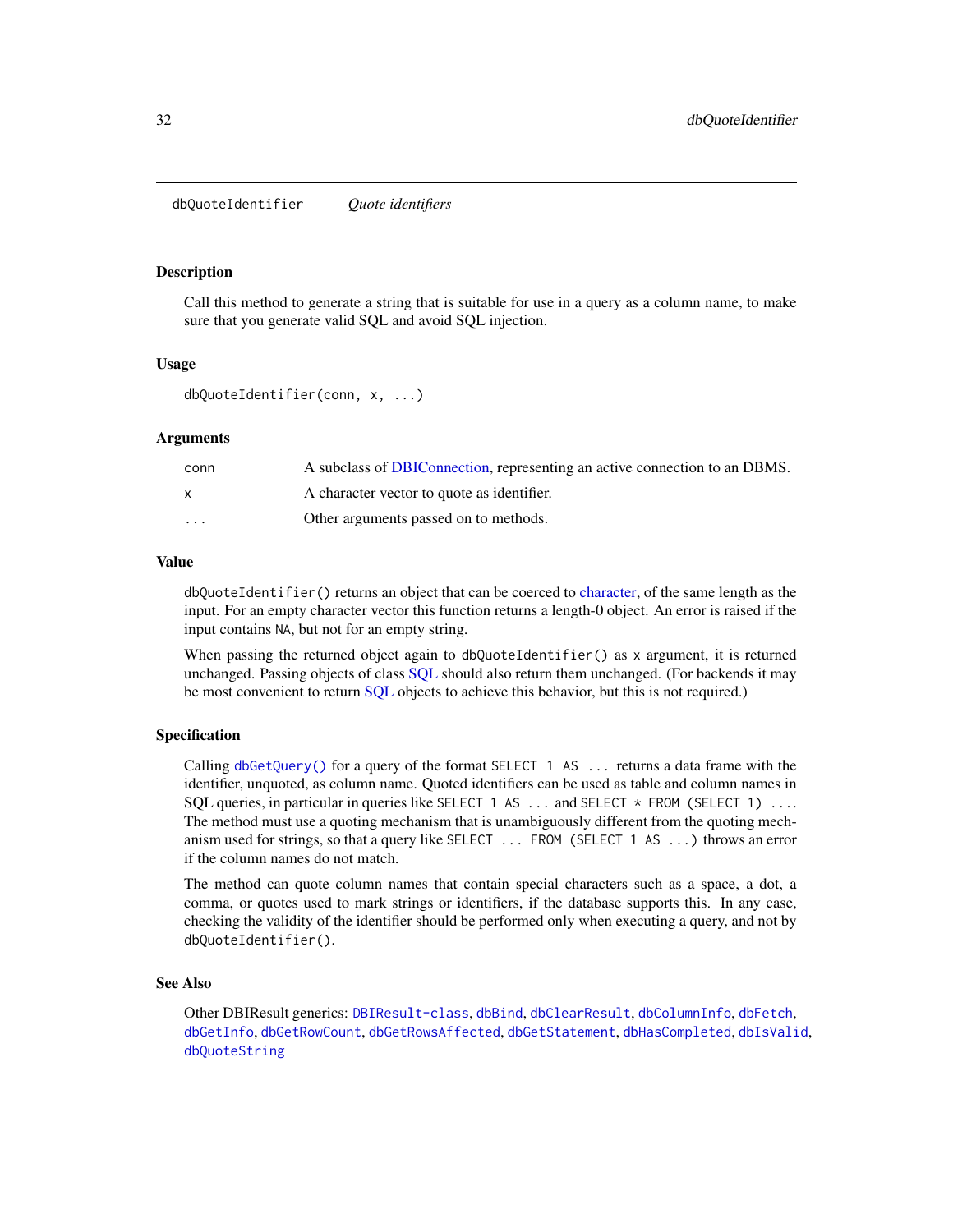## dbQuoteIdentifier *Quote identifiers*

### Description

Call this method to generate a string that is suitable for use in a query as a column name, to make sure that you generate valid SQL and avoid SQL injection.

### Usage

```
dbQuoteIdentifier(conn, x, ...)
```

### Arguments

| | |
|---|---|
| conn | A subclass of DBIConnection, representing an active connection to an DBMS. |
| x | A character vector to quote as identifier. |
| ... | Other arguments passed on to methods. |

### Value

`dbQuoteIdentifier()` returns an object that can be coerced to character, of the same length as the input. For an empty character vector this function returns a length-0 object. An error is raised if the input contains `NA`, but not for an empty string.

When passing the returned object again to `dbQuoteIdentifier()` as `x` argument, it is returned unchanged. Passing objects of class SQL should also return them unchanged. (For backends it may be most convenient to return SQL objects to achieve this behavior, but this is not required.)

### Specification

Calling `dbGetQuery()` for a query of the format `SELECT 1 AS ...` returns a data frame with the identifier, unquoted, as column name. Quoted identifiers can be used as table and column names in SQL queries, in particular in queries like `SELECT 1 AS ...` and `SELECT * FROM (SELECT 1) ...`. The method must use a quoting mechanism that is unambiguously different from the quoting mechanism used for strings, so that a query like `SELECT ... FROM (SELECT 1 AS ...)` throws an error if the column names do not match.

The method can quote column names that contain special characters such as a space, a dot, a comma, or quotes used to mark strings or identifiers, if the database supports this. In any case, checking the validity of the identifier should be performed only when executing a query, and not by `dbQuoteIdentifier()`.

### See Also

Other DBIResult generics: `DBIResult-class`, `dbBind`, `dbClearResult`, `dbColumnInfo`, `dbFetch`, `dbGetInfo`, `dbGetRowCount`, `dbGetRowsAffected`, `dbGetStatement`, `dbHasCompleted`, `dbIsValid`, `dbQuoteString`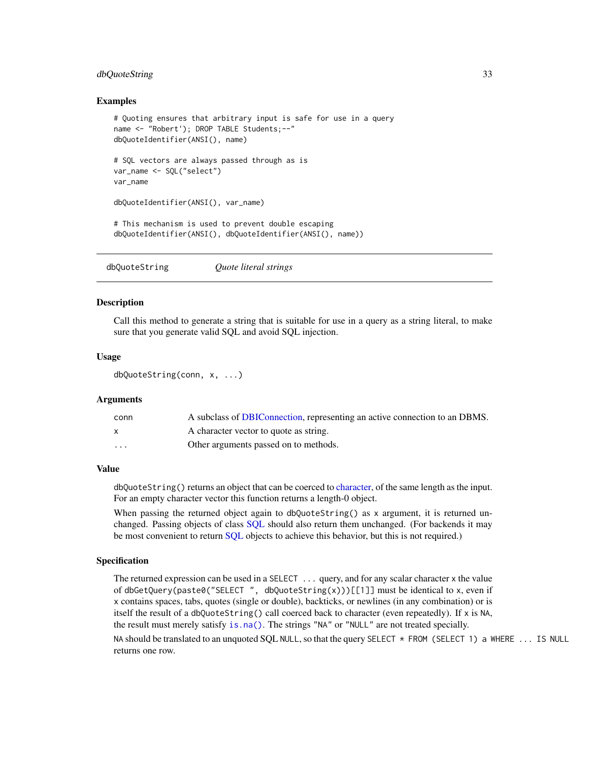### Examples

```
# Quoting ensures that arbitrary input is safe for use in a query
name <- "Robert'); DROP TABLE Students;--"
dbQuoteIdentifier(ANSI(), name)

# SQL vectors are always passed through as is
var_name <- SQL("select")
var_name

dbQuoteIdentifier(ANSI(), var_name)

# This mechanism is used to prevent double escaping
dbQuoteIdentifier(ANSI(), dbQuoteIdentifier(ANSI(), name))
```

---

## dbQuoteString    *Quote literal strings*

---

### Description

Call this method to generate a string that is suitable for use in a query as a string literal, to make sure that you generate valid SQL and avoid SQL injection.

### Usage

```
dbQuoteString(conn, x, ...)
```

### Arguments

| | |
|---|---|
| `conn` | A subclass of DBIConnection, representing an active connection to an DBMS. |
| `x` | A character vector to quote as string. |
| `...` | Other arguments passed on to methods. |

### Value

`dbQuoteString()` returns an object that can be coerced to character, of the same length as the input. For an empty character vector this function returns a length-0 object.

When passing the returned object again to `dbQuoteString()` as `x` argument, it is returned unchanged. Passing objects of class SQL should also return them unchanged. (For backends it may be most convenient to return SQL objects to achieve this behavior, but this is not required.)

### Specification

The returned expression can be used in a `SELECT ...` query, and for any scalar character `x` the value of `dbGetQuery(paste0("SELECT ", dbQuoteString(x)))[[1]]` must be identical to `x`, even if `x` contains spaces, tabs, quotes (single or double), backticks, or newlines (in any combination) or is itself the result of a `dbQuoteString()` call coerced back to character (even repeatedly). If `x` is `NA`, the result must merely satisfy `is.na()`. The strings `"NA"` or `"NULL"` are not treated specially.

`NA` should be translated to an unquoted SQL `NULL`, so that the query `SELECT * FROM (SELECT 1) a WHERE ... IS NULL` returns one row.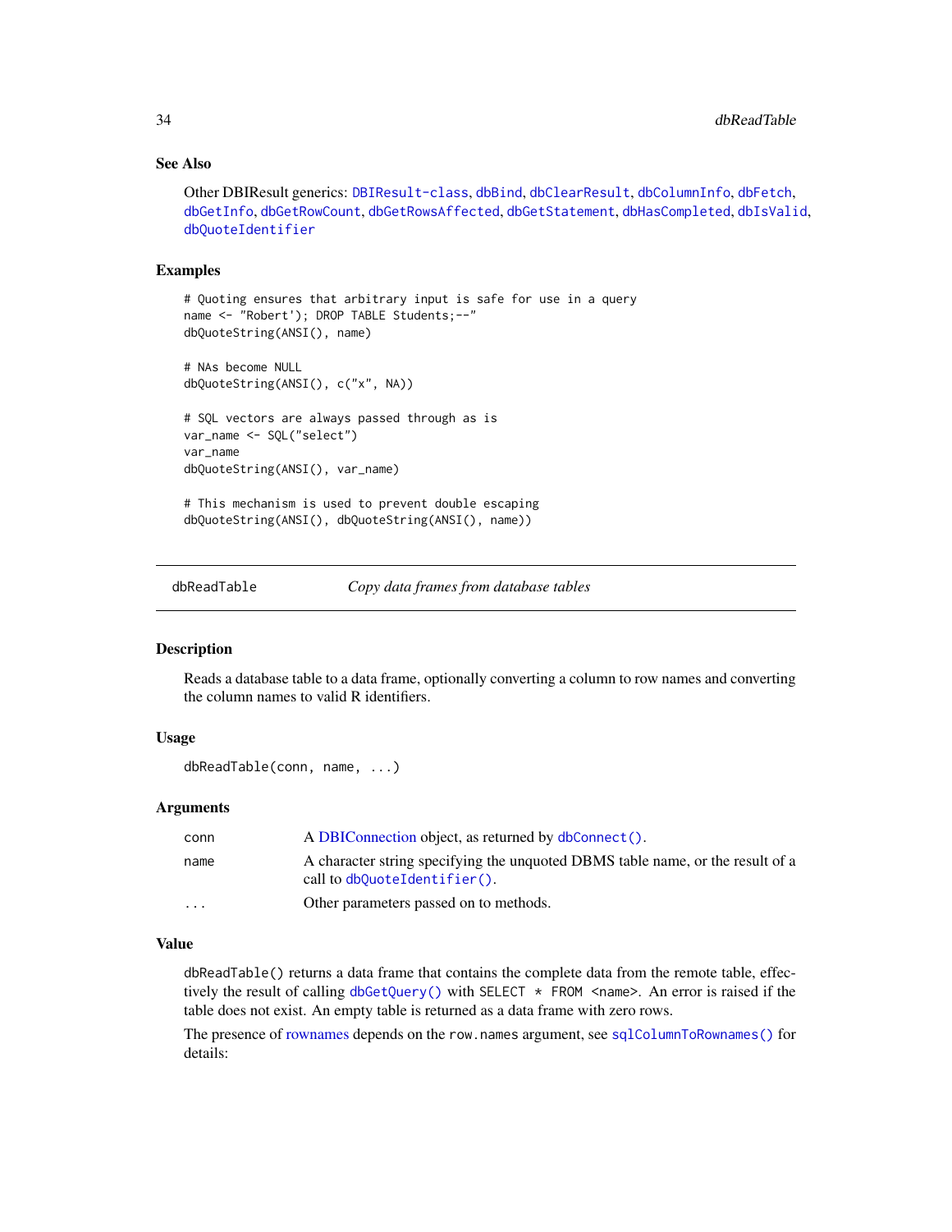### See Also

Other DBIResult generics: DBIResult-class, dbBind, dbClearResult, dbColumnInfo, dbFetch, dbGetInfo, dbGetRowCount, dbGetRowsAffected, dbGetStatement, dbHasCompleted, dbIsValid, dbQuoteIdentifier

### Examples

```
# Quoting ensures that arbitrary input is safe for use in a query
name <- "Robert'); DROP TABLE Students;--"
dbQuoteString(ANSI(), name)

# NAs become NULL
dbQuoteString(ANSI(), c("x", NA))

# SQL vectors are always passed through as is
var_name <- SQL("select")
var_name
dbQuoteString(ANSI(), var_name)

# This mechanism is used to prevent double escaping
dbQuoteString(ANSI(), dbQuoteString(ANSI(), name))
```

---

## dbReadTable — *Copy data frames from database tables*

### Description

Reads a database table to a data frame, optionally converting a column to row names and converting the column names to valid R identifiers.

### Usage

```
dbReadTable(conn, name, ...)
```

### Arguments

| | |
|---|---|
| conn | A DBIConnection object, as returned by dbConnect(). |
| name | A character string specifying the unquoted DBMS table name, or the result of a call to dbQuoteIdentifier(). |
| ... | Other parameters passed on to methods. |

### Value

dbReadTable() returns a data frame that contains the complete data from the remote table, effectively the result of calling dbGetQuery() with SELECT * FROM <name>. An error is raised if the table does not exist. An empty table is returned as a data frame with zero rows.

The presence of rownames depends on the row.names argument, see sqlColumnToRownames() for details: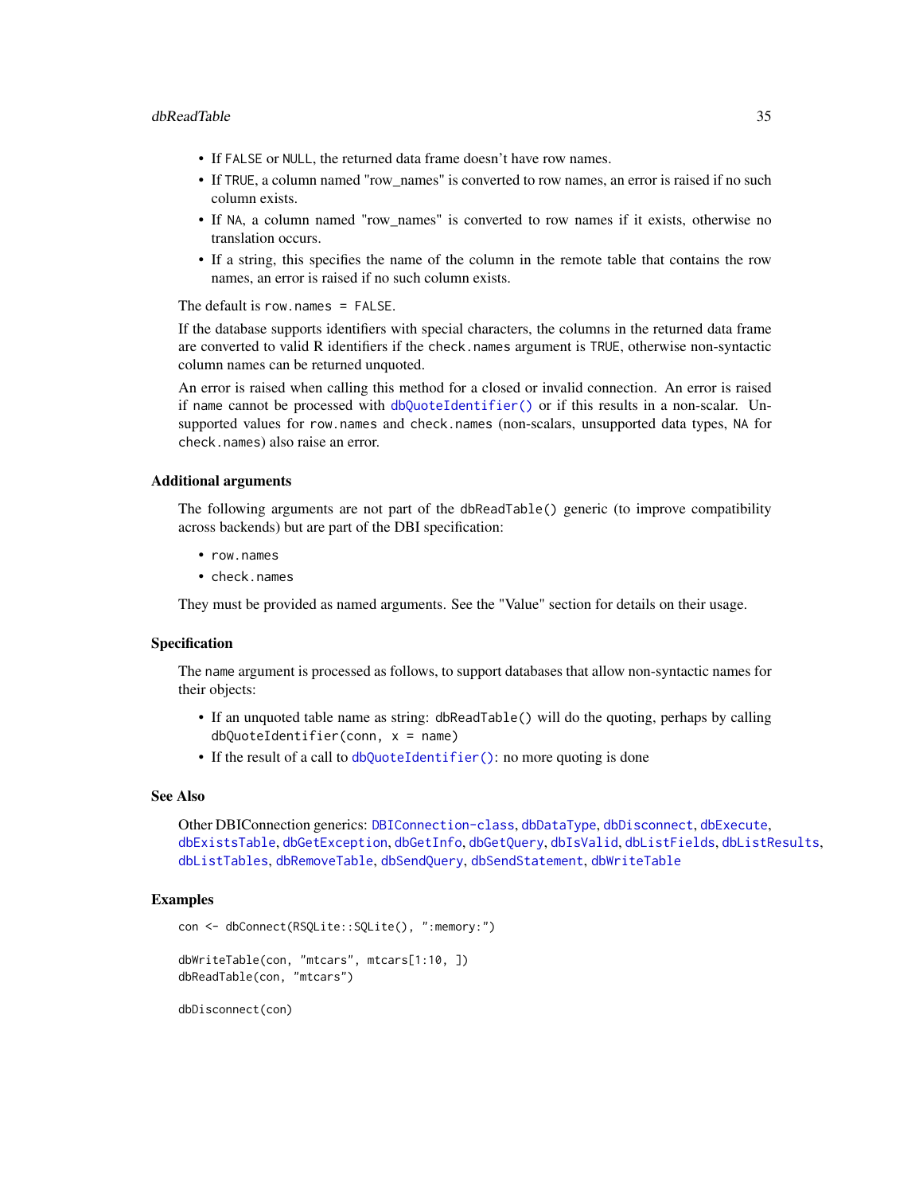- If FALSE or NULL, the returned data frame doesn't have row names.
- If TRUE, a column named "row_names" is converted to row names, an error is raised if no such column exists.
- If NA, a column named "row_names" is converted to row names if it exists, otherwise no translation occurs.
- If a string, this specifies the name of the column in the remote table that contains the row names, an error is raised if no such column exists.

The default is `row.names = FALSE`.

If the database supports identifiers with special characters, the columns in the returned data frame are converted to valid R identifiers if the `check.names` argument is TRUE, otherwise non-syntactic column names can be returned unquoted.

An error is raised when calling this method for a closed or invalid connection. An error is raised if `name` cannot be processed with `dbQuoteIdentifier()` or if this results in a non-scalar. Unsupported values for `row.names` and `check.names` (non-scalars, unsupported data types, NA for `check.names`) also raise an error.

### Additional arguments

The following arguments are not part of the `dbReadTable()` generic (to improve compatibility across backends) but are part of the DBI specification:

- `row.names`
- `check.names`

They must be provided as named arguments. See the "Value" section for details on their usage.

### Specification

The `name` argument is processed as follows, to support databases that allow non-syntactic names for their objects:

- If an unquoted table name as string: `dbReadTable()` will do the quoting, perhaps by calling `dbQuoteIdentifier(conn, x = name)`
- If the result of a call to `dbQuoteIdentifier()`: no more quoting is done

### See Also

Other DBIConnection generics: `DBIConnection-class`, `dbDataType`, `dbDisconnect`, `dbExecute`, `dbExistsTable`, `dbGetException`, `dbGetInfo`, `dbGetQuery`, `dbIsValid`, `dbListFields`, `dbListResults`, `dbListTables`, `dbRemoveTable`, `dbSendQuery`, `dbSendStatement`, `dbWriteTable`

### Examples

```
con <- dbConnect(RSQLite::SQLite(), ":memory:")

dbWriteTable(con, "mtcars", mtcars[1:10, ])
dbReadTable(con, "mtcars")

dbDisconnect(con)
```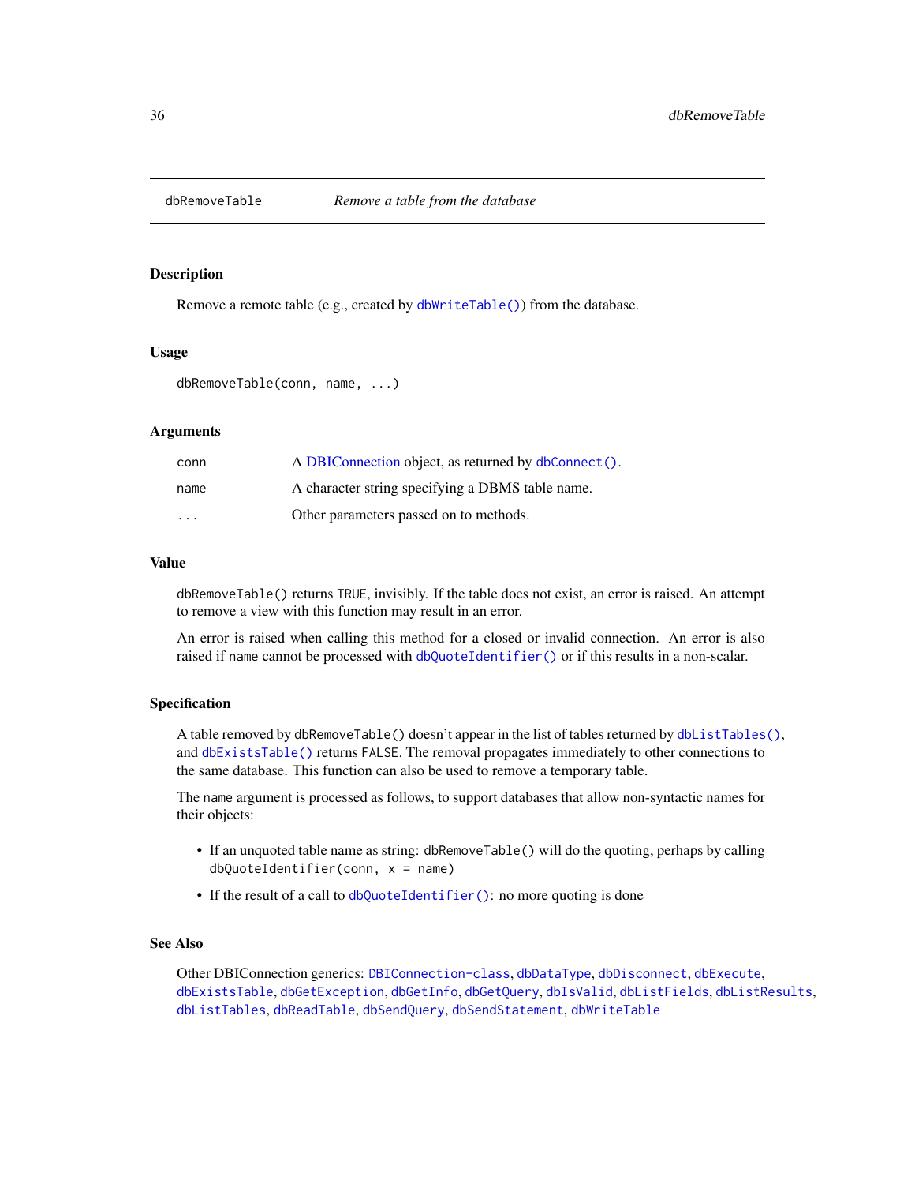# dbRemoveTable — *Remove a table from the database*

## Description

Remove a remote table (e.g., created by `dbWriteTable()`) from the database.

## Usage

```
dbRemoveTable(conn, name, ...)
```

## Arguments

| | |
|---|---|
| `conn` | A DBIConnection object, as returned by `dbConnect()`. |
| `name` | A character string specifying a DBMS table name. |
| `...` | Other parameters passed on to methods. |

## Value

`dbRemoveTable()` returns `TRUE`, invisibly. If the table does not exist, an error is raised. An attempt to remove a view with this function may result in an error.

An error is raised when calling this method for a closed or invalid connection. An error is also raised if `name` cannot be processed with `dbQuoteIdentifier()` or if this results in a non-scalar.

## Specification

A table removed by `dbRemoveTable()` doesn't appear in the list of tables returned by `dbListTables()`, and `dbExistsTable()` returns `FALSE`. The removal propagates immediately to other connections to the same database. This function can also be used to remove a temporary table.

The `name` argument is processed as follows, to support databases that allow non-syntactic names for their objects:

- If an unquoted table name as string: `dbRemoveTable()` will do the quoting, perhaps by calling `dbQuoteIdentifier(conn, x = name)`
- If the result of a call to `dbQuoteIdentifier()`: no more quoting is done

## See Also

Other DBIConnection generics: `DBIConnection-class`, `dbDataType`, `dbDisconnect`, `dbExecute`, `dbExistsTable`, `dbGetException`, `dbGetInfo`, `dbGetQuery`, `dbIsValid`, `dbListFields`, `dbListResults`, `dbListTables`, `dbReadTable`, `dbSendQuery`, `dbSendStatement`, `dbWriteTable`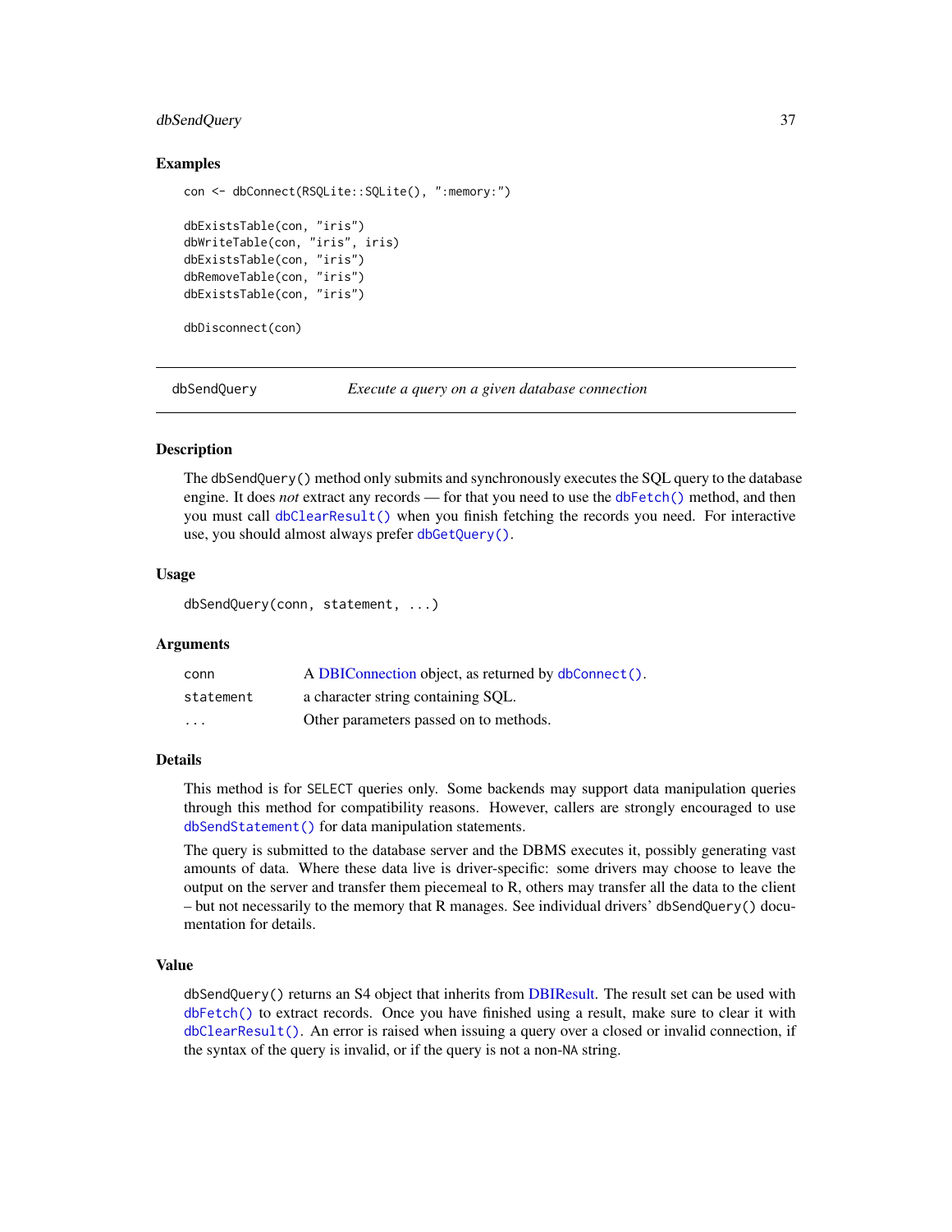### Examples

```
con <- dbConnect(RSQLite::SQLite(), ":memory:")

dbExistsTable(con, "iris")
dbWriteTable(con, "iris", iris)
dbExistsTable(con, "iris")
dbRemoveTable(con, "iris")
dbExistsTable(con, "iris")

dbDisconnect(con)
```

---

## dbSendQuery — *Execute a query on a given database connection*

---

### Description

The `dbSendQuery()` method only submits and synchronously executes the SQL query to the database engine. It does *not* extract any records — for that you need to use the `dbFetch()` method, and then you must call `dbClearResult()` when you finish fetching the records you need. For interactive use, you should almost always prefer `dbGetQuery()`.

### Usage

```
dbSendQuery(conn, statement, ...)
```

### Arguments

| | |
|---|---|
| `conn` | A DBIConnection object, as returned by `dbConnect()`. |
| `statement` | a character string containing SQL. |
| `...` | Other parameters passed on to methods. |

### Details

This method is for `SELECT` queries only. Some backends may support data manipulation queries through this method for compatibility reasons. However, callers are strongly encouraged to use `dbSendStatement()` for data manipulation statements.

The query is submitted to the database server and the DBMS executes it, possibly generating vast amounts of data. Where these data live is driver-specific: some drivers may choose to leave the output on the server and transfer them piecemeal to R, others may transfer all the data to the client – but not necessarily to the memory that R manages. See individual drivers' `dbSendQuery()` documentation for details.

### Value

`dbSendQuery()` returns an S4 object that inherits from DBIResult. The result set can be used with `dbFetch()` to extract records. Once you have finished using a result, make sure to clear it with `dbClearResult()`. An error is raised when issuing a query over a closed or invalid connection, if the syntax of the query is invalid, or if the query is not a non-`NA` string.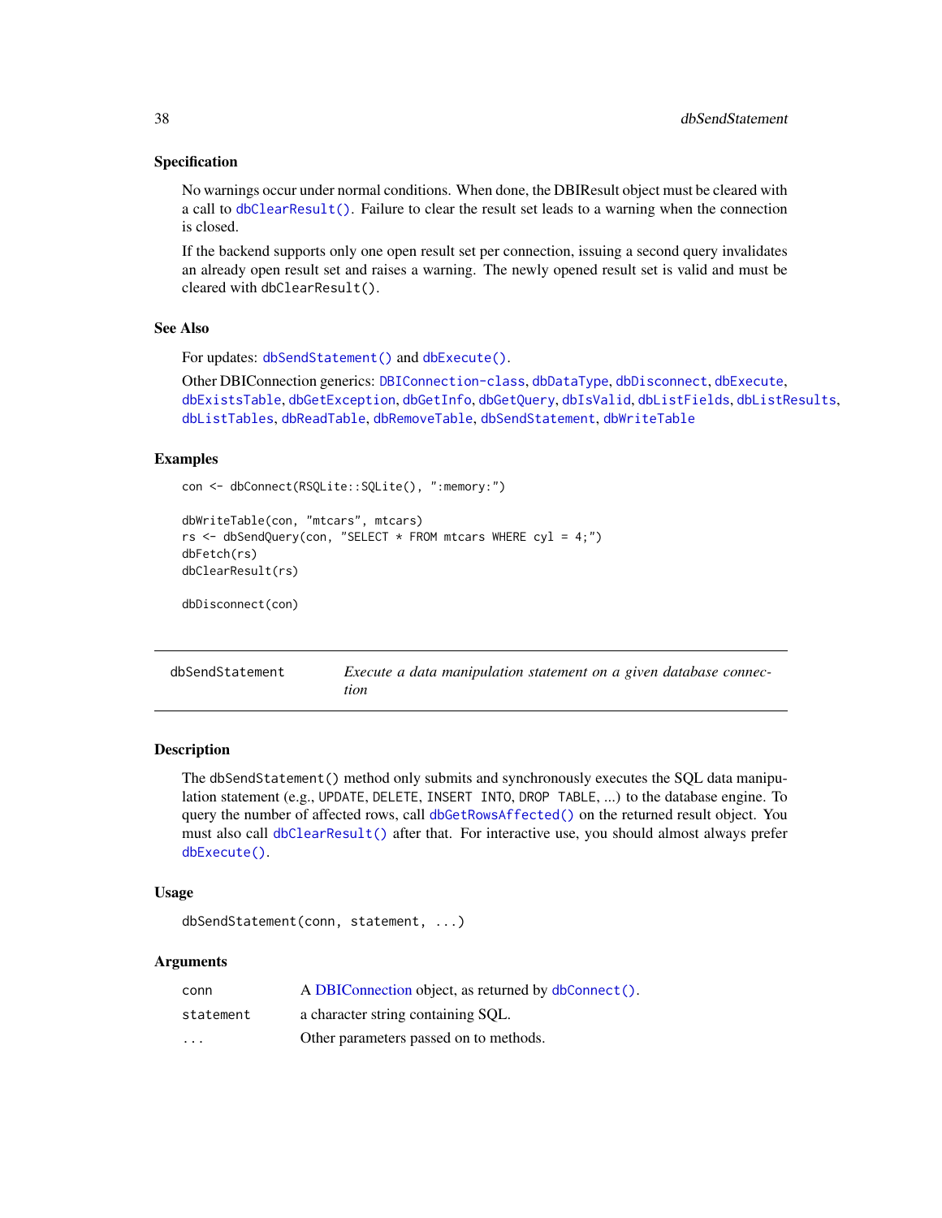### Specification

No warnings occur under normal conditions. When done, the DBIResult object must be cleared with a call to `dbClearResult()`. Failure to clear the result set leads to a warning when the connection is closed.

If the backend supports only one open result set per connection, issuing a second query invalidates an already open result set and raises a warning. The newly opened result set is valid and must be cleared with `dbClearResult()`.

### See Also

For updates: `dbSendStatement()` and `dbExecute()`.

Other DBIConnection generics: `DBIConnection-class`, `dbDataType`, `dbDisconnect`, `dbExecute`, `dbExistsTable`, `dbGetException`, `dbGetInfo`, `dbGetQuery`, `dbIsValid`, `dbListFields`, `dbListResults`, `dbListTables`, `dbReadTable`, `dbRemoveTable`, `dbSendStatement`, `dbWriteTable`

### Examples

```
con <- dbConnect(RSQLite::SQLite(), ":memory:")

dbWriteTable(con, "mtcars", mtcars)
rs <- dbSendQuery(con, "SELECT * FROM mtcars WHERE cyl = 4;")
dbFetch(rs)
dbClearResult(rs)

dbDisconnect(con)
```

---

## dbSendStatement — *Execute a data manipulation statement on a given database connection*

---

### Description

The `dbSendStatement()` method only submits and synchronously executes the SQL data manipulation statement (e.g., `UPDATE`, `DELETE`, `INSERT INTO`, `DROP TABLE`, ...) to the database engine. To query the number of affected rows, call `dbGetRowsAffected()` on the returned result object. You must also call `dbClearResult()` after that. For interactive use, you should almost always prefer `dbExecute()`.

### Usage

```
dbSendStatement(conn, statement, ...)
```

### Arguments

| | |
|---|---|
| `conn` | A DBIConnection object, as returned by `dbConnect()`. |
| `statement` | a character string containing SQL. |
| `...` | Other parameters passed on to methods. |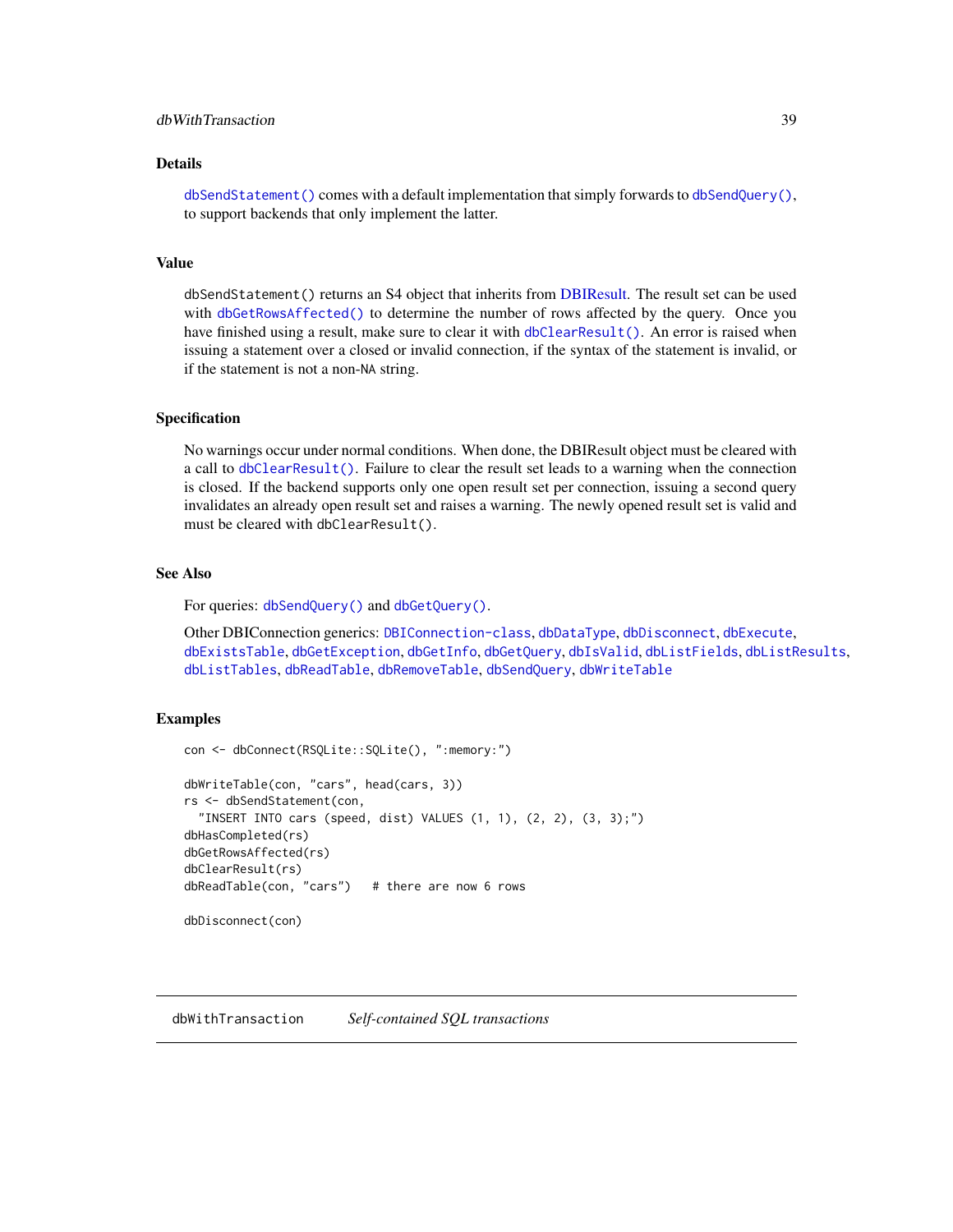### Details

`dbSendStatement()` comes with a default implementation that simply forwards to `dbSendQuery()`, to support backends that only implement the latter.

### Value

`dbSendStatement()` returns an S4 object that inherits from DBIResult. The result set can be used with `dbGetRowsAffected()` to determine the number of rows affected by the query. Once you have finished using a result, make sure to clear it with `dbClearResult()`. An error is raised when issuing a statement over a closed or invalid connection, if the syntax of the statement is invalid, or if the statement is not a non-NA string.

### Specification

No warnings occur under normal conditions. When done, the DBIResult object must be cleared with a call to `dbClearResult()`. Failure to clear the result set leads to a warning when the connection is closed. If the backend supports only one open result set per connection, issuing a second query invalidates an already open result set and raises a warning. The newly opened result set is valid and must be cleared with `dbClearResult()`.

### See Also

For queries: `dbSendQuery()` and `dbGetQuery()`.

Other DBIConnection generics: `DBIConnection-class`, `dbDataType`, `dbDisconnect`, `dbExecute`, `dbExistsTable`, `dbGetException`, `dbGetInfo`, `dbGetQuery`, `dbIsValid`, `dbListFields`, `dbListResults`, `dbListTables`, `dbReadTable`, `dbRemoveTable`, `dbSendQuery`, `dbWriteTable`

### Examples

```
con <- dbConnect(RSQLite::SQLite(), ":memory:")

dbWriteTable(con, "cars", head(cars, 3))
rs <- dbSendStatement(con,
  "INSERT INTO cars (speed, dist) VALUES (1, 1), (2, 2), (3, 3);")
dbHasCompleted(rs)
dbGetRowsAffected(rs)
dbClearResult(rs)
dbReadTable(con, "cars")   # there are now 6 rows

dbDisconnect(con)
```

## dbWithTransaction *Self-contained SQL transactions*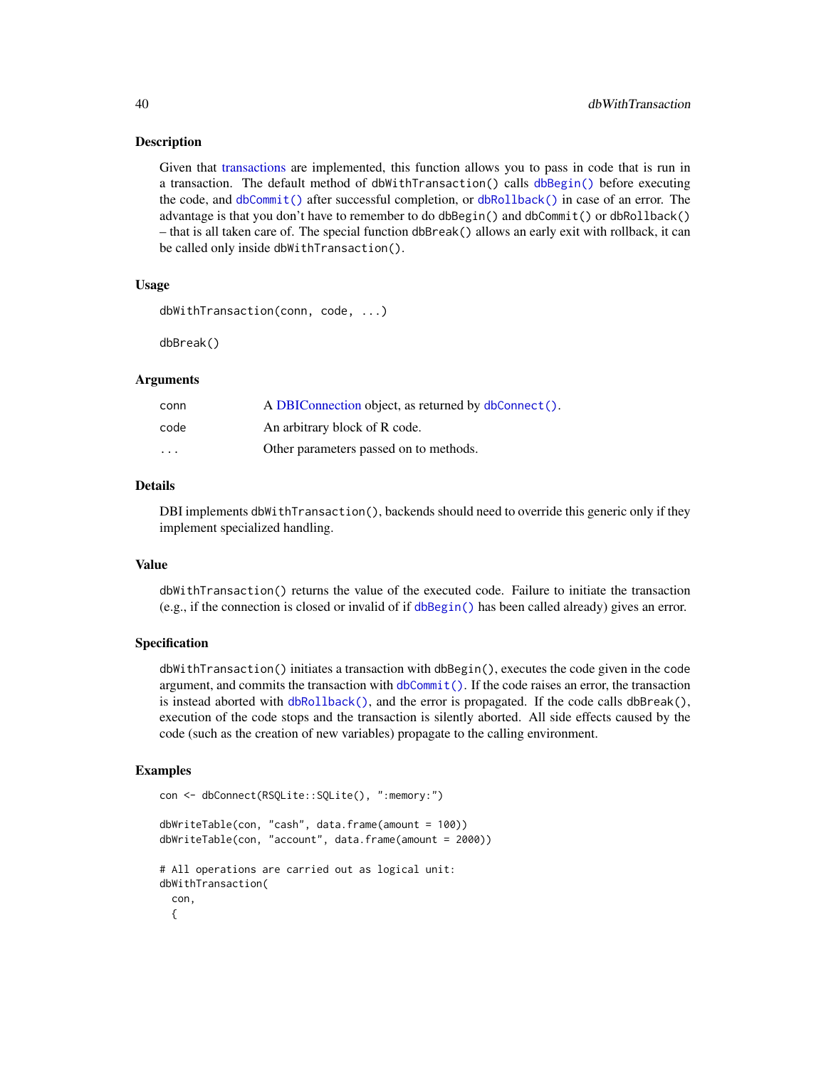## Description

Given that transactions are implemented, this function allows you to pass in code that is run in a transaction. The default method of `dbWithTransaction()` calls `dbBegin()` before executing the code, and `dbCommit()` after successful completion, or `dbRollback()` in case of an error. The advantage is that you don't have to remember to do `dbBegin()` and `dbCommit()` or `dbRollback()` – that is all taken care of. The special function `dbBreak()` allows an early exit with rollback, it can be called only inside `dbWithTransaction()`.

## Usage

```
dbWithTransaction(conn, code, ...)

dbBreak()
```

## Arguments

| | |
|---|---|
| `conn` | A DBIConnection object, as returned by `dbConnect()`. |
| `code` | An arbitrary block of R code. |
| `...` | Other parameters passed on to methods. |

## Details

DBI implements `dbWithTransaction()`, backends should need to override this generic only if they implement specialized handling.

## Value

`dbWithTransaction()` returns the value of the executed code. Failure to initiate the transaction (e.g., if the connection is closed or invalid of if `dbBegin()` has been called already) gives an error.

## Specification

`dbWithTransaction()` initiates a transaction with `dbBegin()`, executes the code given in the code argument, and commits the transaction with `dbCommit()`. If the code raises an error, the transaction is instead aborted with `dbRollback()`, and the error is propagated. If the code calls `dbBreak()`, execution of the code stops and the transaction is silently aborted. All side effects caused by the code (such as the creation of new variables) propagate to the calling environment.

## Examples

```
con <- dbConnect(RSQLite::SQLite(), ":memory:")

dbWriteTable(con, "cash", data.frame(amount = 100))
dbWriteTable(con, "account", data.frame(amount = 2000))

# All operations are carried out as logical unit:
dbWithTransaction(
  con,
  {
```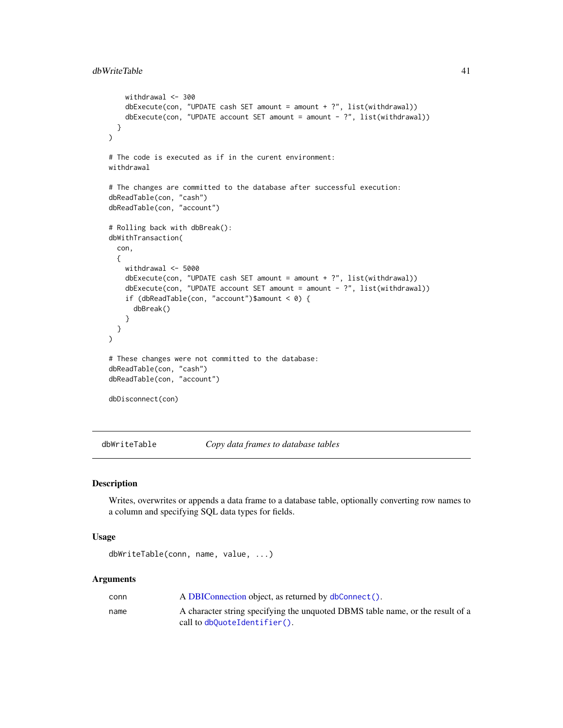```
    withdrawal <- 300
    dbExecute(con, "UPDATE cash SET amount = amount + ?", list(withdrawal))
    dbExecute(con, "UPDATE account SET amount = amount - ?", list(withdrawal))
  }
)

# The code is executed as if in the curent environment:
withdrawal

# The changes are committed to the database after successful execution:
dbReadTable(con, "cash")
dbReadTable(con, "account")

# Rolling back with dbBreak():
dbWithTransaction(
  con,
  {
    withdrawal <- 5000
    dbExecute(con, "UPDATE cash SET amount = amount + ?", list(withdrawal))
    dbExecute(con, "UPDATE account SET amount = amount - ?", list(withdrawal))
    if (dbReadTable(con, "account")$amount < 0) {
      dbBreak()
    }
  }
)

# These changes were not committed to the database:
dbReadTable(con, "cash")
dbReadTable(con, "account")

dbDisconnect(con)
```

## dbWriteTable    *Copy data frames to database tables*

### Description

Writes, overwrites or appends a data frame to a database table, optionally converting row names to a column and specifying SQL data types for fields.

### Usage

```
dbWriteTable(conn, name, value, ...)
```

### Arguments

| | |
|---|---|
| conn | A DBIConnection object, as returned by `dbConnect()`. |
| name | A character string specifying the unquoted DBMS table name, or the result of a call to `dbQuoteIdentifier()`. |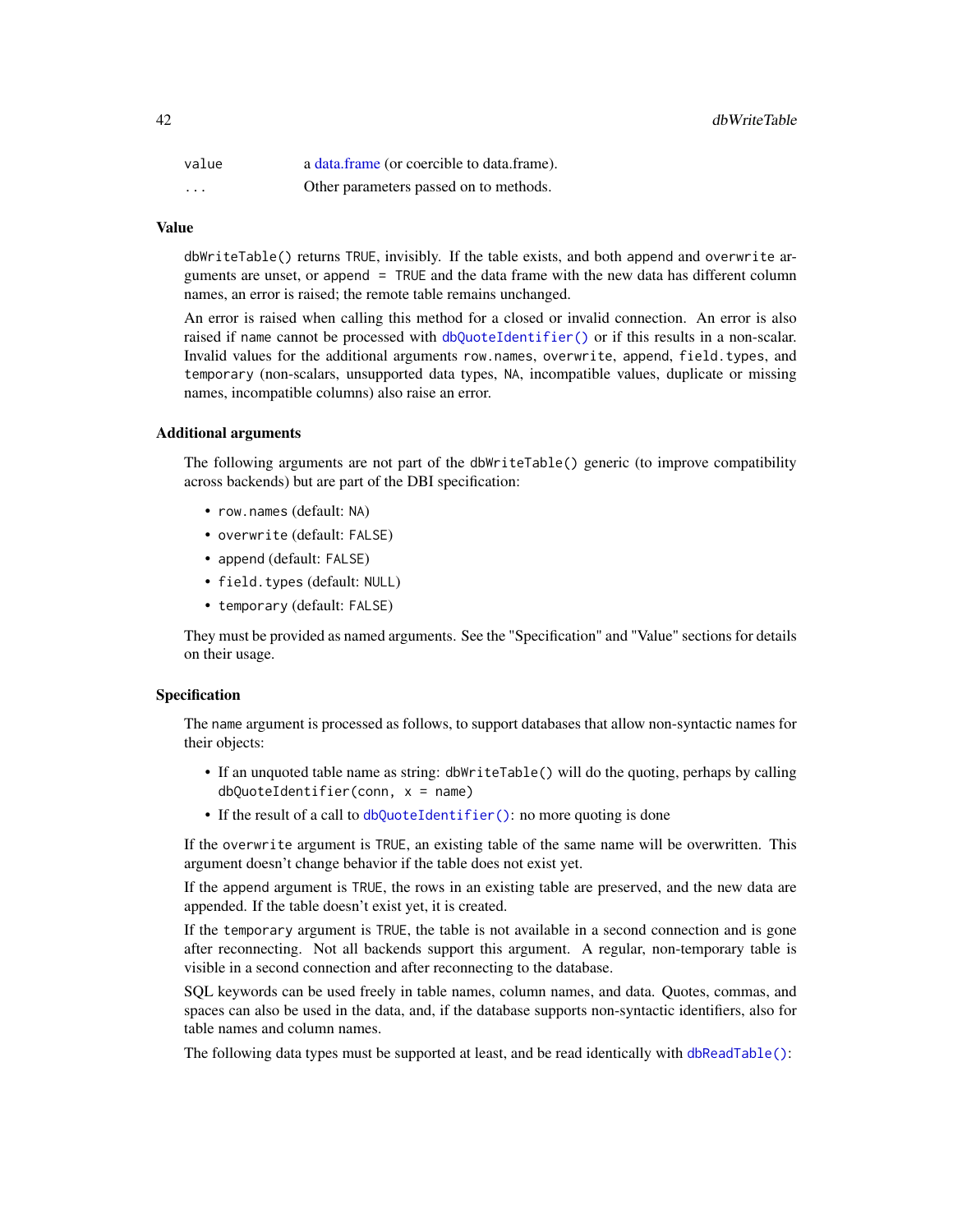| | |
|---|---|
| `value` | a data.frame (or coercible to data.frame). |
| `...` | Other parameters passed on to methods. |

### Value

`dbWriteTable()` returns `TRUE`, invisibly. If the table exists, and both `append` and `overwrite` arguments are unset, or `append = TRUE` and the data frame with the new data has different column names, an error is raised; the remote table remains unchanged.

An error is raised when calling this method for a closed or invalid connection. An error is also raised if `name` cannot be processed with `dbQuoteIdentifier()` or if this results in a non-scalar. Invalid values for the additional arguments `row.names`, `overwrite`, `append`, `field.types`, and `temporary` (non-scalars, unsupported data types, `NA`, incompatible values, duplicate or missing names, incompatible columns) also raise an error.

### Additional arguments

The following arguments are not part of the `dbWriteTable()` generic (to improve compatibility across backends) but are part of the DBI specification:

- `row.names` (default: `NA`)
- `overwrite` (default: `FALSE`)
- `append` (default: `FALSE`)
- `field.types` (default: `NULL`)
- `temporary` (default: `FALSE`)

They must be provided as named arguments. See the "Specification" and "Value" sections for details on their usage.

### Specification

The `name` argument is processed as follows, to support databases that allow non-syntactic names for their objects:

- If an unquoted table name as string: `dbWriteTable()` will do the quoting, perhaps by calling `dbQuoteIdentifier(conn, x = name)`
- If the result of a call to `dbQuoteIdentifier()`: no more quoting is done

If the `overwrite` argument is `TRUE`, an existing table of the same name will be overwritten. This argument doesn't change behavior if the table does not exist yet.

If the `append` argument is `TRUE`, the rows in an existing table are preserved, and the new data are appended. If the table doesn't exist yet, it is created.

If the `temporary` argument is `TRUE`, the table is not available in a second connection and is gone after reconnecting. Not all backends support this argument. A regular, non-temporary table is visible in a second connection and after reconnecting to the database.

SQL keywords can be used freely in table names, column names, and data. Quotes, commas, and spaces can also be used in the data, and, if the database supports non-syntactic identifiers, also for table names and column names.

The following data types must be supported at least, and be read identically with `dbReadTable()`: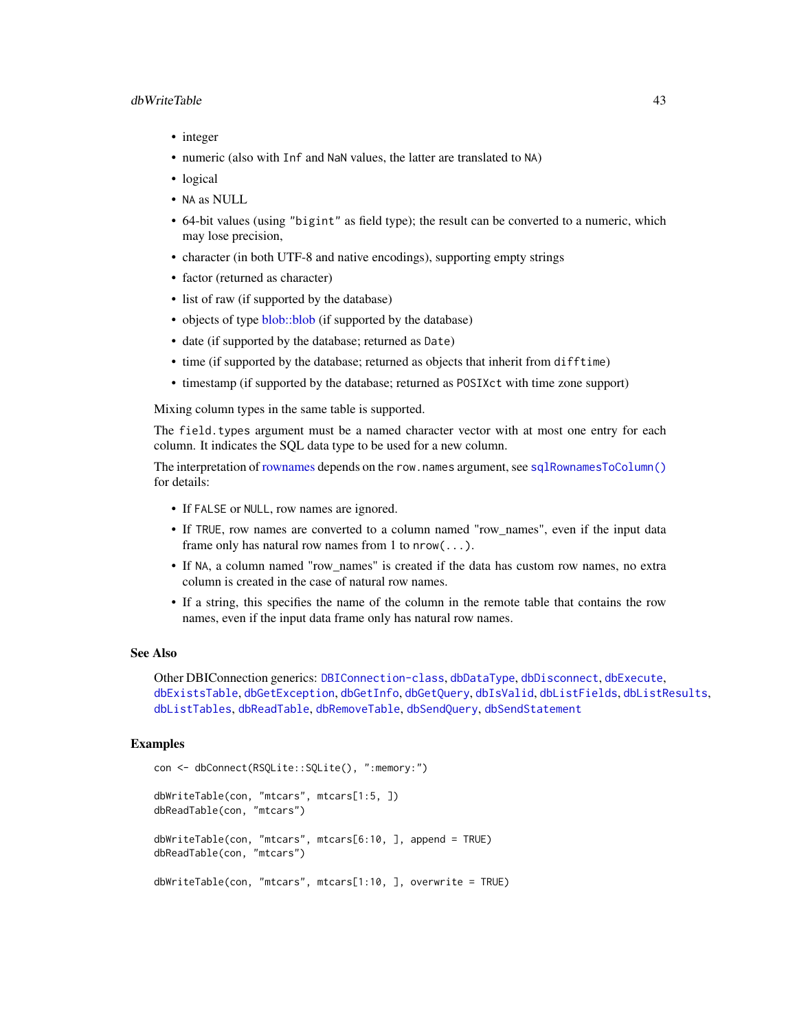- integer
- numeric (also with `Inf` and `NaN` values, the latter are translated to `NA`)
- logical
- `NA` as NULL
- 64-bit values (using `"bigint"` as field type); the result can be converted to a numeric, which may lose precision,
- character (in both UTF-8 and native encodings), supporting empty strings
- factor (returned as character)
- list of raw (if supported by the database)
- objects of type blob::blob (if supported by the database)
- date (if supported by the database; returned as `Date`)
- time (if supported by the database; returned as objects that inherit from `difftime`)
- timestamp (if supported by the database; returned as `POSIXct` with time zone support)

Mixing column types in the same table is supported.

The `field.types` argument must be a named character vector with at most one entry for each column. It indicates the SQL data type to be used for a new column.

The interpretation of rownames depends on the `row.names` argument, see `sqlRownamesToColumn()` for details:

- If `FALSE` or `NULL`, row names are ignored.
- If `TRUE`, row names are converted to a column named "row_names", even if the input data frame only has natural row names from 1 to `nrow(...)`.
- If `NA`, a column named "row_names" is created if the data has custom row names, no extra column is created in the case of natural row names.
- If a string, this specifies the name of the column in the remote table that contains the row names, even if the input data frame only has natural row names.

## See Also

Other DBIConnection generics: `DBIConnection-class`, `dbDataType`, `dbDisconnect`, `dbExecute`, `dbExistsTable`, `dbGetException`, `dbGetInfo`, `dbGetQuery`, `dbIsValid`, `dbListFields`, `dbListResults`, `dbListTables`, `dbReadTable`, `dbRemoveTable`, `dbSendQuery`, `dbSendStatement`

## Examples

```
con <- dbConnect(RSQLite::SQLite(), ":memory:")

dbWriteTable(con, "mtcars", mtcars[1:5, ])
dbReadTable(con, "mtcars")

dbWriteTable(con, "mtcars", mtcars[6:10, ], append = TRUE)
dbReadTable(con, "mtcars")

dbWriteTable(con, "mtcars", mtcars[1:10, ], overwrite = TRUE)
```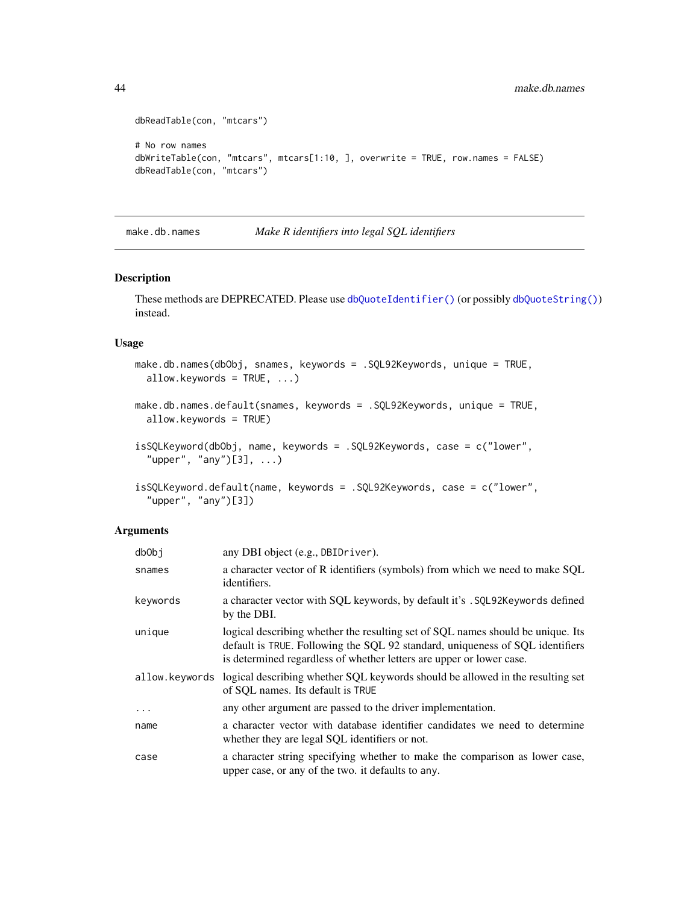```
dbReadTable(con, "mtcars")

# No row names
dbWriteTable(con, "mtcars", mtcars[1:10, ], overwrite = TRUE, row.names = FALSE)
dbReadTable(con, "mtcars")
```

## make.db.names — *Make R identifiers into legal SQL identifiers*

### Description

These methods are DEPRECATED. Please use `dbQuoteIdentifier()` (or possibly `dbQuoteString()`) instead.

### Usage

```
make.db.names(dbObj, snames, keywords = .SQL92Keywords, unique = TRUE,
  allow.keywords = TRUE, ...)

make.db.names.default(snames, keywords = .SQL92Keywords, unique = TRUE,
  allow.keywords = TRUE)

isSQLKeyword(dbObj, name, keywords = .SQL92Keywords, case = c("lower",
  "upper", "any")[3], ...)

isSQLKeyword.default(name, keywords = .SQL92Keywords, case = c("lower",
  "upper", "any")[3])
```

### Arguments

| | |
|---|---|
| `dbObj` | any DBI object (e.g., `DBIDriver`). |
| `snames` | a character vector of R identifiers (symbols) from which we need to make SQL identifiers. |
| `keywords` | a character vector with SQL keywords, by default it's `.SQL92Keywords` defined by the DBI. |
| `unique` | logical describing whether the resulting set of SQL names should be unique. Its default is `TRUE`. Following the SQL 92 standard, uniqueness of SQL identifiers is determined regardless of whether letters are upper or lower case. |
| `allow.keywords` | logical describing whether SQL keywords should be allowed in the resulting set of SQL names. Its default is `TRUE` |
| `...` | any other argument are passed to the driver implementation. |
| `name` | a character vector with database identifier candidates we need to determine whether they are legal SQL identifiers or not. |
| `case` | a character string specifying whether to make the comparison as lower case, upper case, or any of the two. it defaults to any. |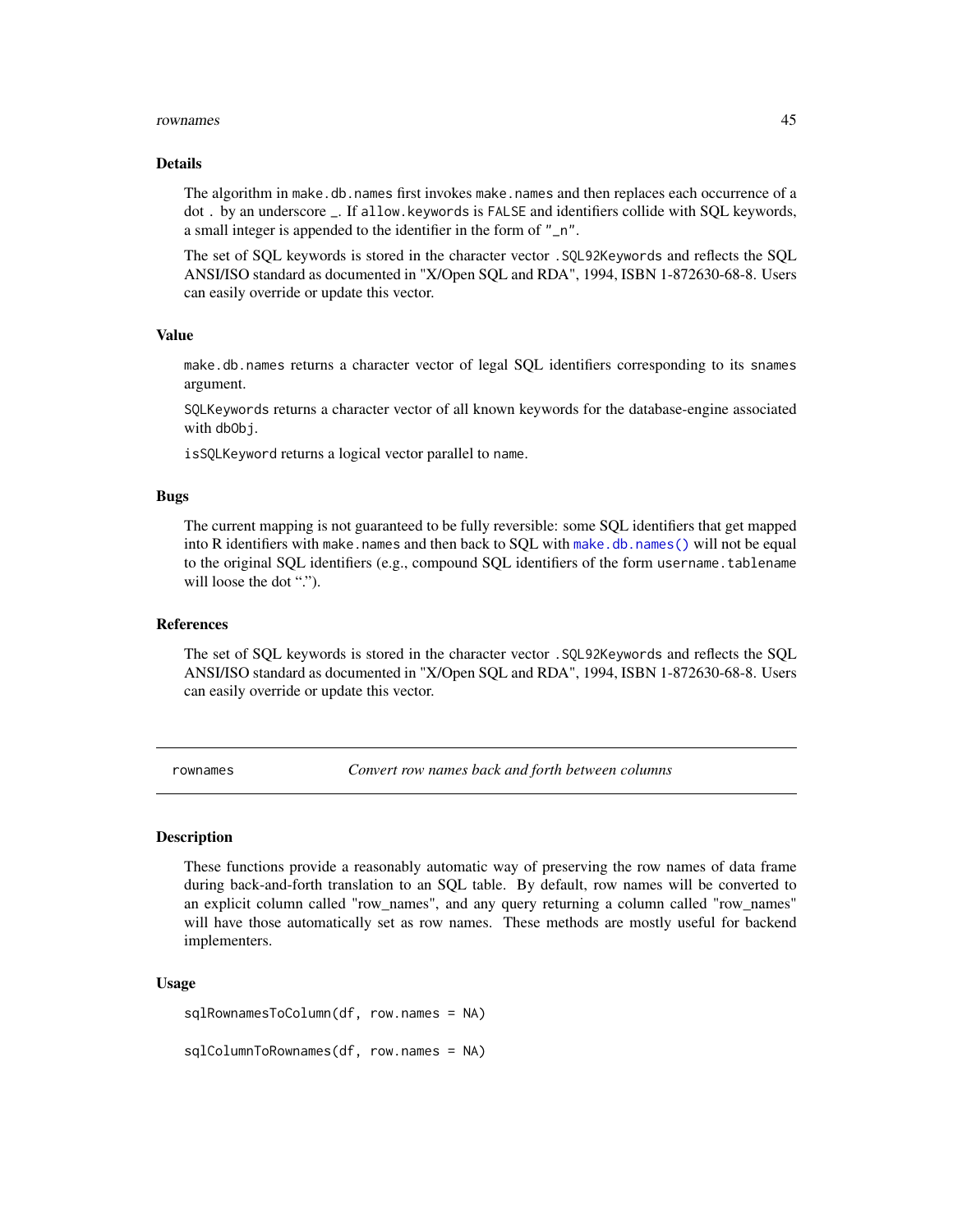### Details

The algorithm in `make.db.names` first invokes `make.names` and then replaces each occurrence of a dot `.` by an underscore `_`. If `allow.keywords` is `FALSE` and identifiers collide with SQL keywords, a small integer is appended to the identifier in the form of `"_n"`.

The set of SQL keywords is stored in the character vector `.SQL92Keywords` and reflects the SQL ANSI/ISO standard as documented in "X/Open SQL and RDA", 1994, ISBN 1-872630-68-8. Users can easily override or update this vector.

### Value

`make.db.names` returns a character vector of legal SQL identifiers corresponding to its `snames` argument.

`SQLKeywords` returns a character vector of all known keywords for the database-engine associated with `dbObj`.

`isSQLKeyword` returns a logical vector parallel to `name`.

### Bugs

The current mapping is not guaranteed to be fully reversible: some SQL identifiers that get mapped into R identifiers with `make.names` and then back to SQL with `make.db.names()` will not be equal to the original SQL identifiers (e.g., compound SQL identifiers of the form `username.tablename` will loose the dot ".").

### References

The set of SQL keywords is stored in the character vector `.SQL92Keywords` and reflects the SQL ANSI/ISO standard as documented in "X/Open SQL and RDA", 1994, ISBN 1-872630-68-8. Users can easily override or update this vector.

---

## rownames — *Convert row names back and forth between columns*

### Description

These functions provide a reasonably automatic way of preserving the row names of data frame during back-and-forth translation to an SQL table. By default, row names will be converted to an explicit column called "row_names", and any query returning a column called "row_names" will have those automatically set as row names. These methods are mostly useful for backend implementers.

### Usage

```
sqlRownamesToColumn(df, row.names = NA)

sqlColumnToRownames(df, row.names = NA)
```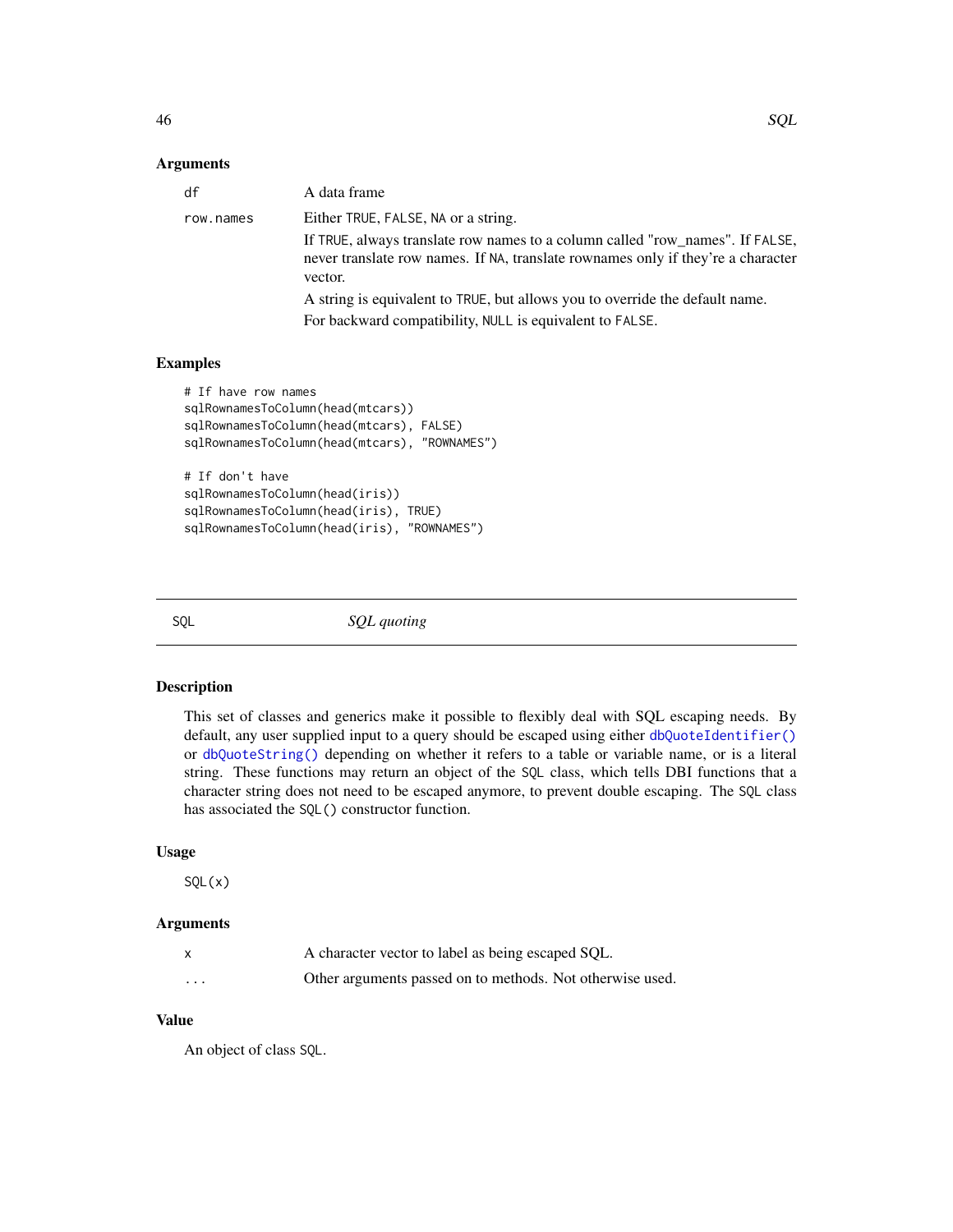### Arguments

| | |
|---|---|
| df | A data frame |
| row.names | Either TRUE, FALSE, NA or a string.<br>If TRUE, always translate row names to a column called "row_names". If FALSE, never translate row names. If NA, translate rownames only if they're a character vector.<br>A string is equivalent to TRUE, but allows you to override the default name.<br>For backward compatibility, NULL is equivalent to FALSE. |

### Examples

```
# If have row names
sqlRownamesToColumn(head(mtcars))
sqlRownamesToColumn(head(mtcars), FALSE)
sqlRownamesToColumn(head(mtcars), "ROWNAMES")

# If don't have
sqlRownamesToColumn(head(iris))
sqlRownamesToColumn(head(iris), TRUE)
sqlRownamesToColumn(head(iris), "ROWNAMES")
```

---

## SQL — *SQL quoting*

---

### Description

This set of classes and generics make it possible to flexibly deal with SQL escaping needs. By default, any user supplied input to a query should be escaped using either dbQuoteIdentifier() or dbQuoteString() depending on whether it refers to a table or variable name, or is a literal string. These functions may return an object of the SQL class, which tells DBI functions that a character string does not need to be escaped anymore, to prevent double escaping. The SQL class has associated the SQL() constructor function.

### Usage

```
SQL(x)
```

### Arguments

| | |
|---|---|
| x | A character vector to label as being escaped SQL. |
| ... | Other arguments passed on to methods. Not otherwise used. |

### Value

An object of class SQL.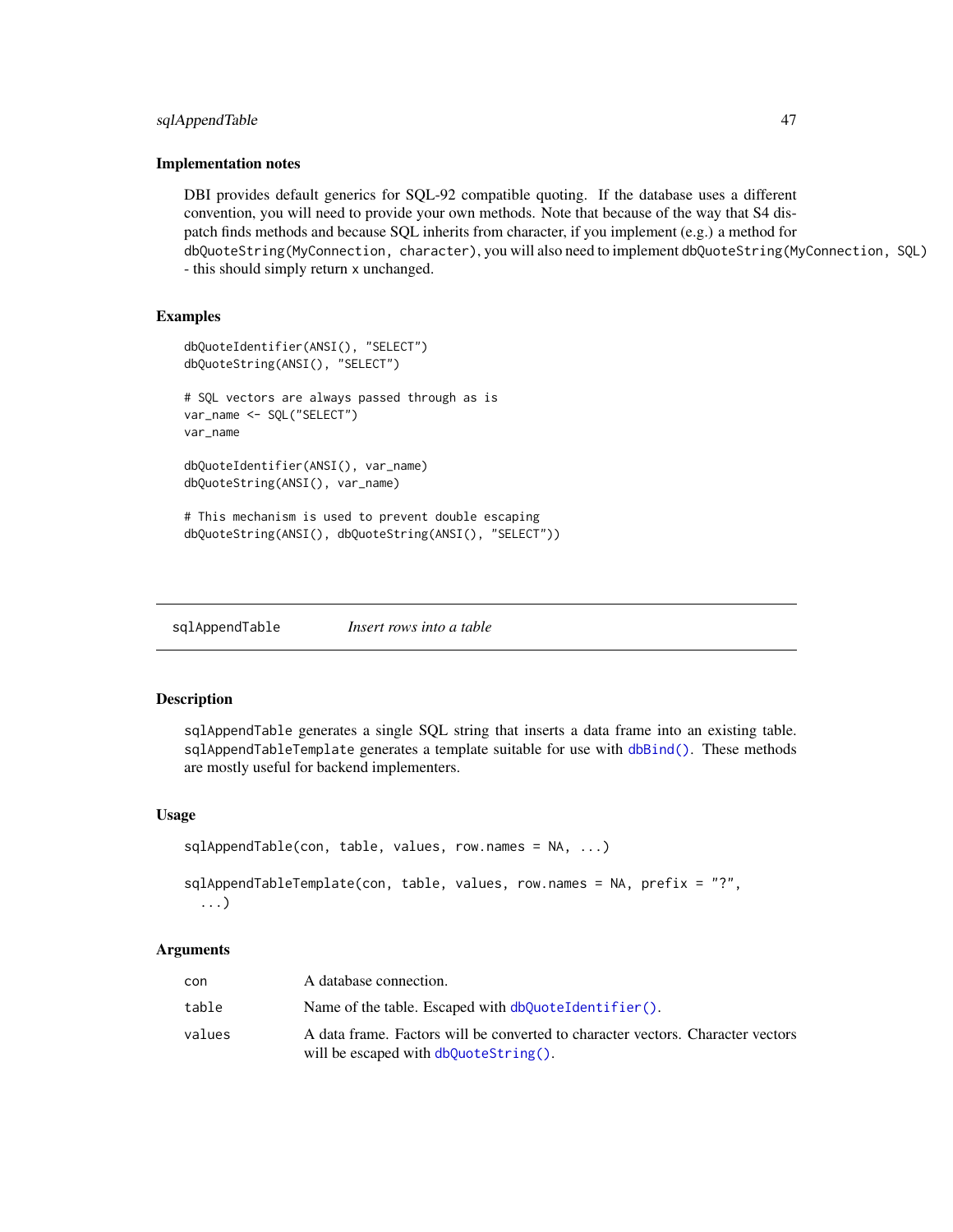### Implementation notes

DBI provides default generics for SQL-92 compatible quoting. If the database uses a different convention, you will need to provide your own methods. Note that because of the way that S4 dispatch finds methods and because SQL inherits from character, if you implement (e.g.) a method for `dbQuoteString(MyConnection, character)`, you will also need to implement `dbQuoteString(MyConnection, SQL)` - this should simply return `x` unchanged.

### Examples

```
dbQuoteIdentifier(ANSI(), "SELECT")
dbQuoteString(ANSI(), "SELECT")

# SQL vectors are always passed through as is
var_name <- SQL("SELECT")
var_name

dbQuoteIdentifier(ANSI(), var_name)
dbQuoteString(ANSI(), var_name)

# This mechanism is used to prevent double escaping
dbQuoteString(ANSI(), dbQuoteString(ANSI(), "SELECT"))
```

---

## sqlAppendTable &nbsp;&nbsp;&nbsp; *Insert rows into a table*

### Description

`sqlAppendTable` generates a single SQL string that inserts a data frame into an existing table. `sqlAppendTableTemplate` generates a template suitable for use with `dbBind()`. These methods are mostly useful for backend implementers.

### Usage

```
sqlAppendTable(con, table, values, row.names = NA, ...)

sqlAppendTableTemplate(con, table, values, row.names = NA, prefix = "?",
  ...)
```

### Arguments

| | |
|---|---|
| `con` | A database connection. |
| `table` | Name of the table. Escaped with `dbQuoteIdentifier()`. |
| `values` | A data frame. Factors will be converted to character vectors. Character vectors will be escaped with `dbQuoteString()`. |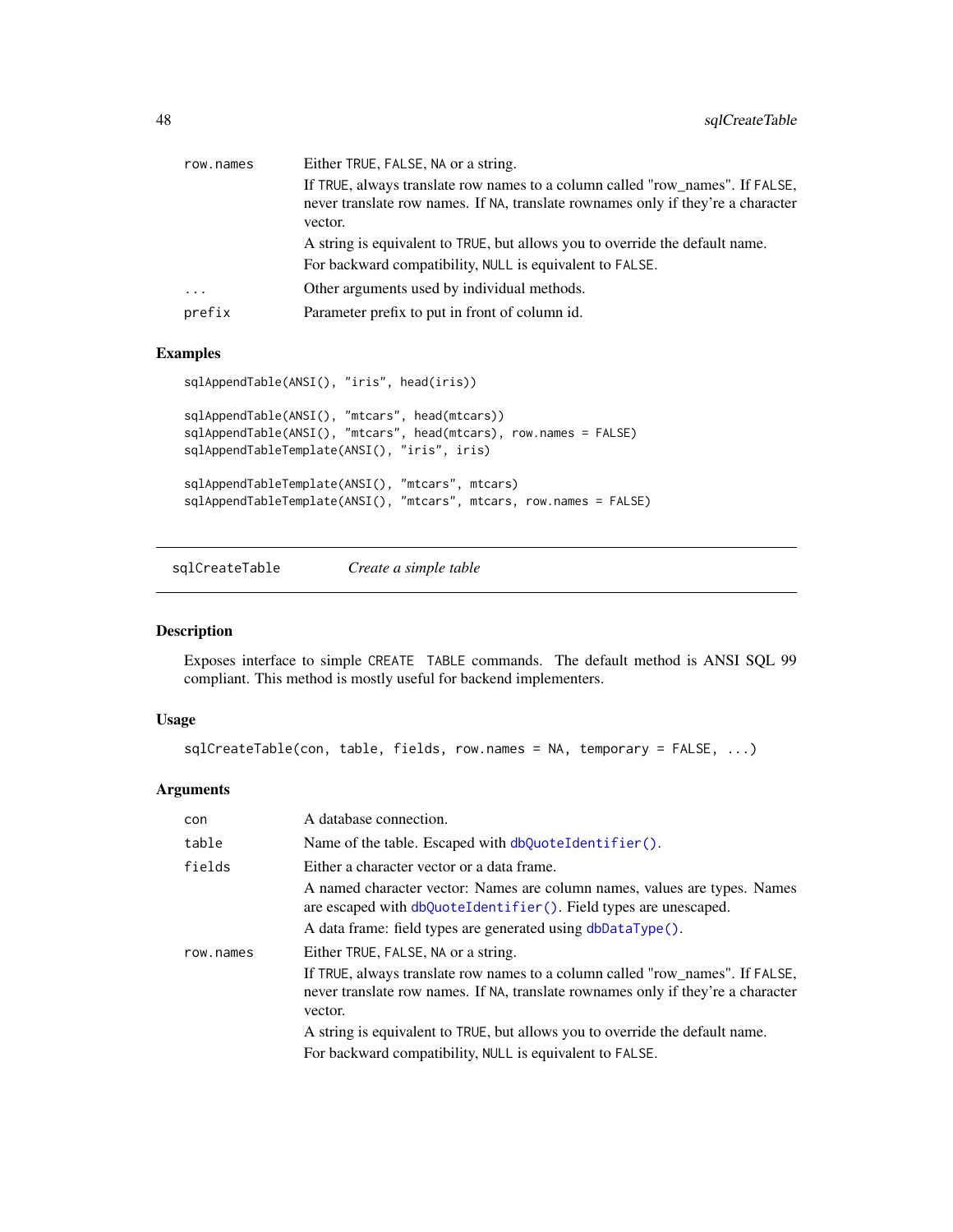| | |
|---|---|
| `row.names` | Either `TRUE`, `FALSE`, `NA` or a string.<br>If `TRUE`, always translate row names to a column called "row_names". If `FALSE`, never translate row names. If `NA`, translate rownames only if they're a character vector.<br>A string is equivalent to `TRUE`, but allows you to override the default name.<br>For backward compatibility, `NULL` is equivalent to `FALSE`. |
| `...` | Other arguments used by individual methods. |
| `prefix` | Parameter prefix to put in front of column id. |

## Examples

```
sqlAppendTable(ANSI(), "iris", head(iris))

sqlAppendTable(ANSI(), "mtcars", head(mtcars))
sqlAppendTable(ANSI(), "mtcars", head(mtcars), row.names = FALSE)
sqlAppendTableTemplate(ANSI(), "iris", iris)

sqlAppendTableTemplate(ANSI(), "mtcars", mtcars)
sqlAppendTableTemplate(ANSI(), "mtcars", mtcars, row.names = FALSE)
```

---

# sqlCreateTable *Create a simple table*

## Description

Exposes interface to simple `CREATE TABLE` commands. The default method is ANSI SQL 99 compliant. This method is mostly useful for backend implementers.

## Usage

```
sqlCreateTable(con, table, fields, row.names = NA, temporary = FALSE, ...)
```

## Arguments

| | |
|---|---|
| `con` | A database connection. |
| `table` | Name of the table. Escaped with `dbQuoteIdentifier()`. |
| `fields` | Either a character vector or a data frame.<br>A named character vector: Names are column names, values are types. Names are escaped with `dbQuoteIdentifier()`. Field types are unescaped.<br>A data frame: field types are generated using `dbDataType()`. |
| `row.names` | Either `TRUE`, `FALSE`, `NA` or a string.<br>If `TRUE`, always translate row names to a column called "row_names". If `FALSE`, never translate row names. If `NA`, translate rownames only if they're a character vector.<br>A string is equivalent to `TRUE`, but allows you to override the default name.<br>For backward compatibility, `NULL` is equivalent to `FALSE`. |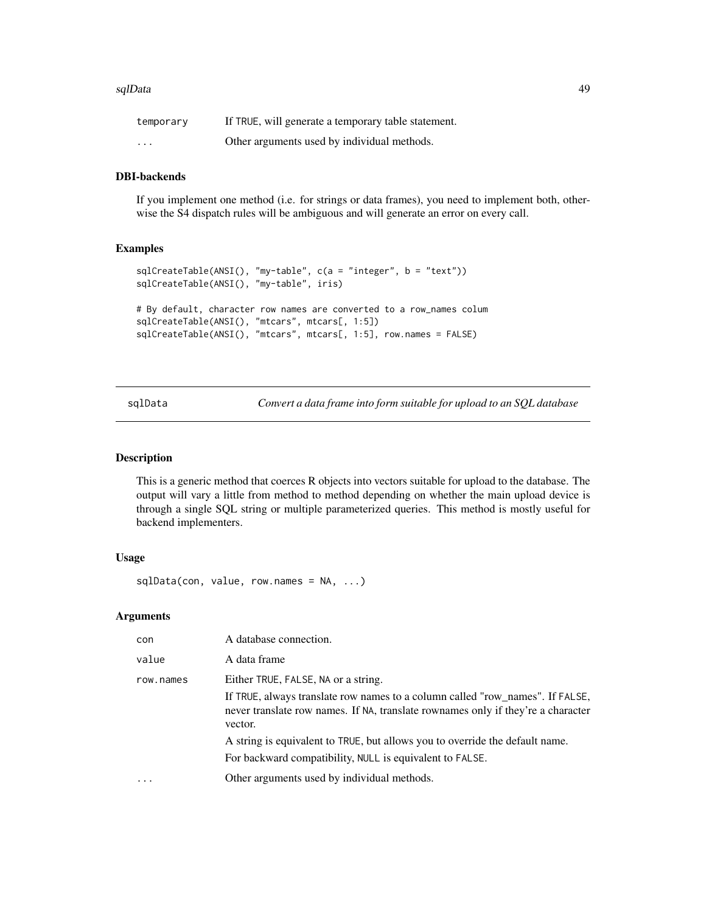| | |
|---|---|
| temporary | If TRUE, will generate a temporary table statement. |
| ... | Other arguments used by individual methods. |

### DBI-backends

If you implement one method (i.e. for strings or data frames), you need to implement both, otherwise the S4 dispatch rules will be ambiguous and will generate an error on every call.

### Examples

```
sqlCreateTable(ANSI(), "my-table", c(a = "integer", b = "text"))
sqlCreateTable(ANSI(), "my-table", iris)

# By default, character row names are converted to a row_names colum
sqlCreateTable(ANSI(), "mtcars", mtcars[, 1:5])
sqlCreateTable(ANSI(), "mtcars", mtcars[, 1:5], row.names = FALSE)
```

---

## sqlData — *Convert a data frame into form suitable for upload to an SQL database*

### Description

This is a generic method that coerces R objects into vectors suitable for upload to the database. The output will vary a little from method to method depending on whether the main upload device is through a single SQL string or multiple parameterized queries. This method is mostly useful for backend implementers.

### Usage

```
sqlData(con, value, row.names = NA, ...)
```

### Arguments

| | |
|---|---|
| con | A database connection. |
| value | A data frame |
| row.names | Either TRUE, FALSE, NA or a string.<br>If TRUE, always translate row names to a column called "row_names". If FALSE, never translate row names. If NA, translate rownames only if they're a character vector.<br>A string is equivalent to TRUE, but allows you to override the default name.<br>For backward compatibility, NULL is equivalent to FALSE. |
| ... | Other arguments used by individual methods. |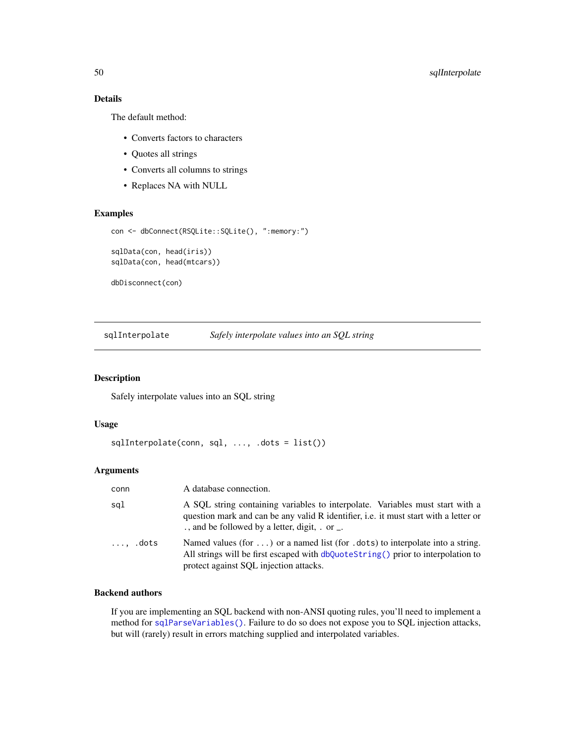### Details

The default method:

- Converts factors to characters
- Quotes all strings
- Converts all columns to strings
- Replaces NA with NULL

### Examples

```
con <- dbConnect(RSQLite::SQLite(), ":memory:")

sqlData(con, head(iris))
sqlData(con, head(mtcars))

dbDisconnect(con)
```

---

## sqlInterpolate — *Safely interpolate values into an SQL string*

### Description

Safely interpolate values into an SQL string

### Usage

```
sqlInterpolate(conn, sql, ..., .dots = list())
```

### Arguments

| Argument | Description |
| --- | --- |
| `conn` | A database connection. |
| `sql` | A SQL string containing variables to interpolate. Variables must start with a question mark and can be any valid R identifier, i.e. it must start with a letter or ., and be followed by a letter, digit, . or _. |
| `...`, `.dots` | Named values (for `...`) or a named list (for `.dots`) to interpolate into a string. All strings will be first escaped with `dbQuoteString()` prior to interpolation to protect against SQL injection attacks. |

### Backend authors

If you are implementing an SQL backend with non-ANSI quoting rules, you'll need to implement a method for `sqlParseVariables()`. Failure to do so does not expose you to SQL injection attacks, but will (rarely) result in errors matching supplied and interpolated variables.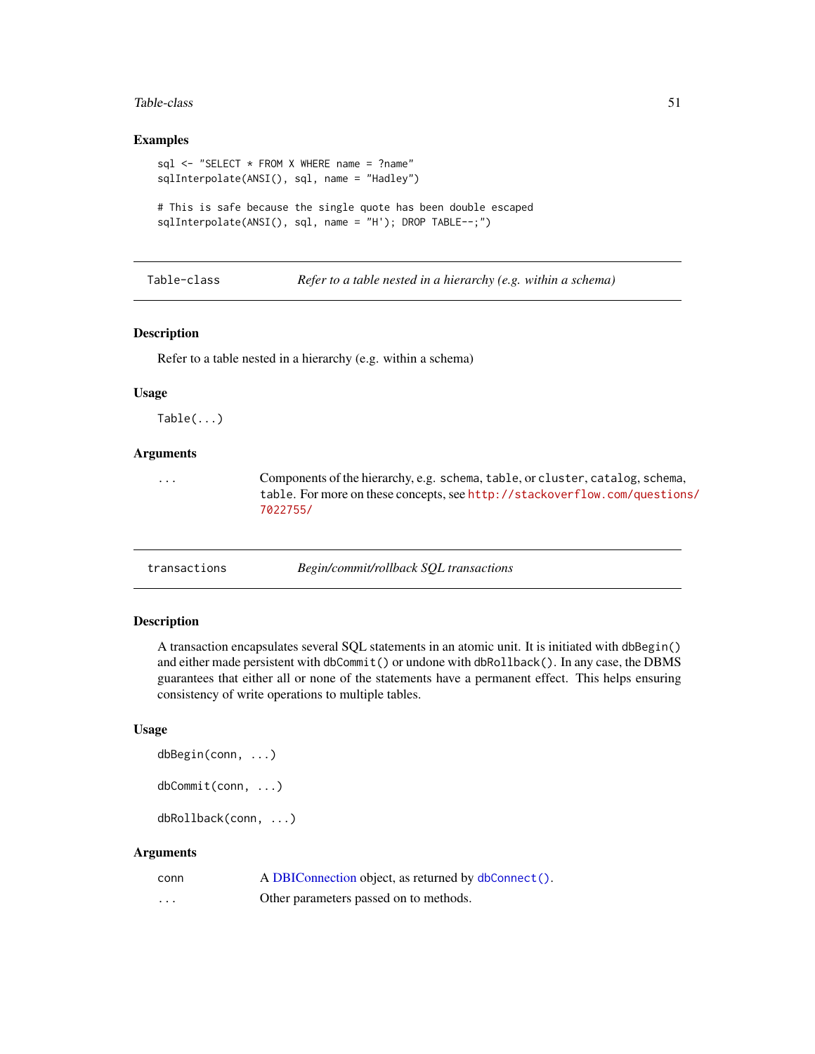### Examples

```
sql <- "SELECT * FROM X WHERE name = ?name"
sqlInterpolate(ANSI(), sql, name = "Hadley")

# This is safe because the single quote has been double escaped
sqlInterpolate(ANSI(), sql, name = "H'); DROP TABLE--;")
```

---

## Table-class — *Refer to a table nested in a hierarchy (e.g. within a schema)*

### Description

Refer to a table nested in a hierarchy (e.g. within a schema)

### Usage

```
Table(...)
```

### Arguments

| | |
|---|---|
| `...` | Components of the hierarchy, e.g. `schema`, `table`, or `cluster`, `catalog`, `schema`, `table`. For more on these concepts, see http://stackoverflow.com/questions/7022755/ |

---

## transactions — *Begin/commit/rollback SQL transactions*

### Description

A transaction encapsulates several SQL statements in an atomic unit. It is initiated with `dbBegin()` and either made persistent with `dbCommit()` or undone with `dbRollback()`. In any case, the DBMS guarantees that either all or none of the statements have a permanent effect. This helps ensuring consistency of write operations to multiple tables.

### Usage

```
dbBegin(conn, ...)

dbCommit(conn, ...)

dbRollback(conn, ...)
```

### Arguments

| | |
|---|---|
| `conn` | A DBIConnection object, as returned by `dbConnect()`. |
| `...` | Other parameters passed on to methods. |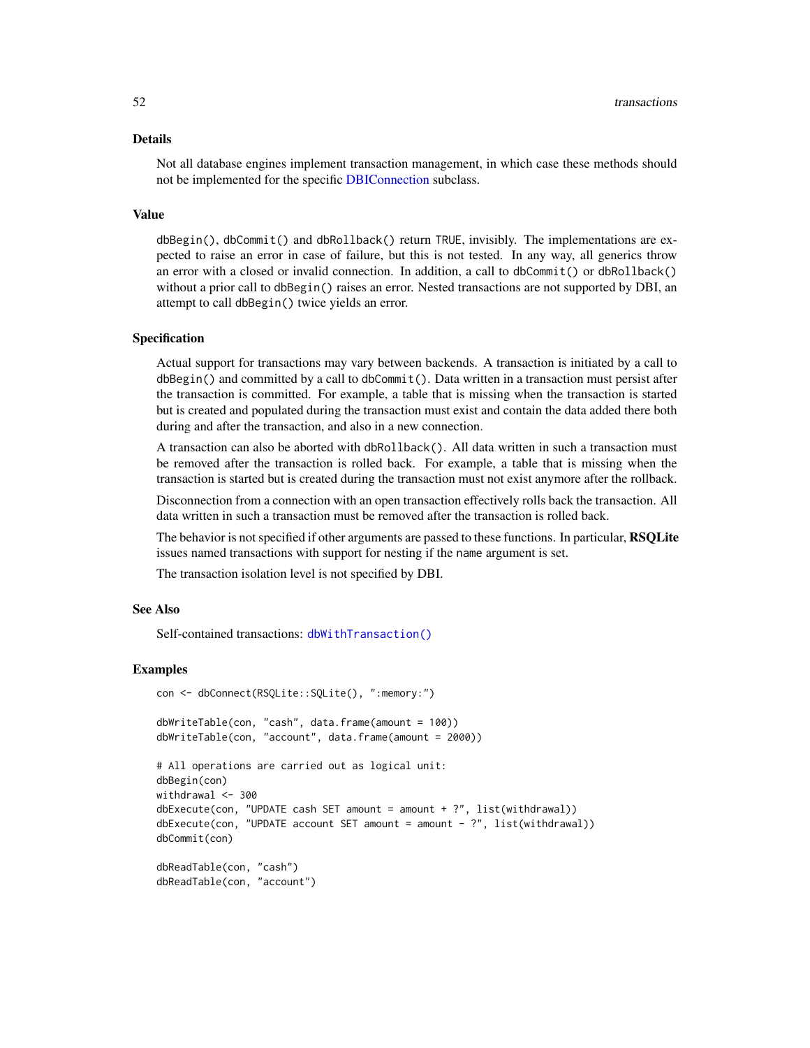## Details

Not all database engines implement transaction management, in which case these methods should not be implemented for the specific DBIConnection subclass.

## Value

`dbBegin()`, `dbCommit()` and `dbRollback()` return `TRUE`, invisibly. The implementations are expected to raise an error in case of failure, but this is not tested. In any way, all generics throw an error with a closed or invalid connection. In addition, a call to `dbCommit()` or `dbRollback()` without a prior call to `dbBegin()` raises an error. Nested transactions are not supported by DBI, an attempt to call `dbBegin()` twice yields an error.

## Specification

Actual support for transactions may vary between backends. A transaction is initiated by a call to `dbBegin()` and committed by a call to `dbCommit()`. Data written in a transaction must persist after the transaction is committed. For example, a table that is missing when the transaction is started but is created and populated during the transaction must exist and contain the data added there both during and after the transaction, and also in a new connection.

A transaction can also be aborted with `dbRollback()`. All data written in such a transaction must be removed after the transaction is rolled back. For example, a table that is missing when the transaction is started but is created during the transaction must not exist anymore after the rollback.

Disconnection from a connection with an open transaction effectively rolls back the transaction. All data written in such a transaction must be removed after the transaction is rolled back.

The behavior is not specified if other arguments are passed to these functions. In particular, **RSQLite** issues named transactions with support for nesting if the `name` argument is set.

The transaction isolation level is not specified by DBI.

## See Also

Self-contained transactions: `dbWithTransaction()`

## Examples

```
con <- dbConnect(RSQLite::SQLite(), ":memory:")

dbWriteTable(con, "cash", data.frame(amount = 100))
dbWriteTable(con, "account", data.frame(amount = 2000))

# All operations are carried out as logical unit:
dbBegin(con)
withdrawal <- 300
dbExecute(con, "UPDATE cash SET amount = amount + ?", list(withdrawal))
dbExecute(con, "UPDATE account SET amount = amount - ?", list(withdrawal))
dbCommit(con)

dbReadTable(con, "cash")
dbReadTable(con, "account")
```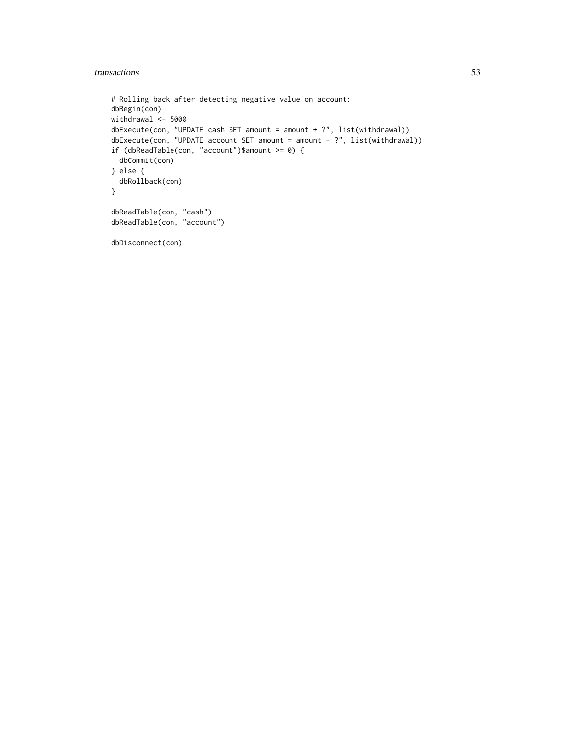```
# Rolling back after detecting negative value on account:
dbBegin(con)
withdrawal <- 5000
dbExecute(con, "UPDATE cash SET amount = amount + ?", list(withdrawal))
dbExecute(con, "UPDATE account SET amount = amount - ?", list(withdrawal))
if (dbReadTable(con, "account")$amount >= 0) {
  dbCommit(con)
} else {
  dbRollback(con)
}

dbReadTable(con, "cash")
dbReadTable(con, "account")

dbDisconnect(con)
```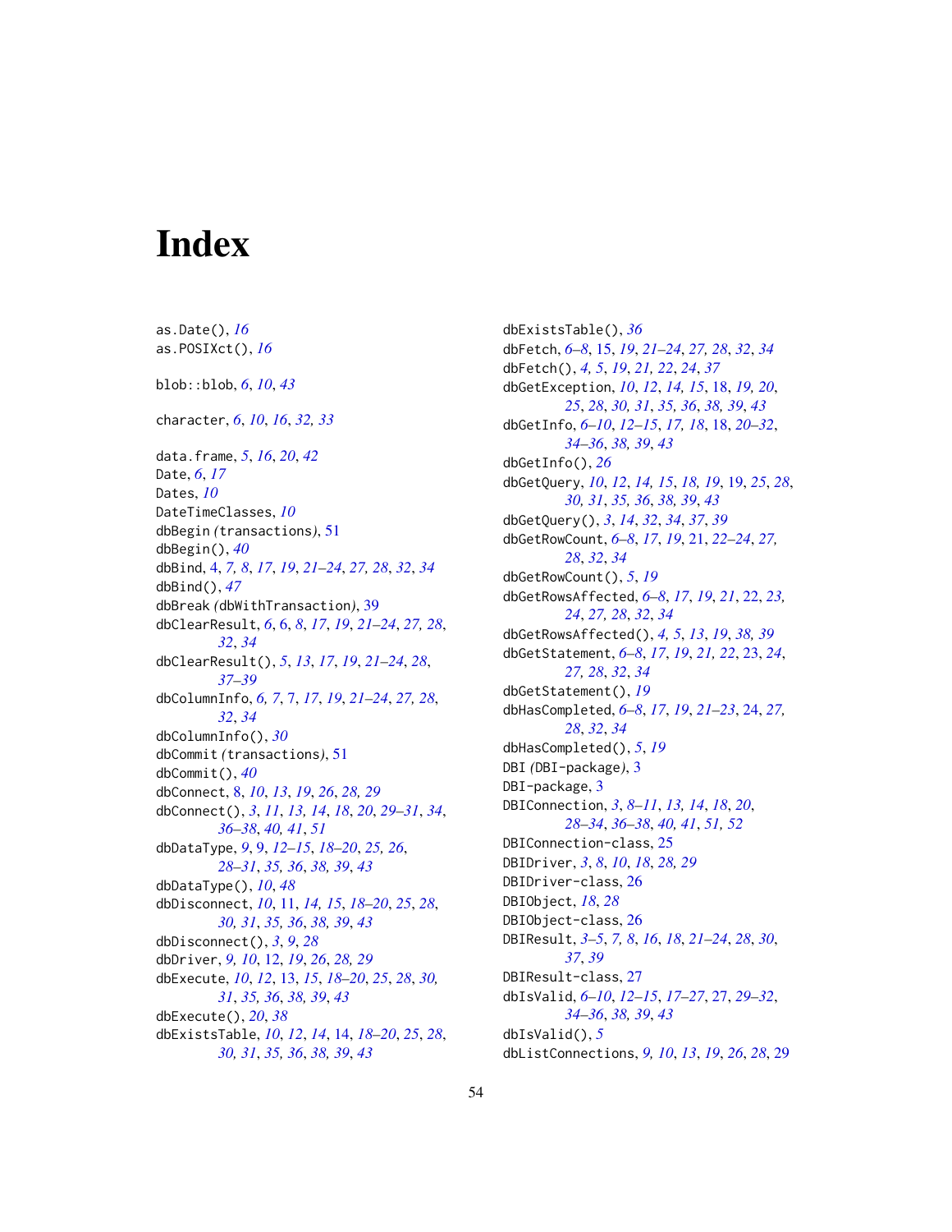# Index

as.Date(), *16*
as.POSIXct(), *16*

blob::blob, *6*, *10*, *43*

character, *6*, *10*, *16*, *32, 33*

data.frame, *5*, *16*, *20*, *42*
Date, *6*, *17*
Dates, *10*
DateTimeClasses, *10*
dbBegin *(*transactions*)*, 51
dbBegin(), *40*
dbBind, 4, *7, 8*, *17*, *19*, *21–24*, *27, 28*, *32*, *34*
dbBind(), *47*
dbBreak *(*dbWithTransaction*)*, 39
dbClearResult, *6*, 6, *8*, *17*, *19*, *21–24*, *27, 28*, *32*, *34*
dbClearResult(), *5*, *13*, *17*, *19*, *21–24*, *28*, *37–39*
dbColumnInfo, *6, 7*, 7, *17*, *19*, *21–24*, *27, 28*, *32*, *34*
dbColumnInfo(), *30*
dbCommit *(*transactions*)*, 51
dbCommit(), *40*
dbConnect, 8, *10*, *13*, *19*, *26*, *28, 29*
dbConnect(), *3*, *11*, *13, 14*, *18*, *20*, *29–31*, *34*, *36–38*, *40, 41*, *51*
dbDataType, *9*, 9, *12–15*, *18–20*, *25, 26*, *28–31*, *35, 36*, *38, 39*, *43*
dbDataType(), *10*, *48*
dbDisconnect, *10*, 11, *14, 15*, *18–20*, *25*, *28*, *30, 31*, *35, 36*, *38, 39*, *43*
dbDisconnect(), *3*, *9*, *28*
dbDriver, *9, 10*, 12, *19*, *26*, *28, 29*
dbExecute, *10*, *12*, 13, *15*, *18–20*, *25*, *28*, *30, 31*, *35, 36*, *38, 39*, *43*
dbExecute(), *20*, *38*
dbExistsTable, *10*, *12*, *14*, 14, *18–20*, *25*, *28*, *30, 31*, *35, 36*, *38, 39*, *43*
dbExistsTable(), *36*
dbFetch, *6–8*, 15, *19*, *21–24*, *27, 28*, *32*, *34*
dbFetch(), *4, 5*, *19*, *21, 22*, *24*, *37*
dbGetException, *10*, *12*, *14, 15*, 18, *19, 20*, *25*, *28*, *30, 31*, *35, 36*, *38, 39*, *43*
dbGetInfo, *6–10*, *12–15*, *17, 18*, 18, *20–32*, *34–36*, *38, 39*, *43*
dbGetInfo(), *26*
dbGetQuery, *10*, *12*, *14, 15*, *18, 19*, 19, *25*, *28*, *30, 31*, *35, 36*, *38, 39*, *43*
dbGetQuery(), *3*, *14*, *32*, *34*, *37*, *39*
dbGetRowCount, *6–8*, *17*, *19*, 21, *22–24*, *27*, *28*, *32*, *34*
dbGetRowCount(), *5*, *19*
dbGetRowsAffected, *6–8*, *17*, *19*, *21*, 22, *23*, *24*, *27, 28*, *32*, *34*
dbGetRowsAffected(), *4, 5*, *13*, *19*, *38, 39*
dbGetStatement, *6–8*, *17*, *19*, *21, 22*, 23, *24*, *27, 28*, *32*, *34*
dbGetStatement(), *19*
dbHasCompleted, *6–8*, *17*, *19*, *21–23*, 24, *27*, *28*, *32*, *34*
dbHasCompleted(), *5*, *19*
DBI *(*DBI-package*)*, 3
DBI-package, 3
DBIConnection, *3*, *8–11*, *13, 14*, *18*, *20*, *28–34*, *36–38*, *40, 41*, *51, 52*
DBIConnection-class, 25
DBIDriver, *3*, *8*, *10*, *18*, *28, 29*
DBIDriver-class, 26
DBIObject, *18*, *28*
DBIObject-class, 26
DBIResult, *3–5*, *7, 8*, *16*, *18*, *21–24*, *28*, *30*, *37*, *39*
DBIResult-class, 27
dbIsValid, *6–10*, *12–15*, *17–27*, 27, *29–32*, *34–36*, *38, 39*, *43*
dbIsValid(), *5*
dbListConnections, *9, 10*, *13*, *19*, *26*, *28*, 29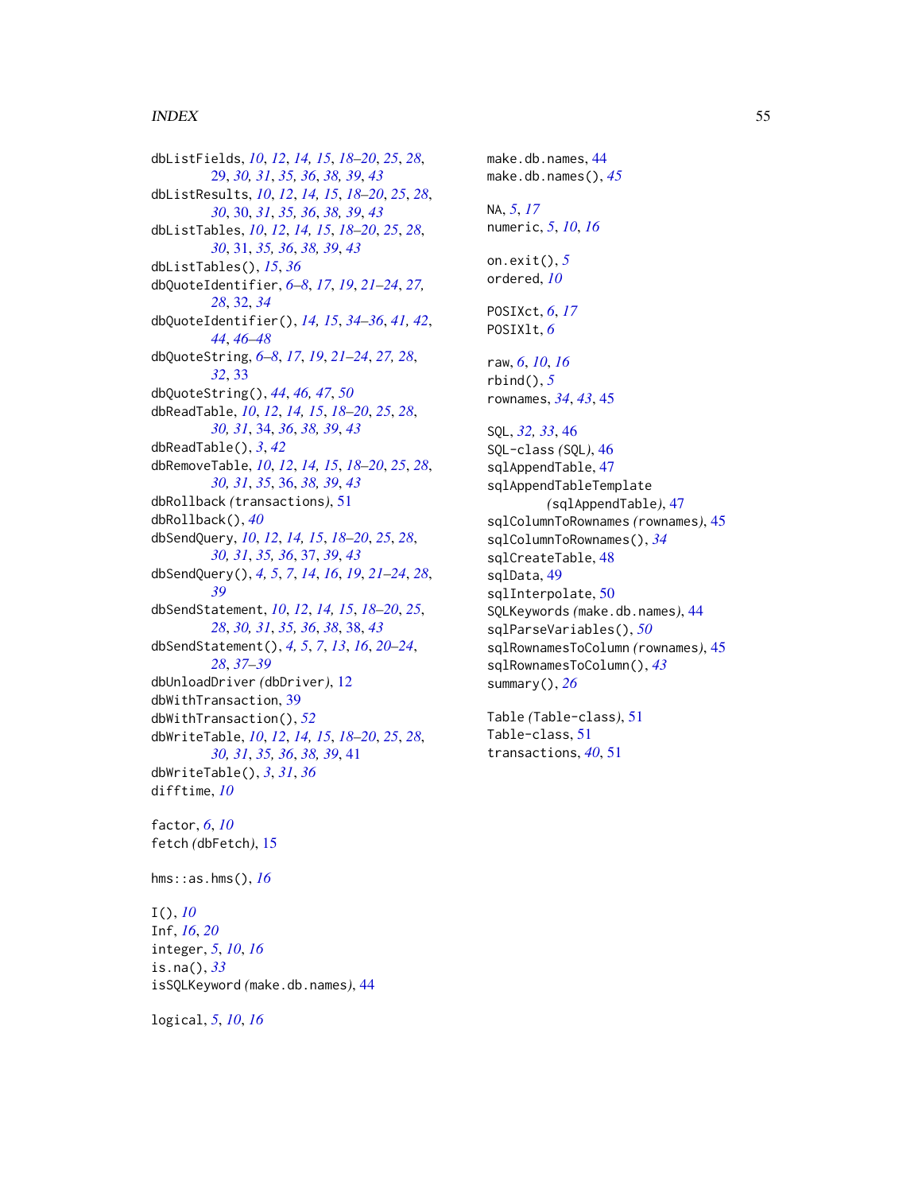dbListFields, *10*, *12*, *14, 15*, *18–20*, *25*, *28*, 29, *30, 31*, *35, 36*, *38, 39*, *43*
dbListResults, *10*, *12*, *14, 15*, *18–20*, *25*, *28*, *30*, 30, *31*, *35, 36*, *38, 39*, *43*
dbListTables, *10*, *12*, *14, 15*, *18–20*, *25*, *28*, *30*, 31, *35, 36*, *38, 39*, *43*
dbListTables(), *15*, *36*
dbQuoteIdentifier, *6–8*, *17*, *19*, *21–24*, *27, 28*, 32, *34*
dbQuoteIdentifier(), *14, 15*, *34–36*, *41, 42*, *44*, *46–48*
dbQuoteString, *6–8*, *17*, *19*, *21–24*, *27, 28*, *32*, 33
dbQuoteString(), *44*, *46, 47*, *50*
dbReadTable, *10*, *12*, *14, 15*, *18–20*, *25*, *28*, *30, 31*, 34, *36*, *38, 39*, *43*
dbReadTable(), *3*, *42*
dbRemoveTable, *10*, *12*, *14, 15*, *18–20*, *25*, *28*, *30, 31*, *35*, 36, *38, 39*, *43*
dbRollback *(*transactions*)*, 51
dbRollback(), *40*
dbSendQuery, *10*, *12*, *14, 15*, *18–20*, *25*, *28*, *30, 31*, *35, 36*, 37, *39*, *43*
dbSendQuery(), *4, 5*, *7*, *14*, *16*, *19*, *21–24*, *28*, *39*
dbSendStatement, *10*, *12*, *14, 15*, *18–20*, *25*, *28*, *30, 31*, *35, 36*, *38*, 38, *43*
dbSendStatement(), *4, 5*, *7*, *13*, *16*, *20–24*, *28*, *37–39*
dbUnloadDriver *(*dbDriver*)*, 12
dbWithTransaction, 39
dbWithTransaction(), *52*
dbWriteTable, *10*, *12*, *14, 15*, *18–20*, *25*, *28*, *30, 31*, *35, 36*, *38, 39*, 41
dbWriteTable(), *3*, *31*, *36*
difftime, *10*

factor, *6*, *10*
fetch *(*dbFetch*)*, 15

hms::as.hms(), *16*

I(), *10*
Inf, *16*, *20*
integer, *5*, *10*, *16*
is.na(), *33*
isSQLKeyword *(*make.db.names*)*, 44

logical, *5*, *10*, *16*

make.db.names, 44
make.db.names(), *45*

NA, *5*, *17*
numeric, *5*, *10*, *16*

on.exit(), *5*
ordered, *10*

POSIXct, *6*, *17*
POSIXlt, *6*

raw, *6*, *10*, *16*
rbind(), *5*
rownames, *34*, *43*, 45

SQL, *32, 33*, 46
SQL-class *(*SQL*)*, 46
sqlAppendTable, 47
sqlAppendTableTemplate *(*sqlAppendTable*)*, 47
sqlColumnToRownames *(*rownames*)*, 45
sqlColumnToRownames(), *34*
sqlCreateTable, 48
sqlData, 49
sqlInterpolate, 50
SQLKeywords *(*make.db.names*)*, 44
sqlParseVariables(), *50*
sqlRownamesToColumn *(*rownames*)*, 45
sqlRownamesToColumn(), *43*
summary(), *26*

Table *(*Table-class*)*, 51
Table-class, 51
transactions, *40*, 51